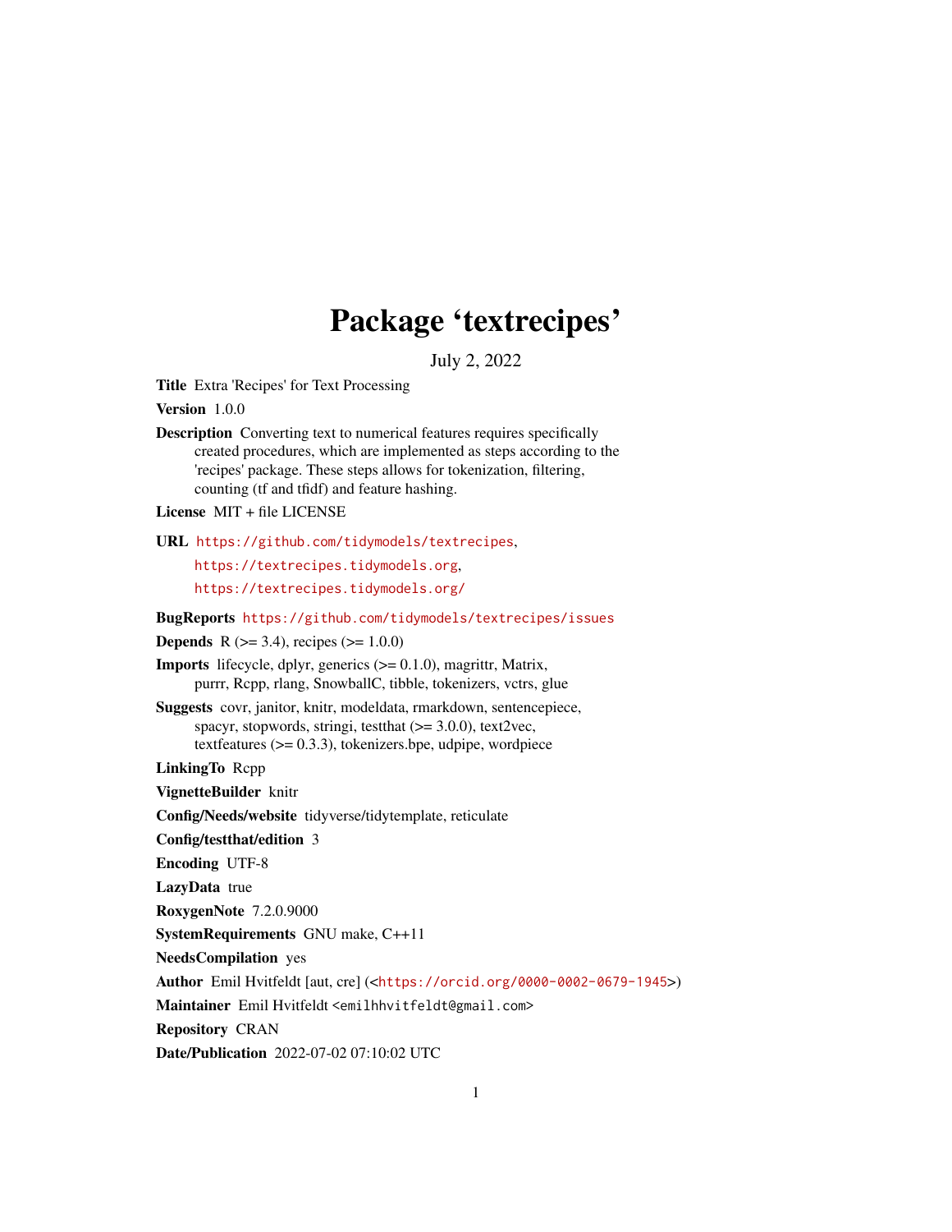# Package 'textrecipes'

July 2, 2022

**Title** Extra 'Recipes' for Text Processing

**Version** 1.0.0

**Description** Converting text to numerical features requires specifically created procedures, which are implemented as steps according to the 'recipes' package. These steps allows for tokenization, filtering, counting (tf and tfidf) and feature hashing.

**License** MIT + file LICENSE

**URL** https://github.com/tidymodels/textrecipes, https://textrecipes.tidymodels.org, https://textrecipes.tidymodels.org/

**BugReports** https://github.com/tidymodels/textrecipes/issues

**Depends** R (>= 3.4), recipes (>= 1.0.0)

**Imports** lifecycle, dplyr, generics (>= 0.1.0), magrittr, Matrix, purrr, Rcpp, rlang, SnowballC, tibble, tokenizers, vctrs, glue

**Suggests** covr, janitor, knitr, modeldata, rmarkdown, sentencepiece, spacyr, stopwords, stringi, testthat (>= 3.0.0), text2vec, textfeatures (>= 0.3.3), tokenizers.bpe, udpipe, wordpiece

**LinkingTo** Rcpp

**VignetteBuilder** knitr

**Config/Needs/website** tidyverse/tidytemplate, reticulate

**Config/testthat/edition** 3

**Encoding** UTF-8

**LazyData** true

**RoxygenNote** 7.2.0.9000

**SystemRequirements** GNU make, C++11

**NeedsCompilation** yes

**Author** Emil Hvitfeldt [aut, cre] (<https://orcid.org/0000-0002-0679-1945>)

**Maintainer** Emil Hvitfeldt <emilhhvitfeldt@gmail.com>

**Repository** CRAN

**Date/Publication** 2022-07-02 07:10:02 UTC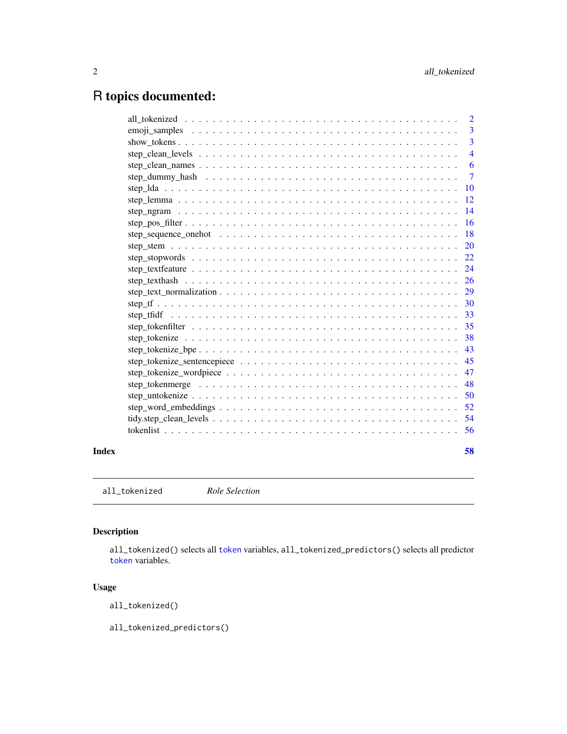# R topics documented:

| | |
|---|---|
| all_tokenized | 2 |
| emoji_samples | 3 |
| show_tokens | 3 |
| step_clean_levels | 4 |
| step_clean_names | 6 |
| step_dummy_hash | 7 |
| step_lda | 10 |
| step_lemma | 12 |
| step_ngram | 14 |
| step_pos_filter | 16 |
| step_sequence_onehot | 18 |
| step_stem | 20 |
| step_stopwords | 22 |
| step_textfeature | 24 |
| step_texthash | 26 |
| step_text_normalization | 29 |
| step_tf | 30 |
| step_tfidf | 33 |
| step_tokenfilter | 35 |
| step_tokenize | 38 |
| step_tokenize_bpe | 43 |
| step_tokenize_sentencepiece | 45 |
| step_tokenize_wordpiece | 47 |
| step_tokenmerge | 48 |
| step_untokenize | 50 |
| step_word_embeddings | 52 |
| tidy.step_clean_levels | 54 |
| tokenlist | 56 |

**Index** **58**

---

`all_tokenized` *Role Selection*

---

### Description

`all_tokenized()` selects all `token` variables, `all_tokenized_predictors()` selects all predictor `token` variables.

### Usage

```
all_tokenized()

all_tokenized_predictors()
```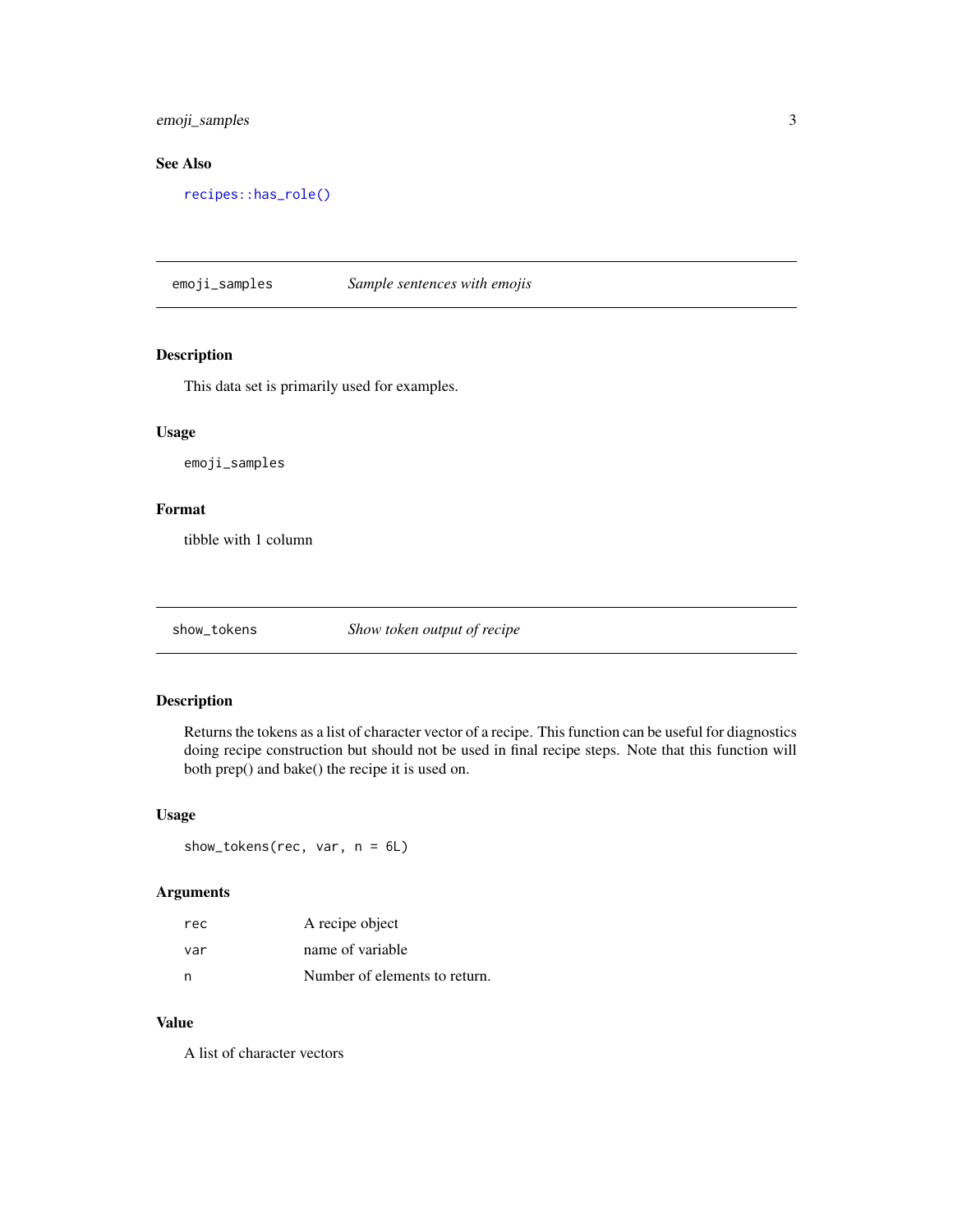## See Also

`recipes::has_role()`

---

## emoji_samples — *Sample sentences with emojis*

### Description

This data set is primarily used for examples.

### Usage

```
emoji_samples
```

### Format

tibble with 1 column

---

## show_tokens — *Show token output of recipe*

### Description

Returns the tokens as a list of character vector of a recipe. This function can be useful for diagnostics doing recipe construction but should not be used in final recipe steps. Note that this function will both prep() and bake() the recipe it is used on.

### Usage

```
show_tokens(rec, var, n = 6L)
```

### Arguments

| | |
|---|---|
| `rec` | A recipe object |
| `var` | name of variable |
| `n` | Number of elements to return. |

### Value

A list of character vectors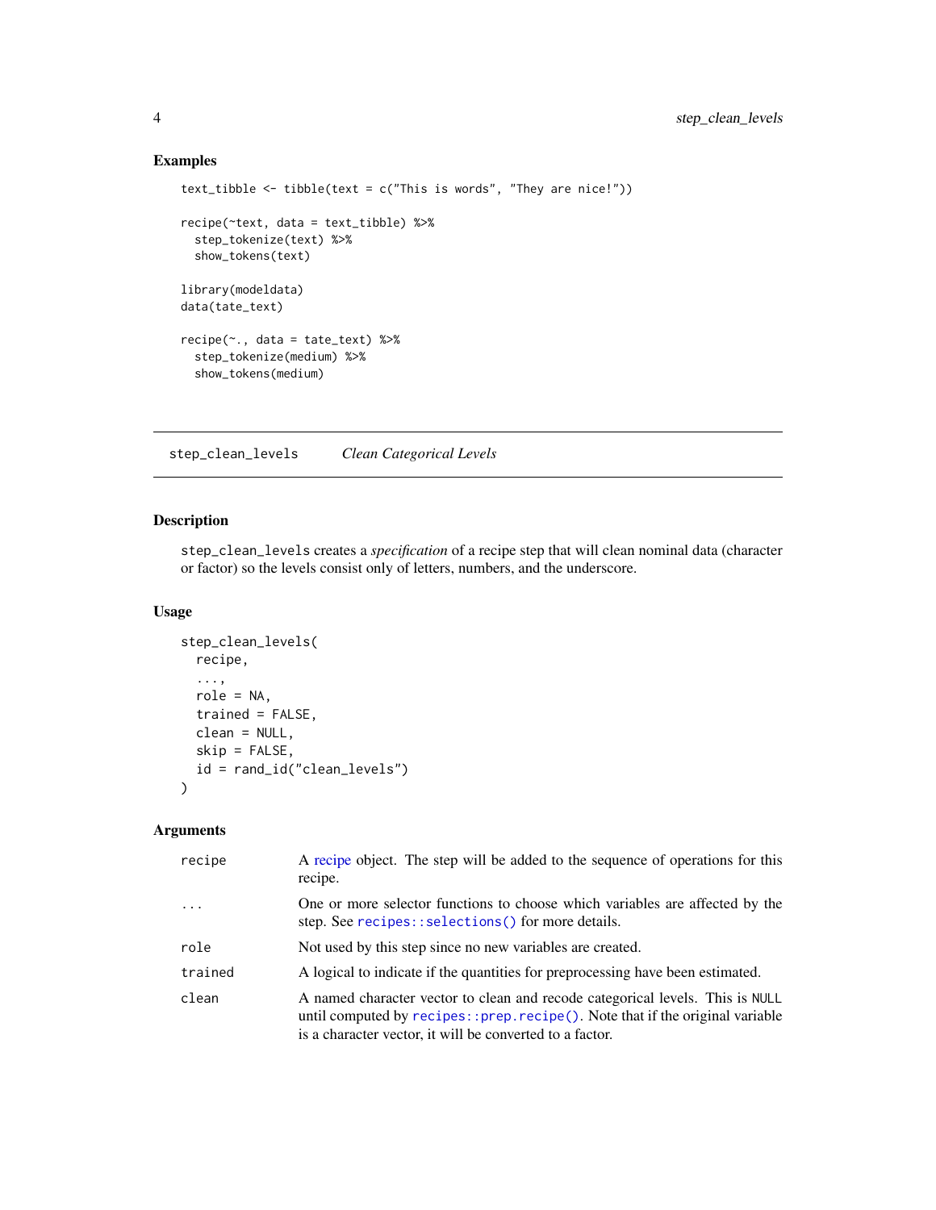## Examples

```
text_tibble <- tibble(text = c("This is words", "They are nice!"))

recipe(~text, data = text_tibble) %>%
  step_tokenize(text) %>%
  show_tokens(text)

library(modeldata)
data(tate_text)

recipe(~., data = tate_text) %>%
  step_tokenize(medium) %>%
  show_tokens(medium)
```

---

# step_clean_levels — *Clean Categorical Levels*

---

## Description

`step_clean_levels` creates a *specification* of a recipe step that will clean nominal data (character or factor) so the levels consist only of letters, numbers, and the underscore.

## Usage

```
step_clean_levels(
  recipe,
  ...,
  role = NA,
  trained = FALSE,
  clean = NULL,
  skip = FALSE,
  id = rand_id("clean_levels")
)
```

## Arguments

| Argument | Description |
|---|---|
| `recipe` | A recipe object. The step will be added to the sequence of operations for this recipe. |
| `...` | One or more selector functions to choose which variables are affected by the step. See `recipes::selections()` for more details. |
| `role` | Not used by this step since no new variables are created. |
| `trained` | A logical to indicate if the quantities for preprocessing have been estimated. |
| `clean` | A named character vector to clean and recode categorical levels. This is `NULL` until computed by `recipes::prep.recipe()`. Note that if the original variable is a character vector, it will be converted to a factor. |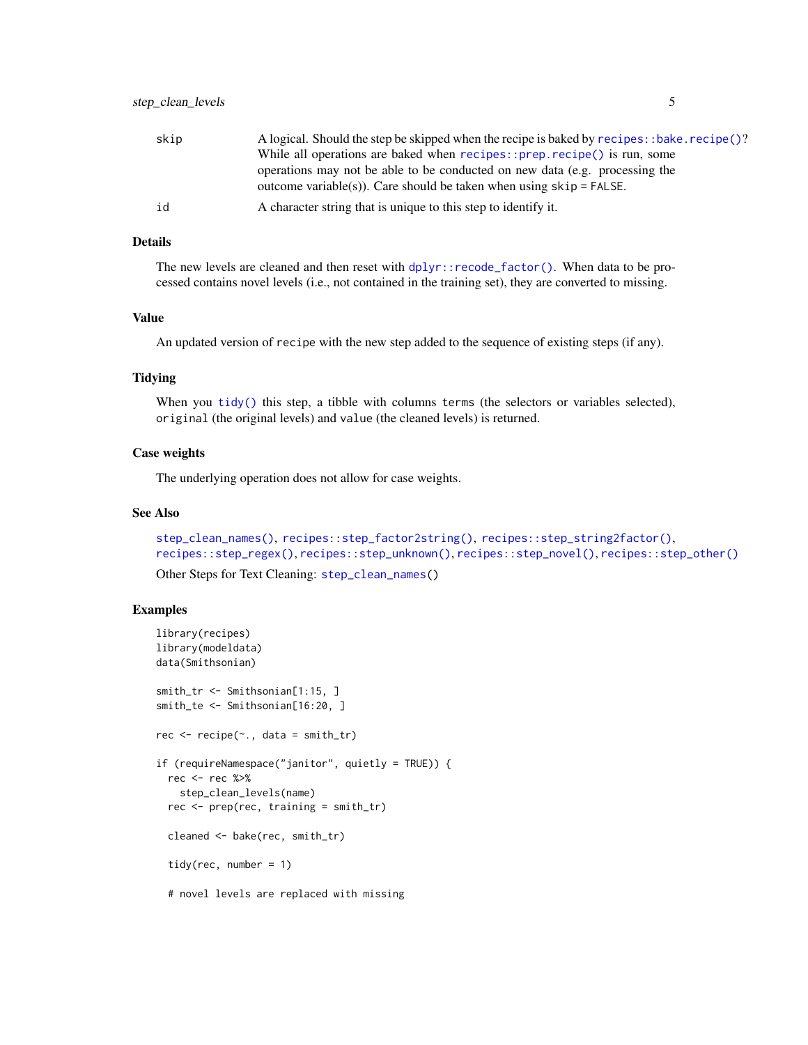| | |
|---|---|
| skip | A logical. Should the step be skipped when the recipe is baked by `recipes::bake.recipe()`? While all operations are baked when `recipes::prep.recipe()` is run, some operations may not be able to be conducted on new data (e.g. processing the outcome variable(s)). Care should be taken when using `skip = FALSE`. |
| id | A character string that is unique to this step to identify it. |

## Details

The new levels are cleaned and then reset with `dplyr::recode_factor()`. When data to be processed contains novel levels (i.e., not contained in the training set), they are converted to missing.

## Value

An updated version of `recipe` with the new step added to the sequence of existing steps (if any).

## Tidying

When you `tidy()` this step, a tibble with columns `terms` (the selectors or variables selected), `original` (the original levels) and `value` (the cleaned levels) is returned.

## Case weights

The underlying operation does not allow for case weights.

## See Also

`step_clean_names()`, `recipes::step_factor2string()`, `recipes::step_string2factor()`, `recipes::step_regex()`, `recipes::step_unknown()`, `recipes::step_novel()`, `recipes::step_other()`

Other Steps for Text Cleaning: `step_clean_names()`

## Examples

```
library(recipes)
library(modeldata)
data(Smithsonian)

smith_tr <- Smithsonian[1:15, ]
smith_te <- Smithsonian[16:20, ]

rec <- recipe(~., data = smith_tr)

if (requireNamespace("janitor", quietly = TRUE)) {
  rec <- rec %>%
    step_clean_levels(name)
  rec <- prep(rec, training = smith_tr)

  cleaned <- bake(rec, smith_tr)

  tidy(rec, number = 1)

  # novel levels are replaced with missing
```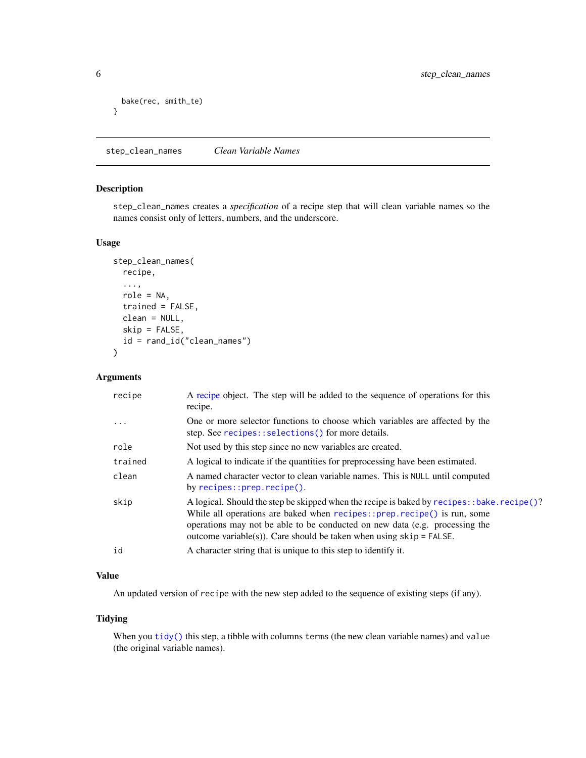```
  bake(rec, smith_te)
}
```

## step_clean_names    *Clean Variable Names*

### Description

step_clean_names creates a *specification* of a recipe step that will clean variable names so the names consist only of letters, numbers, and the underscore.

### Usage

```
step_clean_names(
  recipe,
  ...,
  role = NA,
  trained = FALSE,
  clean = NULL,
  skip = FALSE,
  id = rand_id("clean_names")
)
```

### Arguments

| | |
|---|---|
| recipe | A recipe object. The step will be added to the sequence of operations for this recipe. |
| ... | One or more selector functions to choose which variables are affected by the step. See `recipes::selections()` for more details. |
| role | Not used by this step since no new variables are created. |
| trained | A logical to indicate if the quantities for preprocessing have been estimated. |
| clean | A named character vector to clean variable names. This is `NULL` until computed by `recipes::prep.recipe()`. |
| skip | A logical. Should the step be skipped when the recipe is baked by `recipes::bake.recipe()`? While all operations are baked when `recipes::prep.recipe()` is run, some operations may not be able to be conducted on new data (e.g. processing the outcome variable(s)). Care should be taken when using `skip = FALSE`. |
| id | A character string that is unique to this step to identify it. |

### Value

An updated version of `recipe` with the new step added to the sequence of existing steps (if any).

### Tidying

When you `tidy()` this step, a tibble with columns `terms` (the new clean variable names) and `value` (the original variable names).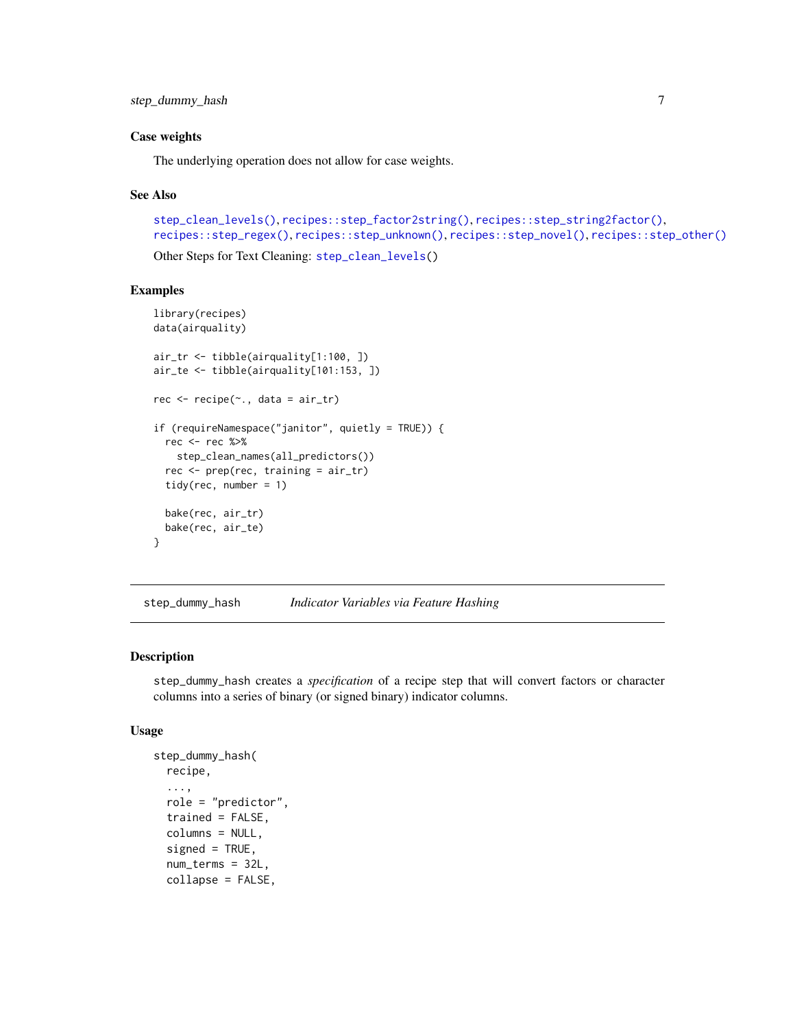### Case weights

The underlying operation does not allow for case weights.

### See Also

step_clean_levels(), recipes::step_factor2string(), recipes::step_string2factor(), recipes::step_regex(), recipes::step_unknown(), recipes::step_novel(), recipes::step_other()

Other Steps for Text Cleaning: step_clean_levels()

### Examples

```
library(recipes)
data(airquality)

air_tr <- tibble(airquality[1:100, ])
air_te <- tibble(airquality[101:153, ])

rec <- recipe(~., data = air_tr)

if (requireNamespace("janitor", quietly = TRUE)) {
  rec <- rec %>%
    step_clean_names(all_predictors())
  rec <- prep(rec, training = air_tr)
  tidy(rec, number = 1)

  bake(rec, air_tr)
  bake(rec, air_te)
}
```

---

## step_dummy_hash    *Indicator Variables via Feature Hashing*

### Description

step_dummy_hash creates a *specification* of a recipe step that will convert factors or character columns into a series of binary (or signed binary) indicator columns.

### Usage

```
step_dummy_hash(
  recipe,
  ...,
  role = "predictor",
  trained = FALSE,
  columns = NULL,
  signed = TRUE,
  num_terms = 32L,
  collapse = FALSE,
```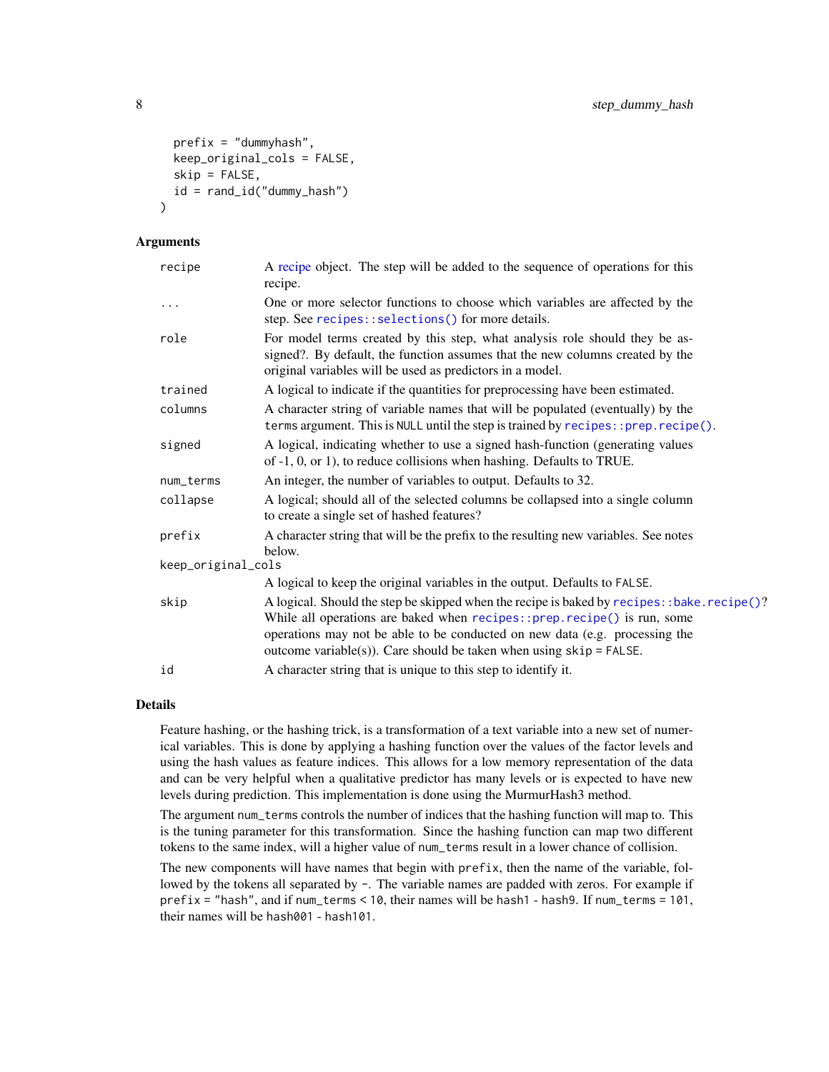```
  prefix = "dummyhash",
  keep_original_cols = FALSE,
  skip = FALSE,
  id = rand_id("dummy_hash")
)
```

## Arguments

| | |
|---|---|
| `recipe` | A recipe object. The step will be added to the sequence of operations for this recipe. |
| `...` | One or more selector functions to choose which variables are affected by the step. See `recipes::selections()` for more details. |
| `role` | For model terms created by this step, what analysis role should they be assigned?. By default, the function assumes that the new columns created by the original variables will be used as predictors in a model. |
| `trained` | A logical to indicate if the quantities for preprocessing have been estimated. |
| `columns` | A character string of variable names that will be populated (eventually) by the `terms` argument. This is `NULL` until the step is trained by `recipes::prep.recipe()`. |
| `signed` | A logical, indicating whether to use a signed hash-function (generating values of -1, 0, or 1), to reduce collisions when hashing. Defaults to TRUE. |
| `num_terms` | An integer, the number of variables to output. Defaults to 32. |
| `collapse` | A logical; should all of the selected columns be collapsed into a single column to create a single set of hashed features? |
| `prefix` | A character string that will be the prefix to the resulting new variables. See notes below. |
| `keep_original_cols` | A logical to keep the original variables in the output. Defaults to `FALSE`. |
| `skip` | A logical. Should the step be skipped when the recipe is baked by `recipes::bake.recipe()`? While all operations are baked when `recipes::prep.recipe()` is run, some operations may not be able to be conducted on new data (e.g. processing the outcome variable(s)). Care should be taken when using `skip = FALSE`. |
| `id` | A character string that is unique to this step to identify it. |

## Details

Feature hashing, or the hashing trick, is a transformation of a text variable into a new set of numerical variables. This is done by applying a hashing function over the values of the factor levels and using the hash values as feature indices. This allows for a low memory representation of the data and can be very helpful when a qualitative predictor has many levels or is expected to have new levels during prediction. This implementation is done using the MurmurHash3 method.

The argument `num_terms` controls the number of indices that the hashing function will map to. This is the tuning parameter for this transformation. Since the hashing function can map two different tokens to the same index, will a higher value of `num_terms` result in a lower chance of collision.

The new components will have names that begin with `prefix`, then the name of the variable, followed by the tokens all separated by `-`. The variable names are padded with zeros. For example if `prefix = "hash"`, and if `num_terms < 10`, their names will be `hash1` - `hash9`. If `num_terms = 101`, their names will be `hash001` - `hash101`.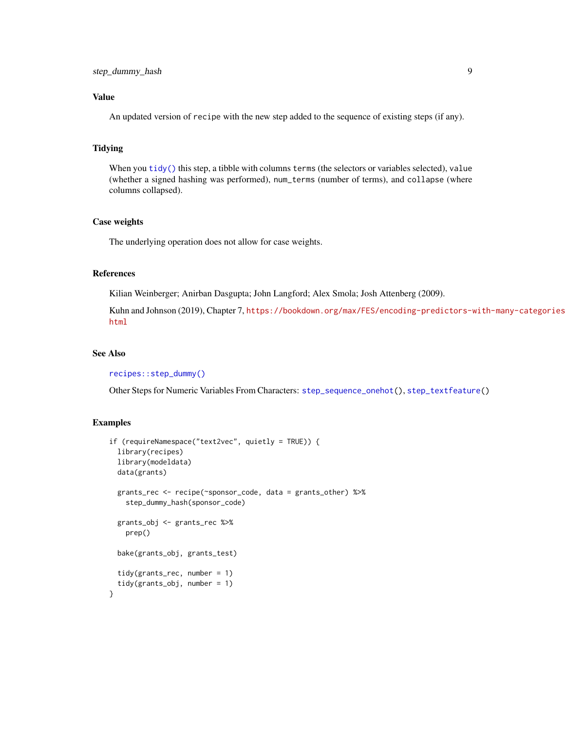## Value

An updated version of `recipe` with the new step added to the sequence of existing steps (if any).

## Tidying

When you `tidy()` this step, a tibble with columns `terms` (the selectors or variables selected), `value` (whether a signed hashing was performed), `num_terms` (number of terms), and `collapse` (where columns collapsed).

## Case weights

The underlying operation does not allow for case weights.

## References

Kilian Weinberger; Anirban Dasgupta; John Langford; Alex Smola; Josh Attenberg (2009).

Kuhn and Johnson (2019), Chapter 7, https://bookdown.org/max/FES/encoding-predictors-with-many-categories.html

## See Also

`recipes::step_dummy()`

Other Steps for Numeric Variables From Characters: `step_sequence_onehot()`, `step_textfeature()`

## Examples

```
if (requireNamespace("text2vec", quietly = TRUE)) {
  library(recipes)
  library(modeldata)
  data(grants)

  grants_rec <- recipe(~sponsor_code, data = grants_other) %>%
    step_dummy_hash(sponsor_code)

  grants_obj <- grants_rec %>%
    prep()

  bake(grants_obj, grants_test)

  tidy(grants_rec, number = 1)
  tidy(grants_obj, number = 1)
}
```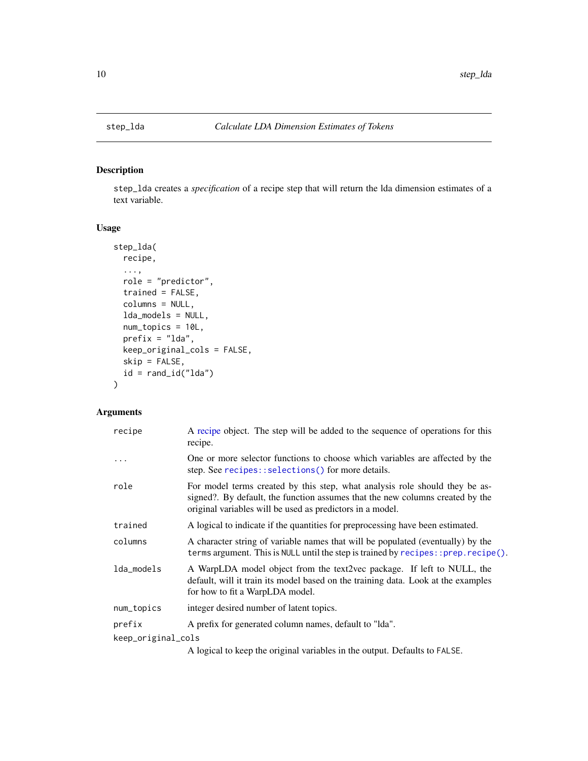## step_lda — *Calculate LDA Dimension Estimates of Tokens*

### Description

step_lda creates a *specification* of a recipe step that will return the lda dimension estimates of a text variable.

### Usage

```
step_lda(
  recipe,
  ...,
  role = "predictor",
  trained = FALSE,
  columns = NULL,
  lda_models = NULL,
  num_topics = 10L,
  prefix = "lda",
  keep_original_cols = FALSE,
  skip = FALSE,
  id = rand_id("lda")
)
```

### Arguments

| Argument | Description |
|---|---|
| recipe | A recipe object. The step will be added to the sequence of operations for this recipe. |
| ... | One or more selector functions to choose which variables are affected by the step. See `recipes::selections()` for more details. |
| role | For model terms created by this step, what analysis role should they be assigned?. By default, the function assumes that the new columns created by the original variables will be used as predictors in a model. |
| trained | A logical to indicate if the quantities for preprocessing have been estimated. |
| columns | A character string of variable names that will be populated (eventually) by the `terms` argument. This is `NULL` until the step is trained by `recipes::prep.recipe()`. |
| lda_models | A WarpLDA model object from the text2vec package. If left to NULL, the default, will it train its model based on the training data. Look at the examples for how to fit a WarpLDA model. |
| num_topics | integer desired number of latent topics. |
| prefix | A prefix for generated column names, default to "lda". |
| keep_original_cols | A logical to keep the original variables in the output. Defaults to `FALSE`. |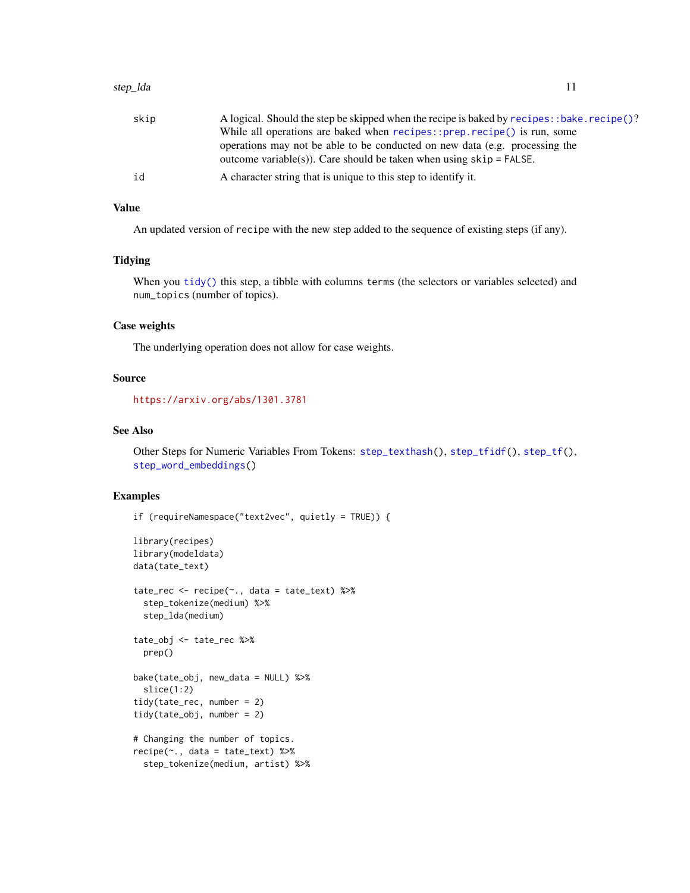skip
: A logical. Should the step be skipped when the recipe is baked by `recipes::bake.recipe()`? While all operations are baked when `recipes::prep.recipe()` is run, some operations may not be able to be conducted on new data (e.g. processing the outcome variable(s)). Care should be taken when using `skip = FALSE`.

id
: A character string that is unique to this step to identify it.

## Value

An updated version of `recipe` with the new step added to the sequence of existing steps (if any).

## Tidying

When you `tidy()` this step, a tibble with columns `terms` (the selectors or variables selected) and `num_topics` (number of topics).

## Case weights

The underlying operation does not allow for case weights.

## Source

https://arxiv.org/abs/1301.3781

## See Also

Other Steps for Numeric Variables From Tokens: `step_texthash()`, `step_tfidf()`, `step_tf()`, `step_word_embeddings()`

## Examples

```
if (requireNamespace("text2vec", quietly = TRUE)) {

library(recipes)
library(modeldata)
data(tate_text)

tate_rec <- recipe(~., data = tate_text) %>%
  step_tokenize(medium) %>%
  step_lda(medium)

tate_obj <- tate_rec %>%
  prep()

bake(tate_obj, new_data = NULL) %>%
  slice(1:2)
tidy(tate_rec, number = 2)
tidy(tate_obj, number = 2)

# Changing the number of topics.
recipe(~., data = tate_text) %>%
  step_tokenize(medium, artist) %>%
```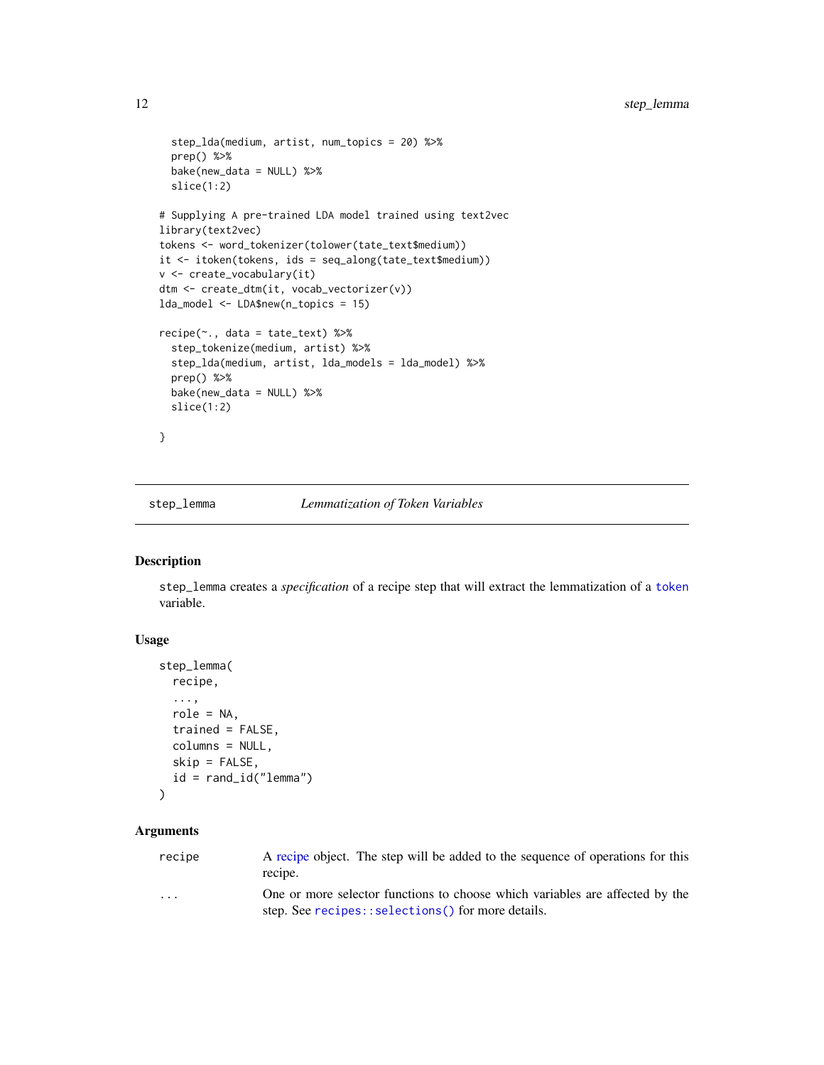```
  step_lda(medium, artist, num_topics = 20) %>%
  prep() %>%
  bake(new_data = NULL) %>%
  slice(1:2)

# Supplying A pre-trained LDA model trained using text2vec
library(text2vec)
tokens <- word_tokenizer(tolower(tate_text$medium))
it <- itoken(tokens, ids = seq_along(tate_text$medium))
v <- create_vocabulary(it)
dtm <- create_dtm(it, vocab_vectorizer(v))
lda_model <- LDA$new(n_topics = 15)

recipe(~., data = tate_text) %>%
  step_tokenize(medium, artist) %>%
  step_lda(medium, artist, lda_models = lda_model) %>%
  prep() %>%
  bake(new_data = NULL) %>%
  slice(1:2)

}
```

---

## step_lemma — *Lemmatization of Token Variables*

### Description

step_lemma creates a *specification* of a recipe step that will extract the lemmatization of a token variable.

### Usage

```
step_lemma(
  recipe,
  ...,
  role = NA,
  trained = FALSE,
  columns = NULL,
  skip = FALSE,
  id = rand_id("lemma")
)
```

### Arguments

| | |
|---|---|
| recipe | A recipe object. The step will be added to the sequence of operations for this recipe. |
| ... | One or more selector functions to choose which variables are affected by the step. See `recipes::selections()` for more details. |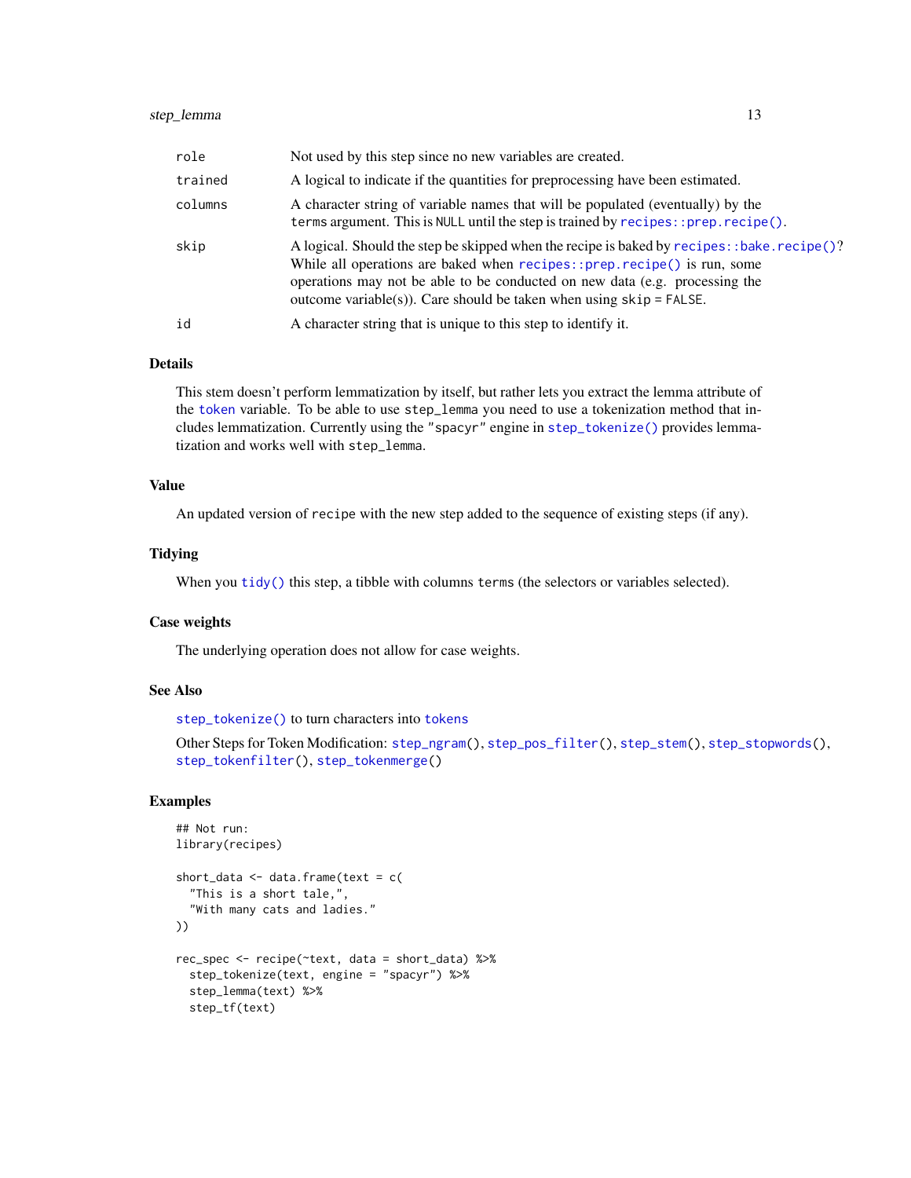| | |
|---|---|
| role | Not used by this step since no new variables are created. |
| trained | A logical to indicate if the quantities for preprocessing have been estimated. |
| columns | A character string of variable names that will be populated (eventually) by the terms argument. This is NULL until the step is trained by recipes::prep.recipe(). |
| skip | A logical. Should the step be skipped when the recipe is baked by recipes::bake.recipe()? While all operations are baked when recipes::prep.recipe() is run, some operations may not be able to be conducted on new data (e.g. processing the outcome variable(s)). Care should be taken when using skip = FALSE. |
| id | A character string that is unique to this step to identify it. |

## Details

This stem doesn't perform lemmatization by itself, but rather lets you extract the lemma attribute of the token variable. To be able to use step_lemma you need to use a tokenization method that includes lemmatization. Currently using the "spacyr" engine in step_tokenize() provides lemmatization and works well with step_lemma.

## Value

An updated version of recipe with the new step added to the sequence of existing steps (if any).

## Tidying

When you tidy() this step, a tibble with columns terms (the selectors or variables selected).

## Case weights

The underlying operation does not allow for case weights.

## See Also

step_tokenize() to turn characters into tokens

Other Steps for Token Modification: step_ngram(), step_pos_filter(), step_stem(), step_stopwords(), step_tokenfilter(), step_tokenmerge()

## Examples

```
## Not run:
library(recipes)

short_data <- data.frame(text = c(
  "This is a short tale,",
  "With many cats and ladies."
))

rec_spec <- recipe(~text, data = short_data) %>%
  step_tokenize(text, engine = "spacyr") %>%
  step_lemma(text) %>%
  step_tf(text)
```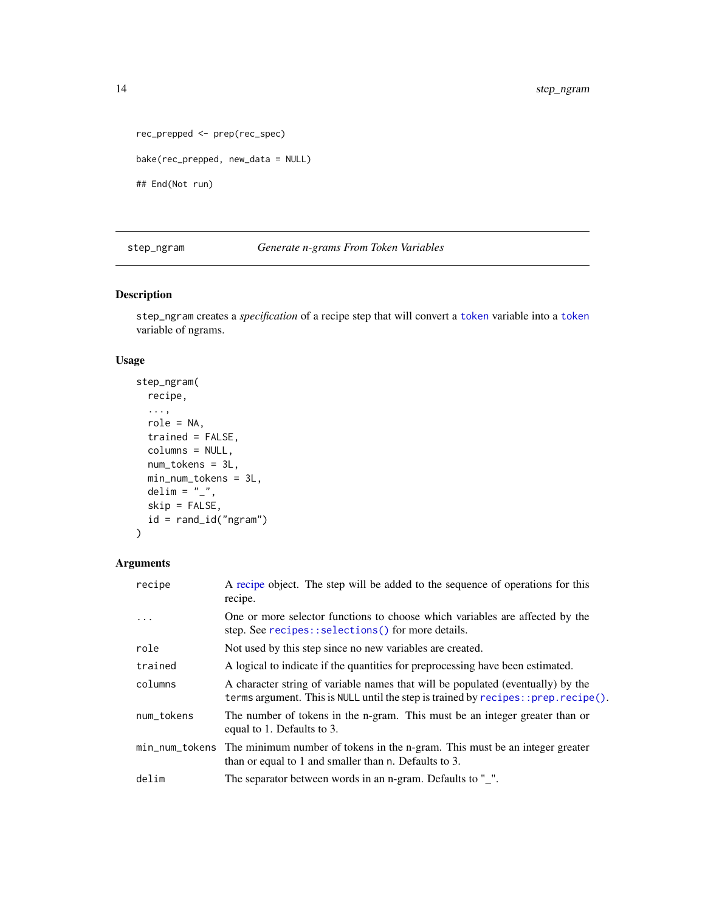```
rec_prepped <- prep(rec_spec)

bake(rec_prepped, new_data = NULL)

## End(Not run)
```

---

## step_ngram — *Generate n-grams From Token Variables*

### Description

step_ngram creates a *specification* of a recipe step that will convert a token variable into a token variable of ngrams.

### Usage

```
step_ngram(
  recipe,
  ...,
  role = NA,
  trained = FALSE,
  columns = NULL,
  num_tokens = 3L,
  min_num_tokens = 3L,
  delim = "_",
  skip = FALSE,
  id = rand_id("ngram")
)
```

### Arguments

| | |
|---|---|
| recipe | A recipe object. The step will be added to the sequence of operations for this recipe. |
| ... | One or more selector functions to choose which variables are affected by the step. See recipes::selections() for more details. |
| role | Not used by this step since no new variables are created. |
| trained | A logical to indicate if the quantities for preprocessing have been estimated. |
| columns | A character string of variable names that will be populated (eventually) by the terms argument. This is NULL until the step is trained by recipes::prep.recipe(). |
| num_tokens | The number of tokens in the n-gram. This must be an integer greater than or equal to 1. Defaults to 3. |
| min_num_tokens | The minimum number of tokens in the n-gram. This must be an integer greater than or equal to 1 and smaller than n. Defaults to 3. |
| delim | The separator between words in an n-gram. Defaults to "_". |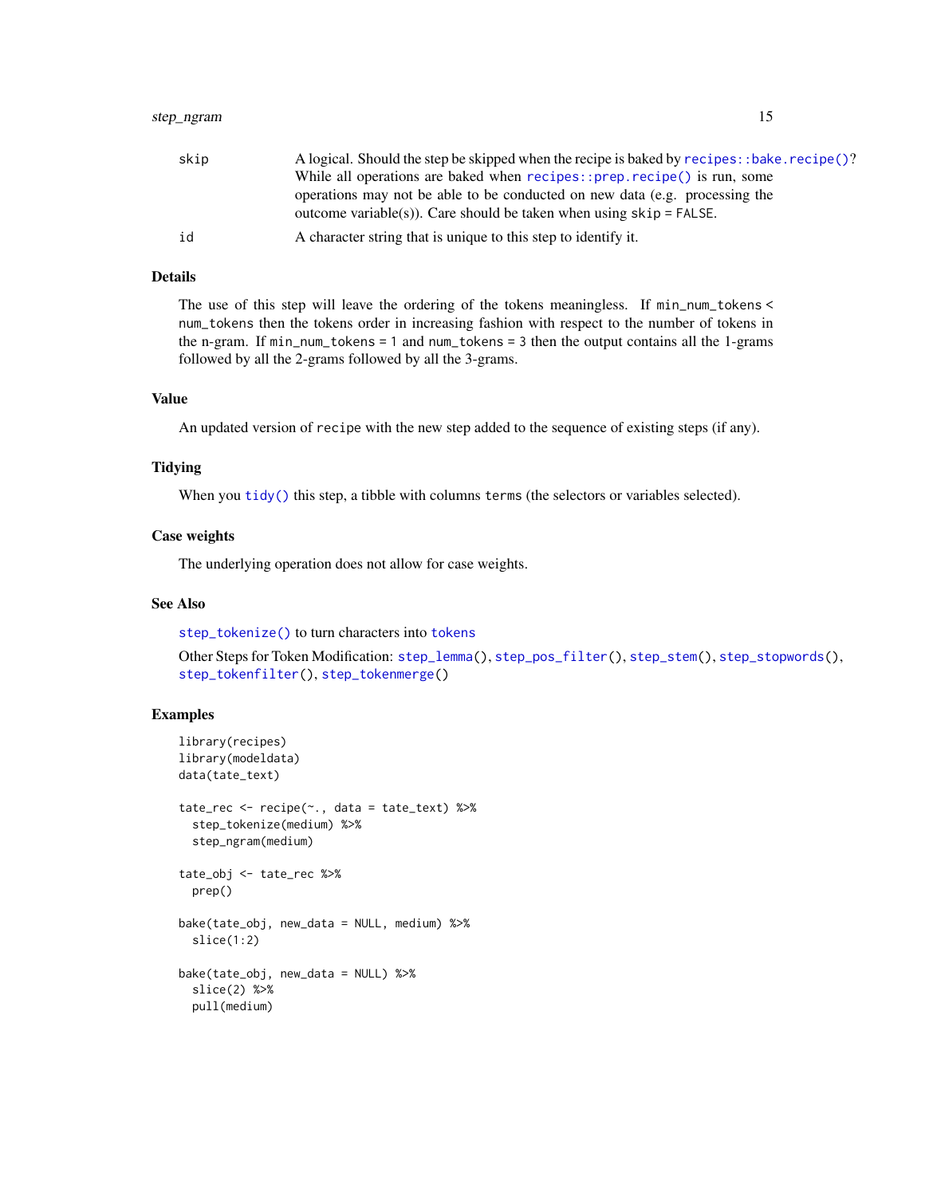skip	A logical. Should the step be skipped when the recipe is baked by `recipes::bake.recipe()`? While all operations are baked when `recipes::prep.recipe()` is run, some operations may not be able to be conducted on new data (e.g. processing the outcome variable(s)). Care should be taken when using `skip = FALSE`.

id	A character string that is unique to this step to identify it.

## Details

The use of this step will leave the ordering of the tokens meaningless. If `min_num_tokens < num_tokens` then the tokens order in increasing fashion with respect to the number of tokens in the n-gram. If `min_num_tokens = 1` and `num_tokens = 3` then the output contains all the 1-grams followed by all the 2-grams followed by all the 3-grams.

## Value

An updated version of `recipe` with the new step added to the sequence of existing steps (if any).

## Tidying

When you `tidy()` this step, a tibble with columns `terms` (the selectors or variables selected).

## Case weights

The underlying operation does not allow for case weights.

## See Also

`step_tokenize()` to turn characters into `tokens`

Other Steps for Token Modification: `step_lemma()`, `step_pos_filter()`, `step_stem()`, `step_stopwords()`, `step_tokenfilter()`, `step_tokenmerge()`

## Examples

```
library(recipes)
library(modeldata)
data(tate_text)

tate_rec <- recipe(~., data = tate_text) %>%
  step_tokenize(medium) %>%
  step_ngram(medium)

tate_obj <- tate_rec %>%
  prep()

bake(tate_obj, new_data = NULL, medium) %>%
  slice(1:2)

bake(tate_obj, new_data = NULL) %>%
  slice(2) %>%
  pull(medium)
```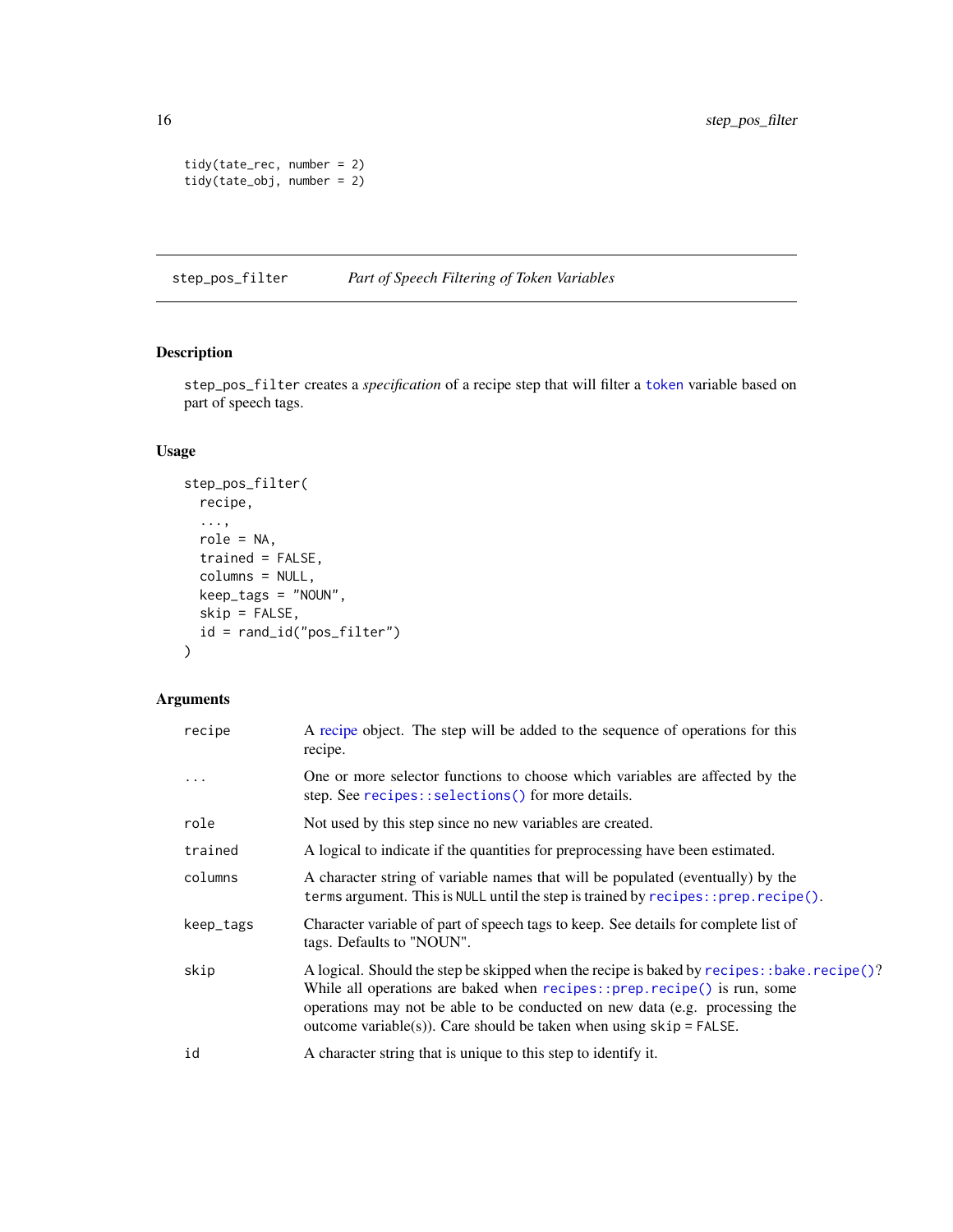```
tidy(tate_rec, number = 2)
tidy(tate_obj, number = 2)
```

## step_pos_filter — *Part of Speech Filtering of Token Variables*

### Description

`step_pos_filter` creates a *specification* of a recipe step that will filter a `token` variable based on part of speech tags.

### Usage

```
step_pos_filter(
  recipe,
  ...,
  role = NA,
  trained = FALSE,
  columns = NULL,
  keep_tags = "NOUN",
  skip = FALSE,
  id = rand_id("pos_filter")
)
```

### Arguments

| Argument | Description |
|---|---|
| `recipe` | A recipe object. The step will be added to the sequence of operations for this recipe. |
| `...` | One or more selector functions to choose which variables are affected by the step. See `recipes::selections()` for more details. |
| `role` | Not used by this step since no new variables are created. |
| `trained` | A logical to indicate if the quantities for preprocessing have been estimated. |
| `columns` | A character string of variable names that will be populated (eventually) by the `terms` argument. This is `NULL` until the step is trained by `recipes::prep.recipe()`. |
| `keep_tags` | Character variable of part of speech tags to keep. See details for complete list of tags. Defaults to "NOUN". |
| `skip` | A logical. Should the step be skipped when the recipe is baked by `recipes::bake.recipe()`? While all operations are baked when `recipes::prep.recipe()` is run, some operations may not be able to be conducted on new data (e.g. processing the outcome variable(s)). Care should be taken when using `skip = FALSE`. |
| `id` | A character string that is unique to this step to identify it. |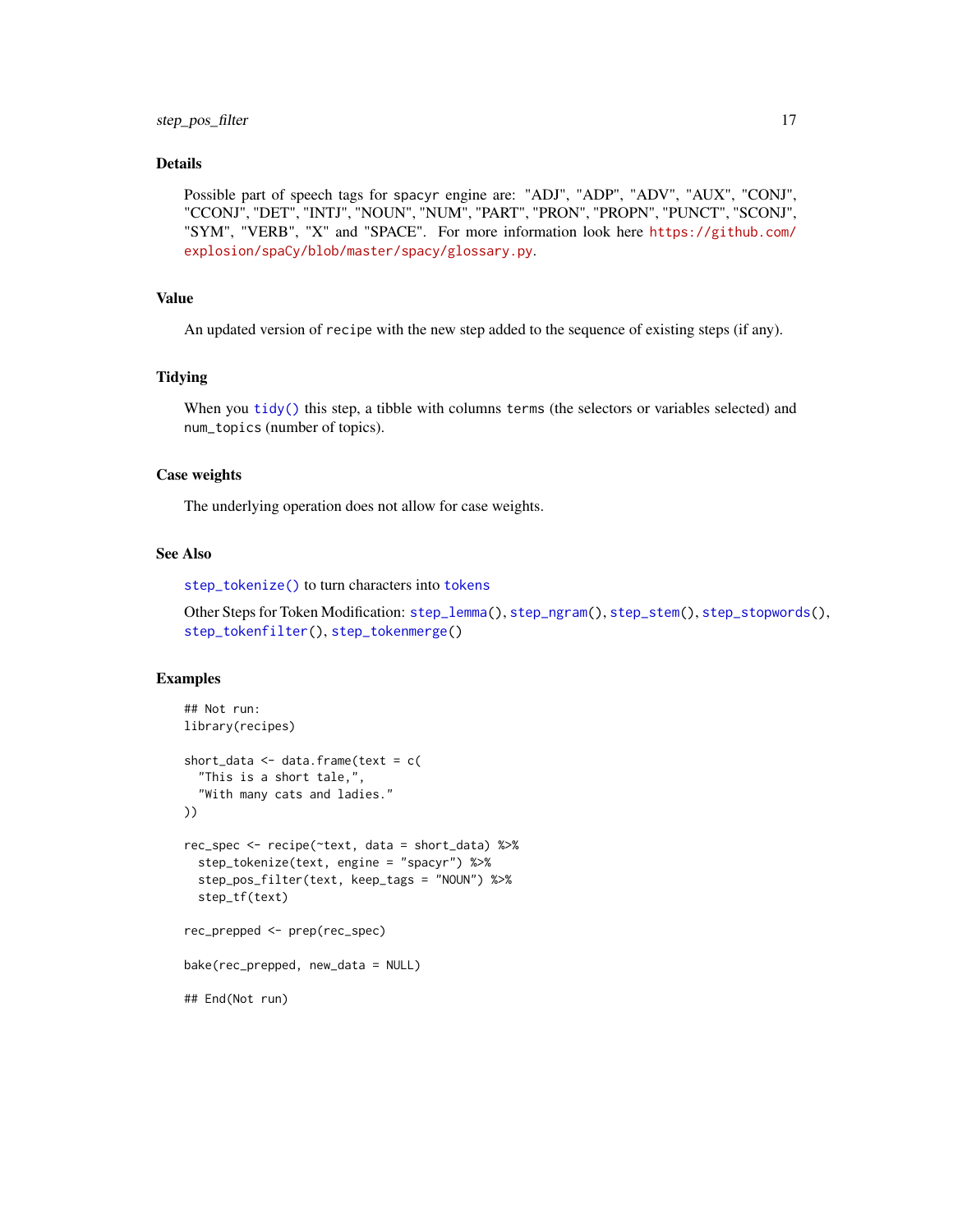## Details

Possible part of speech tags for `spacyr` engine are: "ADJ", "ADP", "ADV", "AUX", "CONJ", "CCONJ", "DET", "INTJ", "NOUN", "NUM", "PART", "PRON", "PROPN", "PUNCT", "SCONJ", "SYM", "VERB", "X" and "SPACE". For more information look here https://github.com/explosion/spaCy/blob/master/spacy/glossary.py.

## Value

An updated version of `recipe` with the new step added to the sequence of existing steps (if any).

## Tidying

When you `tidy()` this step, a tibble with columns `terms` (the selectors or variables selected) and `num_topics` (number of topics).

## Case weights

The underlying operation does not allow for case weights.

## See Also

`step_tokenize()` to turn characters into `tokens`

Other Steps for Token Modification: `step_lemma()`, `step_ngram()`, `step_stem()`, `step_stopwords()`, `step_tokenfilter()`, `step_tokenmerge()`

## Examples

```
## Not run:
library(recipes)

short_data <- data.frame(text = c(
  "This is a short tale,",
  "With many cats and ladies."
))

rec_spec <- recipe(~text, data = short_data) %>%
  step_tokenize(text, engine = "spacyr") %>%
  step_pos_filter(text, keep_tags = "NOUN") %>%
  step_tf(text)

rec_prepped <- prep(rec_spec)

bake(rec_prepped, new_data = NULL)

## End(Not run)
```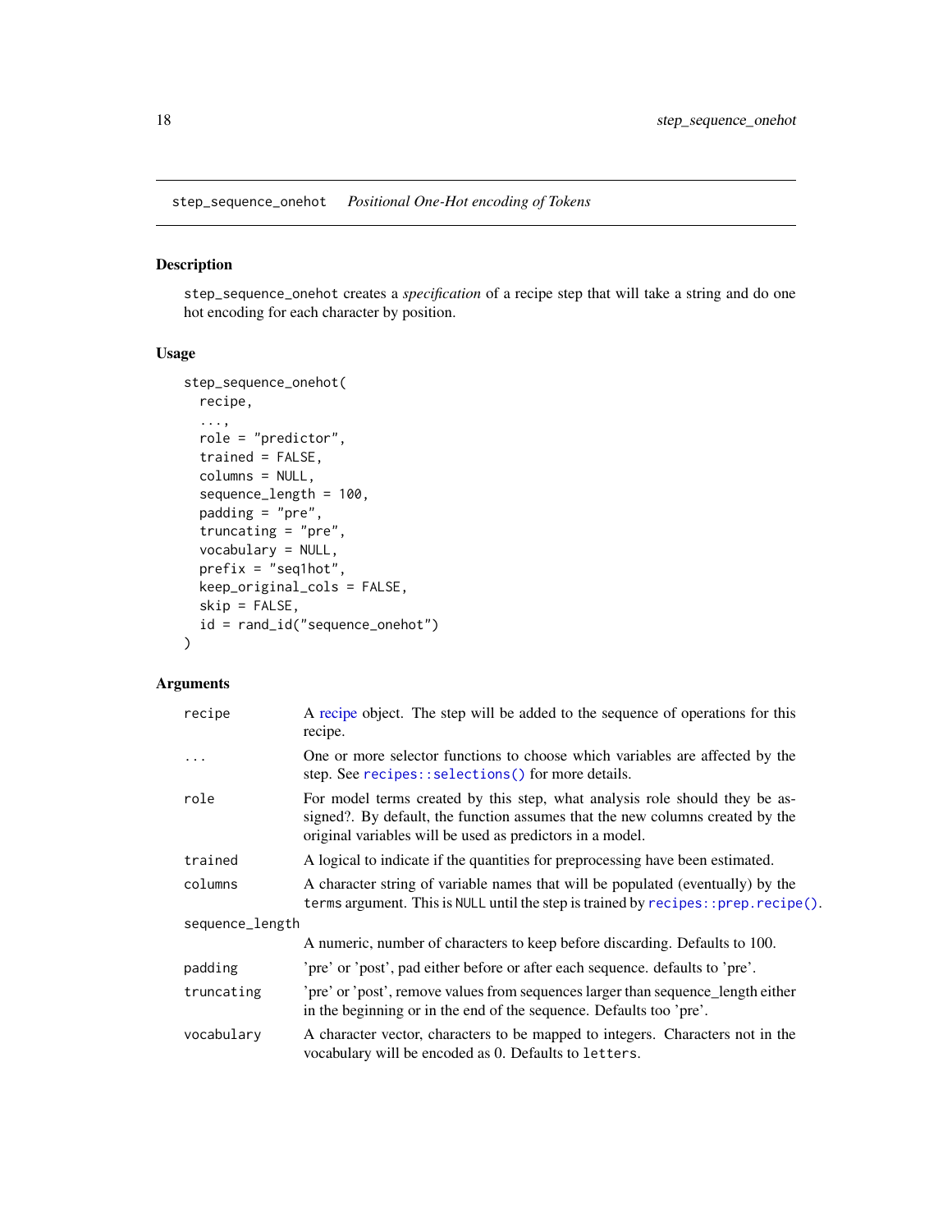## step_sequence_onehot *Positional One-Hot encoding of Tokens*

### Description

step_sequence_onehot creates a *specification* of a recipe step that will take a string and do one hot encoding for each character by position.

### Usage

```
step_sequence_onehot(
  recipe,
  ...,
  role = "predictor",
  trained = FALSE,
  columns = NULL,
  sequence_length = 100,
  padding = "pre",
  truncating = "pre",
  vocabulary = NULL,
  prefix = "seq1hot",
  keep_original_cols = FALSE,
  skip = FALSE,
  id = rand_id("sequence_onehot")
)
```

### Arguments

| | |
|---|---|
| recipe | A recipe object. The step will be added to the sequence of operations for this recipe. |
| ... | One or more selector functions to choose which variables are affected by the step. See recipes::selections() for more details. |
| role | For model terms created by this step, what analysis role should they be assigned?. By default, the function assumes that the new columns created by the original variables will be used as predictors in a model. |
| trained | A logical to indicate if the quantities for preprocessing have been estimated. |
| columns | A character string of variable names that will be populated (eventually) by the terms argument. This is NULL until the step is trained by recipes::prep.recipe(). |
| sequence_length | A numeric, number of characters to keep before discarding. Defaults to 100. |
| padding | 'pre' or 'post', pad either before or after each sequence. defaults to 'pre'. |
| truncating | 'pre' or 'post', remove values from sequences larger than sequence_length either in the beginning or in the end of the sequence. Defaults too 'pre'. |
| vocabulary | A character vector, characters to be mapped to integers. Characters not in the vocabulary will be encoded as 0. Defaults to letters. |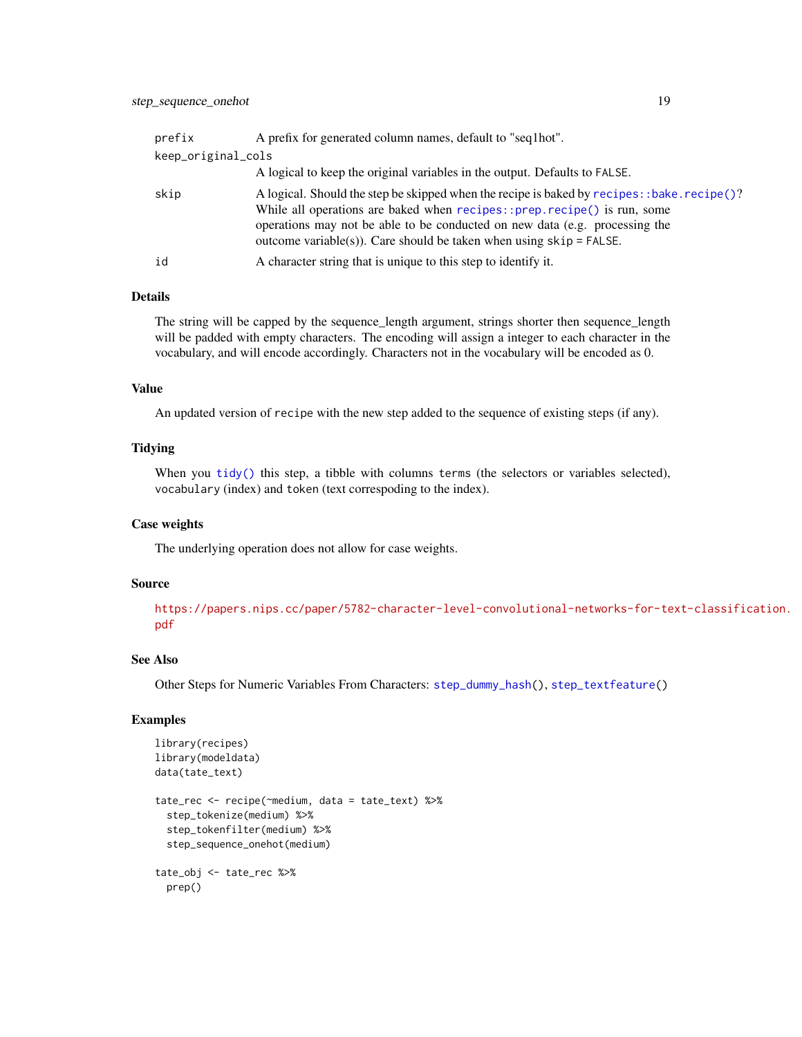| | |
|---|---|
| prefix | A prefix for generated column names, default to "seq1hot". |
| keep_original_cols | A logical to keep the original variables in the output. Defaults to FALSE. |
| skip | A logical. Should the step be skipped when the recipe is baked by recipes::bake.recipe()? While all operations are baked when recipes::prep.recipe() is run, some operations may not be able to be conducted on new data (e.g. processing the outcome variable(s)). Care should be taken when using skip = FALSE. |
| id | A character string that is unique to this step to identify it. |

## Details

The string will be capped by the sequence_length argument, strings shorter then sequence_length will be padded with empty characters. The encoding will assign a integer to each character in the vocabulary, and will encode accordingly. Characters not in the vocabulary will be encoded as 0.

## Value

An updated version of `recipe` with the new step added to the sequence of existing steps (if any).

## Tidying

When you `tidy()` this step, a tibble with columns `terms` (the selectors or variables selected), `vocabulary` (index) and `token` (text correspoding to the index).

## Case weights

The underlying operation does not allow for case weights.

## Source

https://papers.nips.cc/paper/5782-character-level-convolutional-networks-for-text-classification.pdf

## See Also

Other Steps for Numeric Variables From Characters: `step_dummy_hash()`, `step_textfeature()`

## Examples

```
library(recipes)
library(modeldata)
data(tate_text)

tate_rec <- recipe(~medium, data = tate_text) %>%
  step_tokenize(medium) %>%
  step_tokenfilter(medium) %>%
  step_sequence_onehot(medium)

tate_obj <- tate_rec %>%
  prep()
```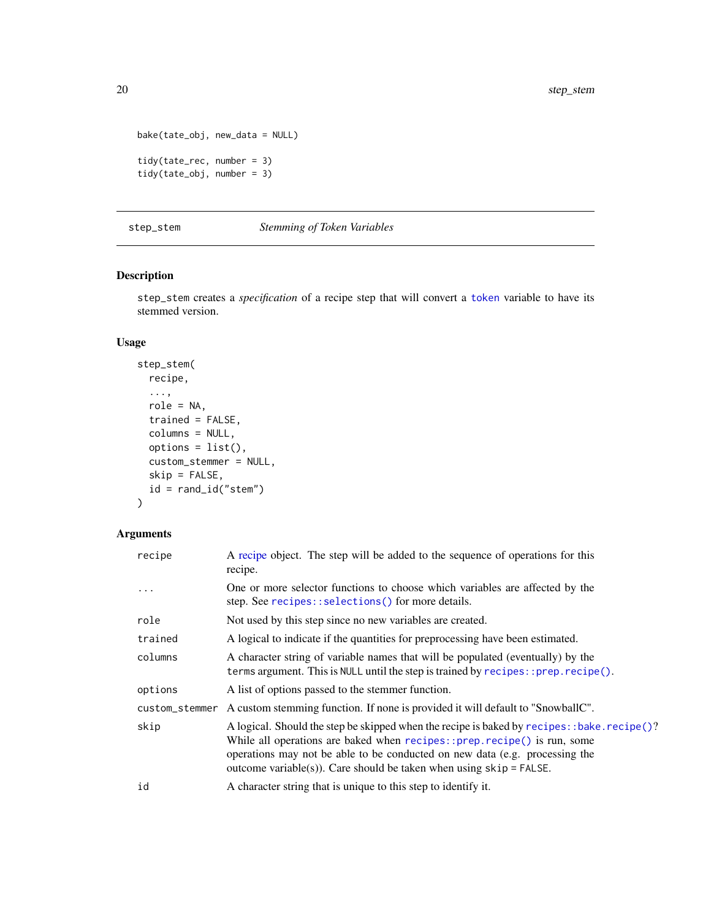```
bake(tate_obj, new_data = NULL)

tidy(tate_rec, number = 3)
tidy(tate_obj, number = 3)
```

## step_stem — *Stemming of Token Variables*

### Description

step_stem creates a *specification* of a recipe step that will convert a token variable to have its stemmed version.

### Usage

```
step_stem(
  recipe,
  ...,
  role = NA,
  trained = FALSE,
  columns = NULL,
  options = list(),
  custom_stemmer = NULL,
  skip = FALSE,
  id = rand_id("stem")
)
```

### Arguments

| | |
|---|---|
| recipe | A recipe object. The step will be added to the sequence of operations for this recipe. |
| ... | One or more selector functions to choose which variables are affected by the step. See recipes::selections() for more details. |
| role | Not used by this step since no new variables are created. |
| trained | A logical to indicate if the quantities for preprocessing have been estimated. |
| columns | A character string of variable names that will be populated (eventually) by the terms argument. This is NULL until the step is trained by recipes::prep.recipe(). |
| options | A list of options passed to the stemmer function. |
| custom_stemmer | A custom stemming function. If none is provided it will default to "SnowballC". |
| skip | A logical. Should the step be skipped when the recipe is baked by recipes::bake.recipe()? While all operations are baked when recipes::prep.recipe() is run, some operations may not be able to be conducted on new data (e.g. processing the outcome variable(s)). Care should be taken when using skip = FALSE. |
| id | A character string that is unique to this step to identify it. |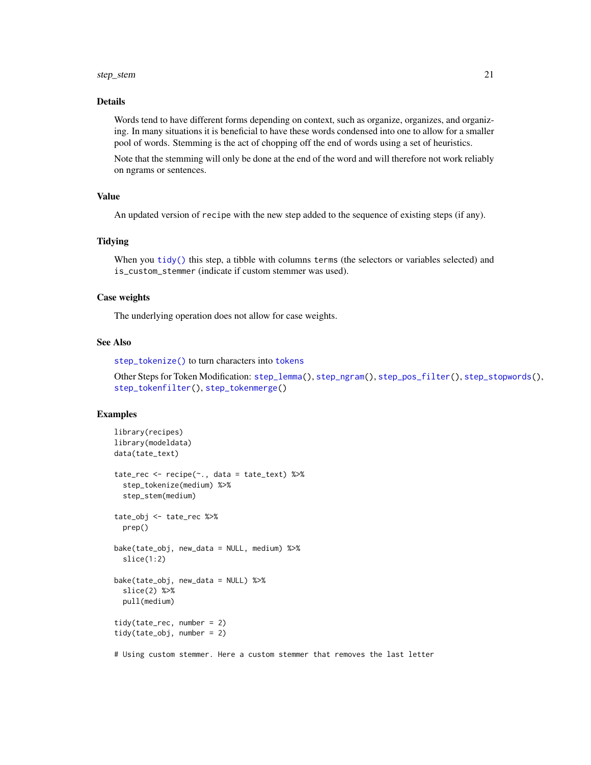## Details

Words tend to have different forms depending on context, such as organize, organizes, and organizing. In many situations it is beneficial to have these words condensed into one to allow for a smaller pool of words. Stemming is the act of chopping off the end of words using a set of heuristics.

Note that the stemming will only be done at the end of the word and will therefore not work reliably on ngrams or sentences.

## Value

An updated version of `recipe` with the new step added to the sequence of existing steps (if any).

## Tidying

When you `tidy()` this step, a tibble with columns `terms` (the selectors or variables selected) and `is_custom_stemmer` (indicate if custom stemmer was used).

## Case weights

The underlying operation does not allow for case weights.

## See Also

`step_tokenize()` to turn characters into `tokens`

Other Steps for Token Modification: `step_lemma()`, `step_ngram()`, `step_pos_filter()`, `step_stopwords()`, `step_tokenfilter()`, `step_tokenmerge()`

## Examples

```
library(recipes)
library(modeldata)
data(tate_text)

tate_rec <- recipe(~., data = tate_text) %>%
  step_tokenize(medium) %>%
  step_stem(medium)

tate_obj <- tate_rec %>%
  prep()

bake(tate_obj, new_data = NULL, medium) %>%
  slice(1:2)

bake(tate_obj, new_data = NULL) %>%
  slice(2) %>%
  pull(medium)

tidy(tate_rec, number = 2)
tidy(tate_obj, number = 2)

# Using custom stemmer. Here a custom stemmer that removes the last letter
```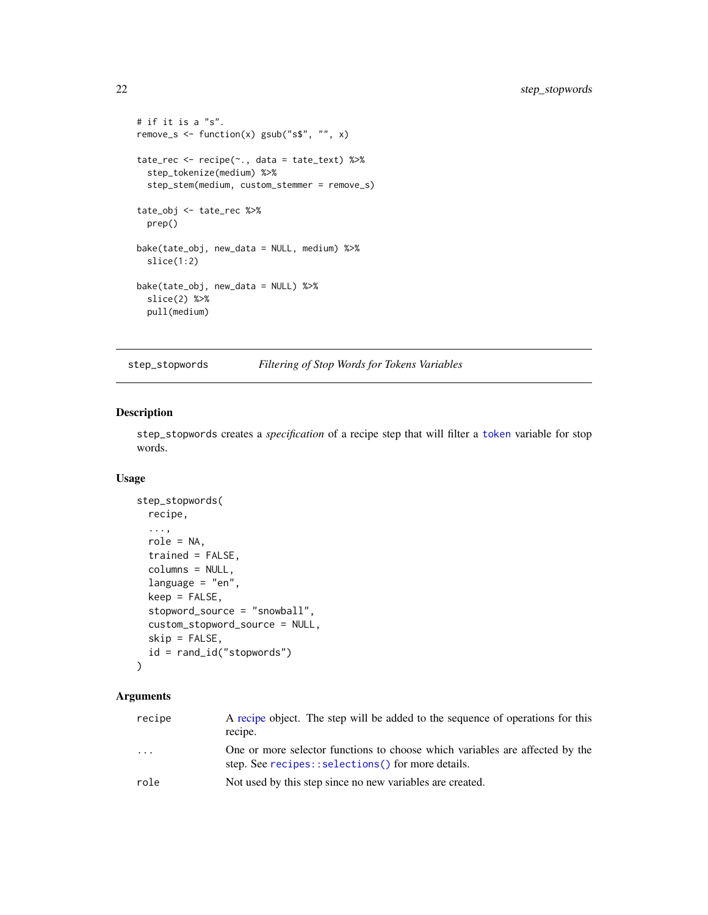```
# if it is a "s".
remove_s <- function(x) gsub("s$", "", x)

tate_rec <- recipe(~., data = tate_text) %>%
  step_tokenize(medium) %>%
  step_stem(medium, custom_stemmer = remove_s)

tate_obj <- tate_rec %>%
  prep()

bake(tate_obj, new_data = NULL, medium) %>%
  slice(1:2)

bake(tate_obj, new_data = NULL) %>%
  slice(2) %>%
  pull(medium)
```

## step_stopwords — *Filtering of Stop Words for Tokens Variables*

### Description

`step_stopwords` creates a *specification* of a recipe step that will filter a `token` variable for stop words.

### Usage

```
step_stopwords(
  recipe,
  ...,
  role = NA,
  trained = FALSE,
  columns = NULL,
  language = "en",
  keep = FALSE,
  stopword_source = "snowball",
  custom_stopword_source = NULL,
  skip = FALSE,
  id = rand_id("stopwords")
)
```

### Arguments

| | |
|---|---|
| `recipe` | A recipe object. The step will be added to the sequence of operations for this recipe. |
| `...` | One or more selector functions to choose which variables are affected by the step. See `recipes::selections()` for more details. |
| `role` | Not used by this step since no new variables are created. |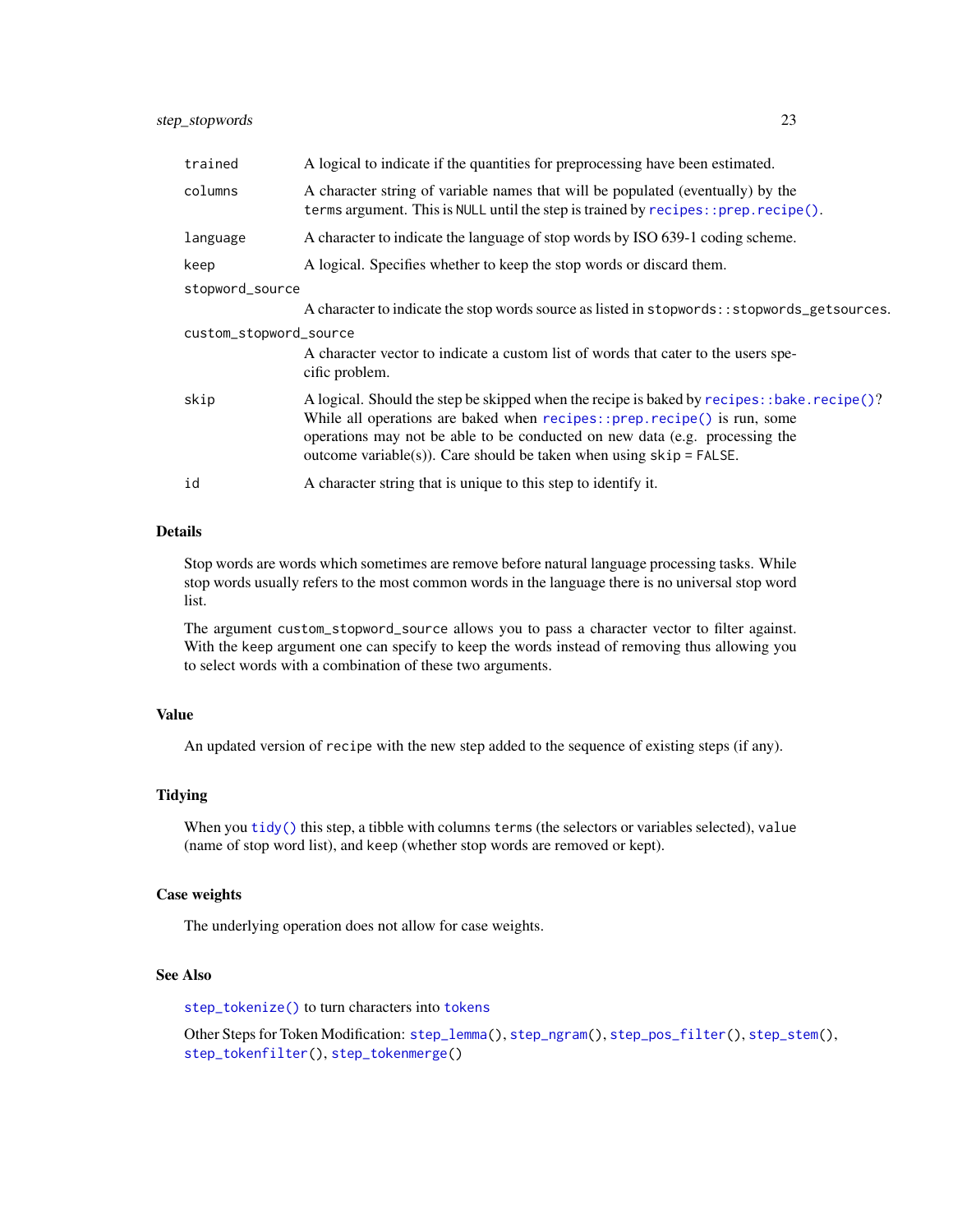| | |
|---|---|
| trained | A logical to indicate if the quantities for preprocessing have been estimated. |
| columns | A character string of variable names that will be populated (eventually) by the terms argument. This is NULL until the step is trained by recipes::prep.recipe(). |
| language | A character to indicate the language of stop words by ISO 639-1 coding scheme. |
| keep | A logical. Specifies whether to keep the stop words or discard them. |
| stopword_source | A character to indicate the stop words source as listed in stopwords::stopwords_getsources. |
| custom_stopword_source | A character vector to indicate a custom list of words that cater to the users specific problem. |
| skip | A logical. Should the step be skipped when the recipe is baked by recipes::bake.recipe()? While all operations are baked when recipes::prep.recipe() is run, some operations may not be able to be conducted on new data (e.g. processing the outcome variable(s)). Care should be taken when using skip = FALSE. |
| id | A character string that is unique to this step to identify it. |

## Details

Stop words are words which sometimes are remove before natural language processing tasks. While stop words usually refers to the most common words in the language there is no universal stop word list.

The argument custom_stopword_source allows you to pass a character vector to filter against. With the keep argument one can specify to keep the words instead of removing thus allowing you to select words with a combination of these two arguments.

## Value

An updated version of recipe with the new step added to the sequence of existing steps (if any).

## Tidying

When you tidy() this step, a tibble with columns terms (the selectors or variables selected), value (name of stop word list), and keep (whether stop words are removed or kept).

## Case weights

The underlying operation does not allow for case weights.

## See Also

step_tokenize() to turn characters into tokens

Other Steps for Token Modification: step_lemma(), step_ngram(), step_pos_filter(), step_stem(), step_tokenfilter(), step_tokenmerge()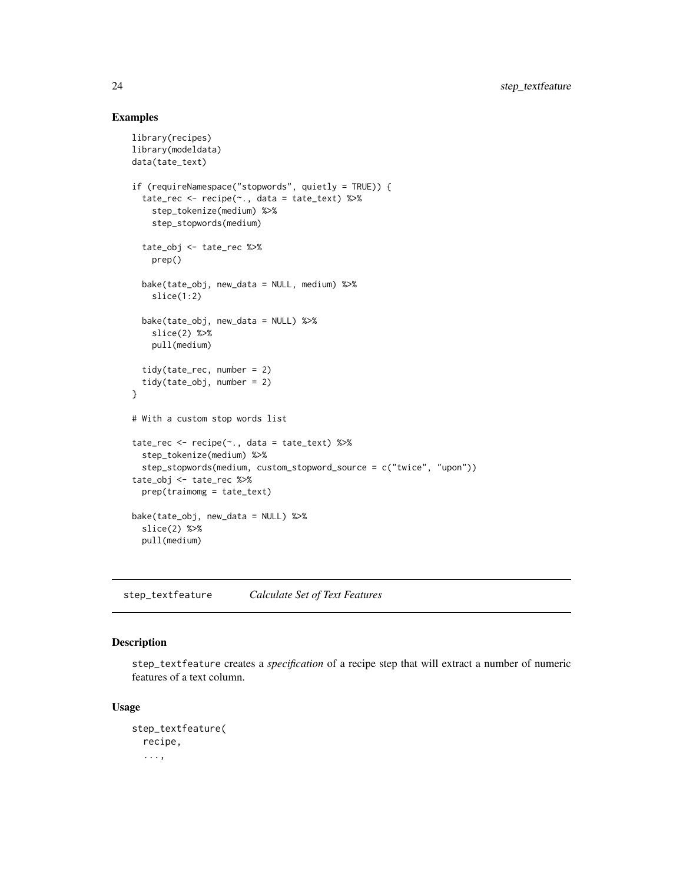## Examples

```
library(recipes)
library(modeldata)
data(tate_text)

if (requireNamespace("stopwords", quietly = TRUE)) {
  tate_rec <- recipe(~., data = tate_text) %>%
    step_tokenize(medium) %>%
    step_stopwords(medium)

  tate_obj <- tate_rec %>%
    prep()

  bake(tate_obj, new_data = NULL, medium) %>%
    slice(1:2)

  bake(tate_obj, new_data = NULL) %>%
    slice(2) %>%
    pull(medium)

  tidy(tate_rec, number = 2)
  tidy(tate_obj, number = 2)
}

# With a custom stop words list

tate_rec <- recipe(~., data = tate_text) %>%
  step_tokenize(medium) %>%
  step_stopwords(medium, custom_stopword_source = c("twice", "upon"))
tate_obj <- tate_rec %>%
  prep(traimomg = tate_text)

bake(tate_obj, new_data = NULL) %>%
  slice(2) %>%
  pull(medium)
```

---

# step_textfeature *Calculate Set of Text Features*

## Description

step_textfeature creates a *specification* of a recipe step that will extract a number of numeric features of a text column.

## Usage

```
step_textfeature(
  recipe,
  ...,
```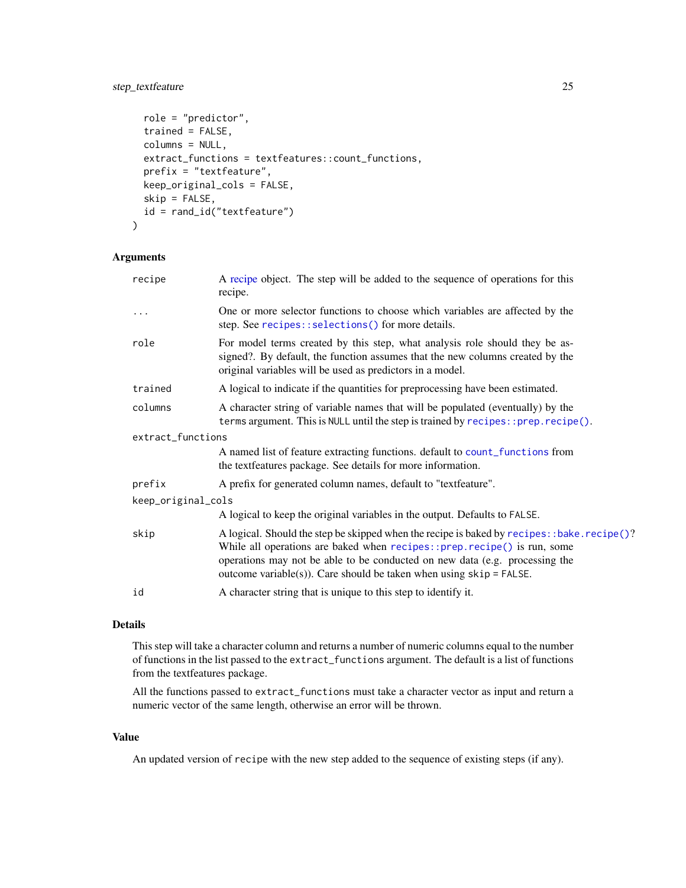```
  role = "predictor",
  trained = FALSE,
  columns = NULL,
  extract_functions = textfeatures::count_functions,
  prefix = "textfeature",
  keep_original_cols = FALSE,
  skip = FALSE,
  id = rand_id("textfeature")
)
```

## Arguments

| | |
|---|---|
| recipe | A recipe object. The step will be added to the sequence of operations for this recipe. |
| ... | One or more selector functions to choose which variables are affected by the step. See `recipes::selections()` for more details. |
| role | For model terms created by this step, what analysis role should they be assigned?. By default, the function assumes that the new columns created by the original variables will be used as predictors in a model. |
| trained | A logical to indicate if the quantities for preprocessing have been estimated. |
| columns | A character string of variable names that will be populated (eventually) by the `terms` argument. This is `NULL` until the step is trained by `recipes::prep.recipe()`. |
| extract_functions | A named list of feature extracting functions. default to `count_functions` from the textfeatures package. See details for more information. |
| prefix | A prefix for generated column names, default to "textfeature". |
| keep_original_cols | A logical to keep the original variables in the output. Defaults to `FALSE`. |
| skip | A logical. Should the step be skipped when the recipe is baked by `recipes::bake.recipe()`? While all operations are baked when `recipes::prep.recipe()` is run, some operations may not be able to be conducted on new data (e.g. processing the outcome variable(s)). Care should be taken when using `skip = FALSE`. |
| id | A character string that is unique to this step to identify it. |

## Details

This step will take a character column and returns a number of numeric columns equal to the number of functions in the list passed to the `extract_functions` argument. The default is a list of functions from the textfeatures package.

All the functions passed to `extract_functions` must take a character vector as input and return a numeric vector of the same length, otherwise an error will be thrown.

## Value

An updated version of `recipe` with the new step added to the sequence of existing steps (if any).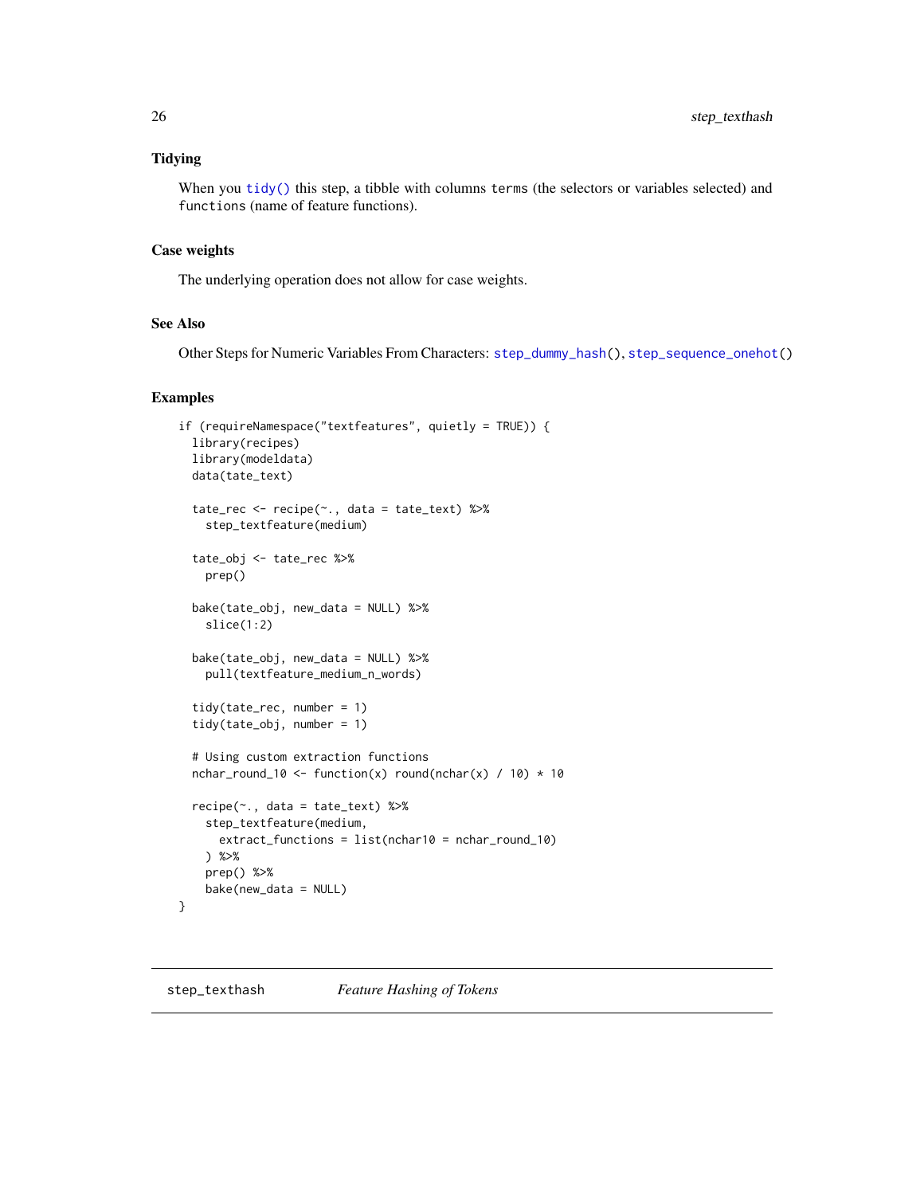### Tidying

When you `tidy()` this step, a tibble with columns `terms` (the selectors or variables selected) and `functions` (name of feature functions).

### Case weights

The underlying operation does not allow for case weights.

### See Also

Other Steps for Numeric Variables From Characters: `step_dummy_hash()`, `step_sequence_onehot()`

### Examples

```
if (requireNamespace("textfeatures", quietly = TRUE)) {
  library(recipes)
  library(modeldata)
  data(tate_text)

  tate_rec <- recipe(~., data = tate_text) %>%
    step_textfeature(medium)

  tate_obj <- tate_rec %>%
    prep()

  bake(tate_obj, new_data = NULL) %>%
    slice(1:2)

  bake(tate_obj, new_data = NULL) %>%
    pull(textfeature_medium_n_words)

  tidy(tate_rec, number = 1)
  tidy(tate_obj, number = 1)

  # Using custom extraction functions
  nchar_round_10 <- function(x) round(nchar(x) / 10) * 10

  recipe(~., data = tate_text) %>%
    step_textfeature(medium,
      extract_functions = list(nchar10 = nchar_round_10)
    ) %>%
    prep() %>%
    bake(new_data = NULL)
}
```

---

## step_texthash *Feature Hashing of Tokens*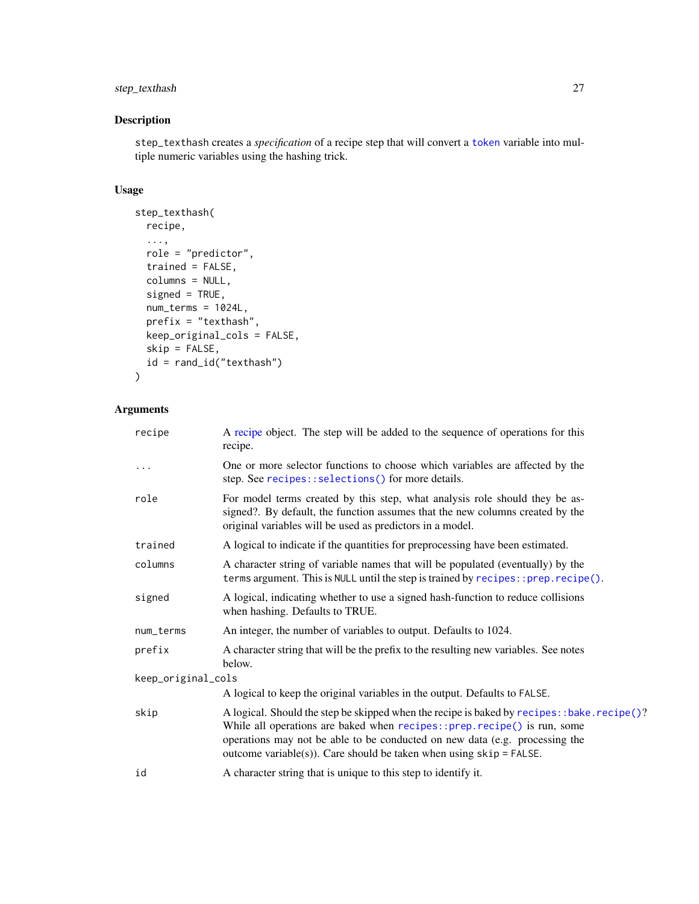## Description

`step_texthash` creates a *specification* of a recipe step that will convert a `token` variable into multiple numeric variables using the hashing trick.

## Usage

```
step_texthash(
  recipe,
  ...,
  role = "predictor",
  trained = FALSE,
  columns = NULL,
  signed = TRUE,
  num_terms = 1024L,
  prefix = "texthash",
  keep_original_cols = FALSE,
  skip = FALSE,
  id = rand_id("texthash")
)
```

## Arguments

| | |
|---|---|
| `recipe` | A recipe object. The step will be added to the sequence of operations for this recipe. |
| `...` | One or more selector functions to choose which variables are affected by the step. See `recipes::selections()` for more details. |
| `role` | For model terms created by this step, what analysis role should they be assigned?. By default, the function assumes that the new columns created by the original variables will be used as predictors in a model. |
| `trained` | A logical to indicate if the quantities for preprocessing have been estimated. |
| `columns` | A character string of variable names that will be populated (eventually) by the `terms` argument. This is `NULL` until the step is trained by `recipes::prep.recipe()`. |
| `signed` | A logical, indicating whether to use a signed hash-function to reduce collisions when hashing. Defaults to TRUE. |
| `num_terms` | An integer, the number of variables to output. Defaults to 1024. |
| `prefix` | A character string that will be the prefix to the resulting new variables. See notes below. |
| `keep_original_cols` | A logical to keep the original variables in the output. Defaults to `FALSE`. |
| `skip` | A logical. Should the step be skipped when the recipe is baked by `recipes::bake.recipe()`? While all operations are baked when `recipes::prep.recipe()` is run, some operations may not be able to be conducted on new data (e.g. processing the outcome variable(s)). Care should be taken when using `skip = FALSE`. |
| `id` | A character string that is unique to this step to identify it. |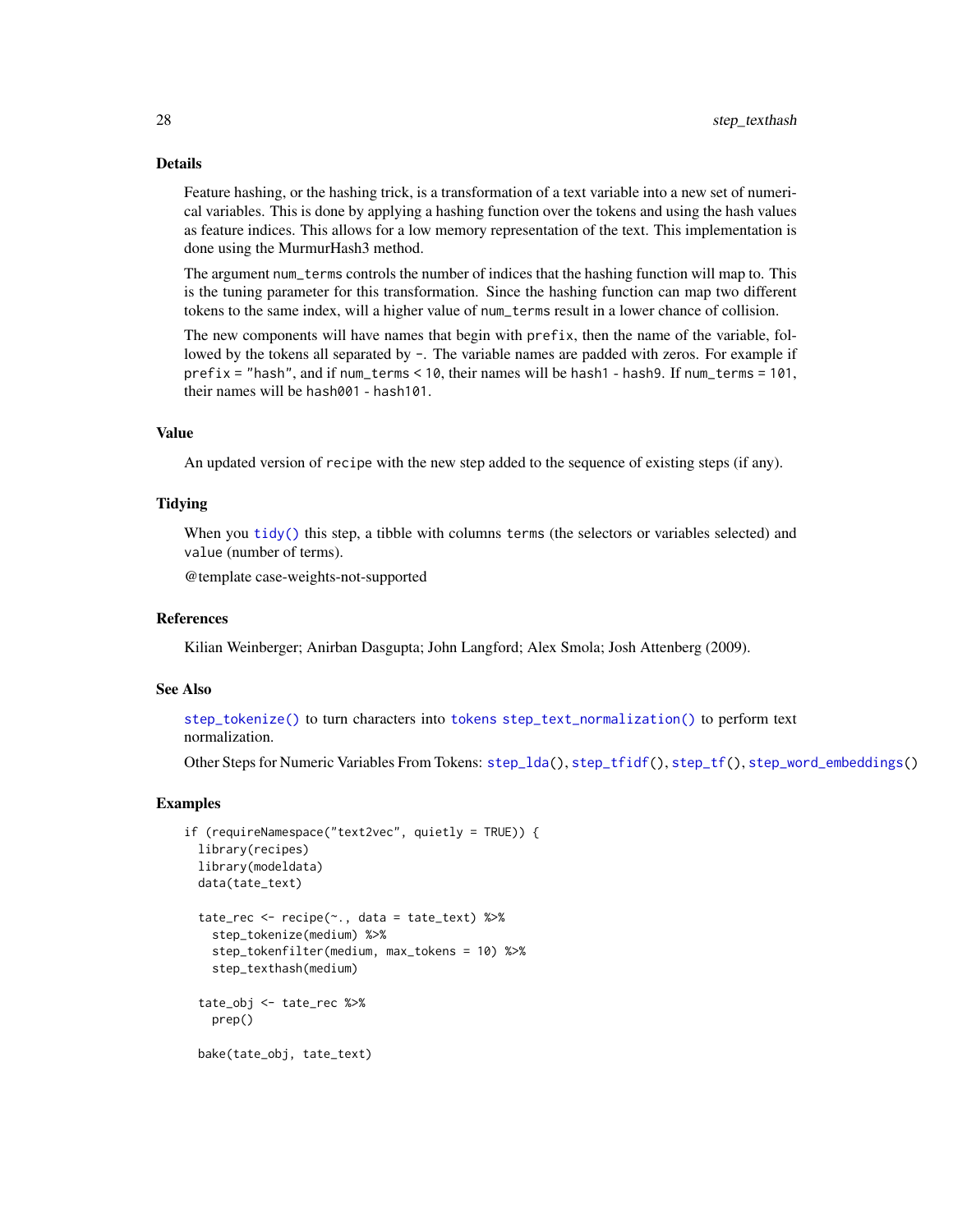## Details

Feature hashing, or the hashing trick, is a transformation of a text variable into a new set of numerical variables. This is done by applying a hashing function over the tokens and using the hash values as feature indices. This allows for a low memory representation of the text. This implementation is done using the MurmurHash3 method.

The argument `num_terms` controls the number of indices that the hashing function will map to. This is the tuning parameter for this transformation. Since the hashing function can map two different tokens to the same index, will a higher value of `num_terms` result in a lower chance of collision.

The new components will have names that begin with `prefix`, then the name of the variable, followed by the tokens all separated by `-`. The variable names are padded with zeros. For example if `prefix = "hash"`, and if `num_terms < 10`, their names will be `hash1` - `hash9`. If `num_terms = 101`, their names will be `hash001` - `hash101`.

## Value

An updated version of `recipe` with the new step added to the sequence of existing steps (if any).

## Tidying

When you `tidy()` this step, a tibble with columns `terms` (the selectors or variables selected) and `value` (number of terms).

@template case-weights-not-supported

## References

Kilian Weinberger; Anirban Dasgupta; John Langford; Alex Smola; Josh Attenberg (2009).

## See Also

`step_tokenize()` to turn characters into `tokens` `step_text_normalization()` to perform text normalization.

Other Steps for Numeric Variables From Tokens: `step_lda()`, `step_tfidf()`, `step_tf()`, `step_word_embeddings()`

## Examples

```
if (requireNamespace("text2vec", quietly = TRUE)) {
  library(recipes)
  library(modeldata)
  data(tate_text)

  tate_rec <- recipe(~., data = tate_text) %>%
    step_tokenize(medium) %>%
    step_tokenfilter(medium, max_tokens = 10) %>%
    step_texthash(medium)

  tate_obj <- tate_rec %>%
    prep()

  bake(tate_obj, tate_text)
```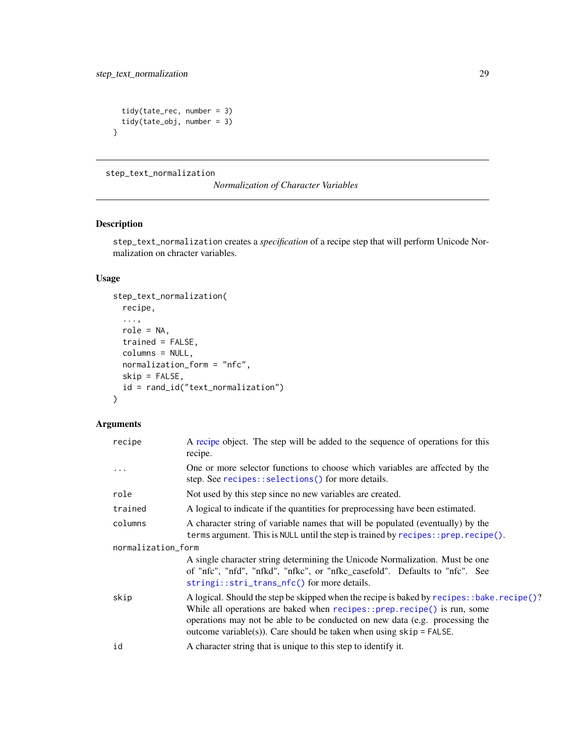```
  tidy(tate_rec, number = 3)
  tidy(tate_obj, number = 3)
}
```

---

## step_text_normalization

*Normalization of Character Variables*

### Description

step_text_normalization creates a *specification* of a recipe step that will perform Unicode Normalization on chracter variables.

### Usage

```
step_text_normalization(
  recipe,
  ...,
  role = NA,
  trained = FALSE,
  columns = NULL,
  normalization_form = "nfc",
  skip = FALSE,
  id = rand_id("text_normalization")
)
```

### Arguments

| | |
|---|---|
| recipe | A recipe object. The step will be added to the sequence of operations for this recipe. |
| ... | One or more selector functions to choose which variables are affected by the step. See recipes::selections() for more details. |
| role | Not used by this step since no new variables are created. |
| trained | A logical to indicate if the quantities for preprocessing have been estimated. |
| columns | A character string of variable names that will be populated (eventually) by the terms argument. This is NULL until the step is trained by recipes::prep.recipe(). |
| normalization_form | A single character string determining the Unicode Normalization. Must be one of "nfc", "nfd", "nfkd", "nfkc", or "nfkc_casefold". Defaults to "nfc". See stringi::stri_trans_nfc() for more details. |
| skip | A logical. Should the step be skipped when the recipe is baked by recipes::bake.recipe()? While all operations are baked when recipes::prep.recipe() is run, some operations may not be able to be conducted on new data (e.g. processing the outcome variable(s)). Care should be taken when using skip = FALSE. |
| id | A character string that is unique to this step to identify it. |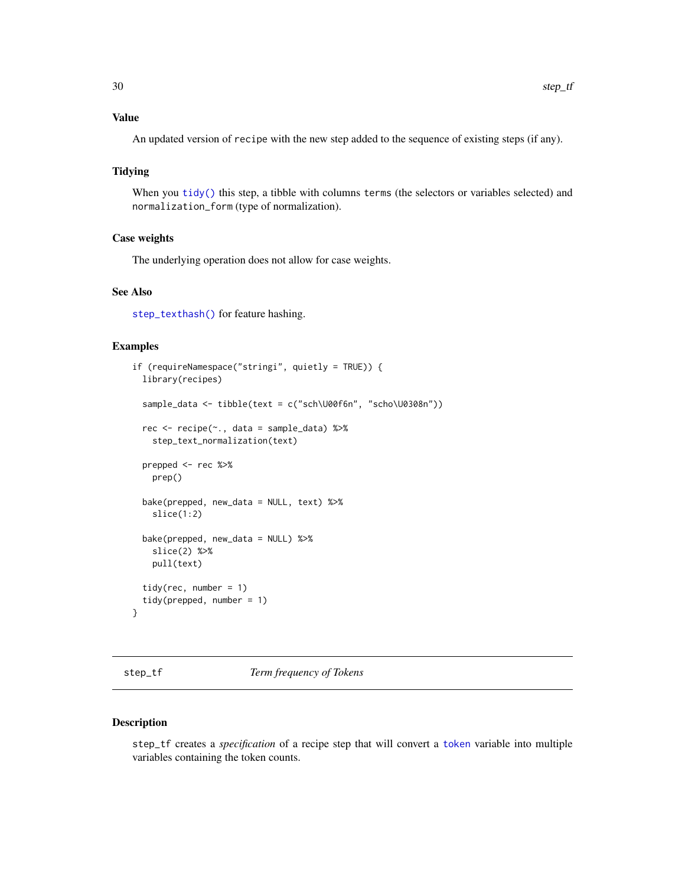### Value

An updated version of `recipe` with the new step added to the sequence of existing steps (if any).

### Tidying

When you `tidy()` this step, a tibble with columns `terms` (the selectors or variables selected) and `normalization_form` (type of normalization).

### Case weights

The underlying operation does not allow for case weights.

### See Also

`step_texthash()` for feature hashing.

### Examples

```
if (requireNamespace("stringi", quietly = TRUE)) {
  library(recipes)

  sample_data <- tibble(text = c("sch\U00f6n", "scho\U0308n"))

  rec <- recipe(~., data = sample_data) %>%
    step_text_normalization(text)

  prepped <- rec %>%
    prep()

  bake(prepped, new_data = NULL, text) %>%
    slice(1:2)

  bake(prepped, new_data = NULL) %>%
    slice(2) %>%
    pull(text)

  tidy(rec, number = 1)
  tidy(prepped, number = 1)
}
```

---

## step_tf — *Term frequency of Tokens*

### Description

`step_tf` creates a *specification* of a recipe step that will convert a `token` variable into multiple variables containing the token counts.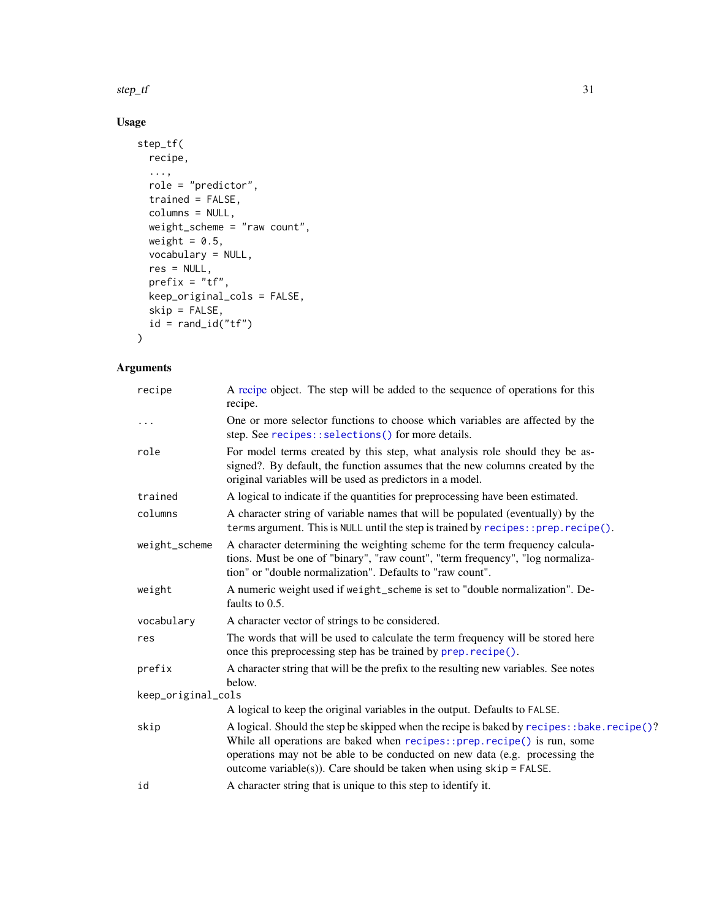## Usage

```
step_tf(
  recipe,
  ...,
  role = "predictor",
  trained = FALSE,
  columns = NULL,
  weight_scheme = "raw count",
  weight = 0.5,
  vocabulary = NULL,
  res = NULL,
  prefix = "tf",
  keep_original_cols = FALSE,
  skip = FALSE,
  id = rand_id("tf")
)
```

## Arguments

| | |
|---|---|
| `recipe` | A recipe object. The step will be added to the sequence of operations for this recipe. |
| `...` | One or more selector functions to choose which variables are affected by the step. See `recipes::selections()` for more details. |
| `role` | For model terms created by this step, what analysis role should they be assigned?. By default, the function assumes that the new columns created by the original variables will be used as predictors in a model. |
| `trained` | A logical to indicate if the quantities for preprocessing have been estimated. |
| `columns` | A character string of variable names that will be populated (eventually) by the `terms` argument. This is `NULL` until the step is trained by `recipes::prep.recipe()`. |
| `weight_scheme` | A character determining the weighting scheme for the term frequency calculations. Must be one of "binary", "raw count", "term frequency", "log normalization" or "double normalization". Defaults to "raw count". |
| `weight` | A numeric weight used if `weight_scheme` is set to "double normalization". Defaults to 0.5. |
| `vocabulary` | A character vector of strings to be considered. |
| `res` | The words that will be used to calculate the term frequency will be stored here once this preprocessing step has be trained by `prep.recipe()`. |
| `prefix` | A character string that will be the prefix to the resulting new variables. See notes below. |
| `keep_original_cols` | A logical to keep the original variables in the output. Defaults to `FALSE`. |
| `skip` | A logical. Should the step be skipped when the recipe is baked by `recipes::bake.recipe()`? While all operations are baked when `recipes::prep.recipe()` is run, some operations may not be able to be conducted on new data (e.g. processing the outcome variable(s)). Care should be taken when using `skip = FALSE`. |
| `id` | A character string that is unique to this step to identify it. |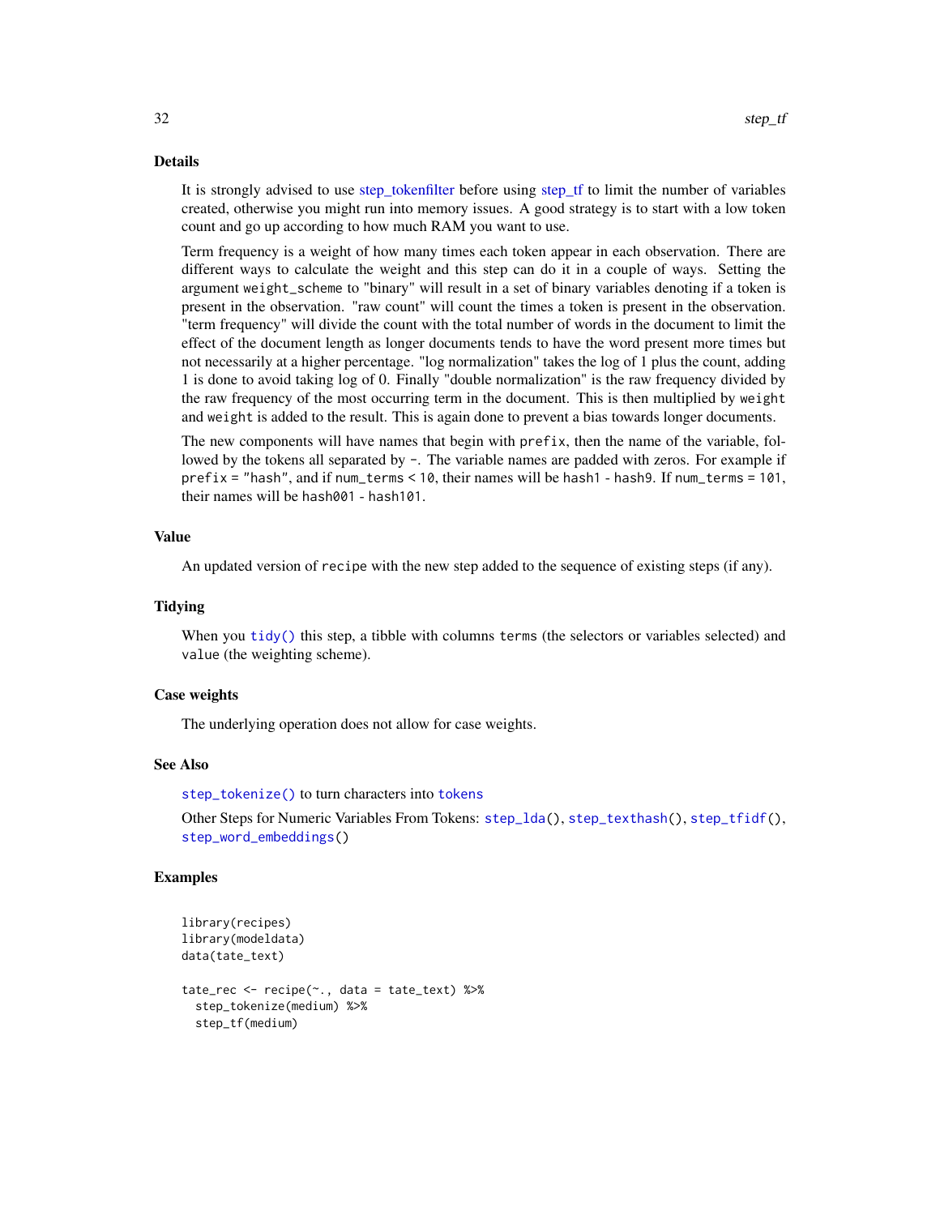## Details

It is strongly advised to use step_tokenfilter before using step_tf to limit the number of variables created, otherwise you might run into memory issues. A good strategy is to start with a low token count and go up according to how much RAM you want to use.

Term frequency is a weight of how many times each token appear in each observation. There are different ways to calculate the weight and this step can do it in a couple of ways. Setting the argument `weight_scheme` to "binary" will result in a set of binary variables denoting if a token is present in the observation. "raw count" will count the times a token is present in the observation. "term frequency" will divide the count with the total number of words in the document to limit the effect of the document length as longer documents tends to have the word present more times but not necessarily at a higher percentage. "log normalization" takes the log of 1 plus the count, adding 1 is done to avoid taking log of 0. Finally "double normalization" is the raw frequency divided by the raw frequency of the most occurring term in the document. This is then multiplied by `weight` and `weight` is added to the result. This is again done to prevent a bias towards longer documents.

The new components will have names that begin with `prefix`, then the name of the variable, followed by the tokens all separated by `-`. The variable names are padded with zeros. For example if `prefix = "hash"`, and if `num_terms < 10`, their names will be `hash1` - `hash9`. If `num_terms = 101`, their names will be `hash001` - `hash101`.

## Value

An updated version of `recipe` with the new step added to the sequence of existing steps (if any).

## Tidying

When you `tidy()` this step, a tibble with columns `terms` (the selectors or variables selected) and `value` (the weighting scheme).

## Case weights

The underlying operation does not allow for case weights.

## See Also

`step_tokenize()` to turn characters into `tokens`

Other Steps for Numeric Variables From Tokens: `step_lda()`, `step_texthash()`, `step_tfidf()`, `step_word_embeddings()`

## Examples

```
library(recipes)
library(modeldata)
data(tate_text)

tate_rec <- recipe(~., data = tate_text) %>%
  step_tokenize(medium) %>%
  step_tf(medium)
```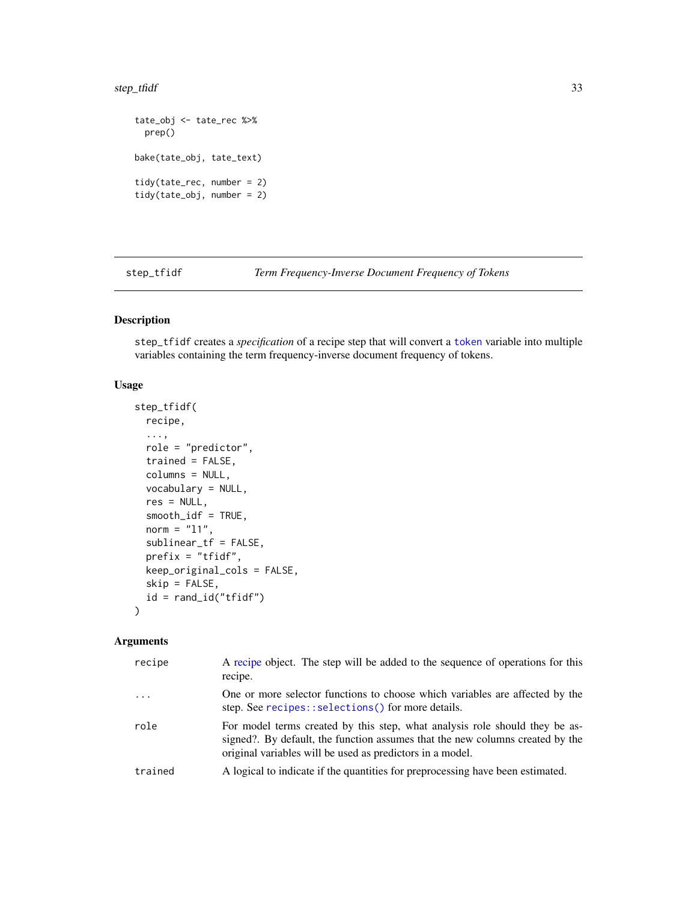```
tate_obj <- tate_rec %>%
  prep()

bake(tate_obj, tate_text)

tidy(tate_rec, number = 2)
tidy(tate_obj, number = 2)
```

## step_tfidf — *Term Frequency-Inverse Document Frequency of Tokens*

### Description

step_tfidf creates a *specification* of a recipe step that will convert a token variable into multiple variables containing the term frequency-inverse document frequency of tokens.

### Usage

```
step_tfidf(
  recipe,
  ...,
  role = "predictor",
  trained = FALSE,
  columns = NULL,
  vocabulary = NULL,
  res = NULL,
  smooth_idf = TRUE,
  norm = "l1",
  sublinear_tf = FALSE,
  prefix = "tfidf",
  keep_original_cols = FALSE,
  skip = FALSE,
  id = rand_id("tfidf")
)
```

### Arguments

| | |
|---|---|
| recipe | A recipe object. The step will be added to the sequence of operations for this recipe. |
| ... | One or more selector functions to choose which variables are affected by the step. See recipes::selections() for more details. |
| role | For model terms created by this step, what analysis role should they be assigned?. By default, the function assumes that the new columns created by the original variables will be used as predictors in a model. |
| trained | A logical to indicate if the quantities for preprocessing have been estimated. |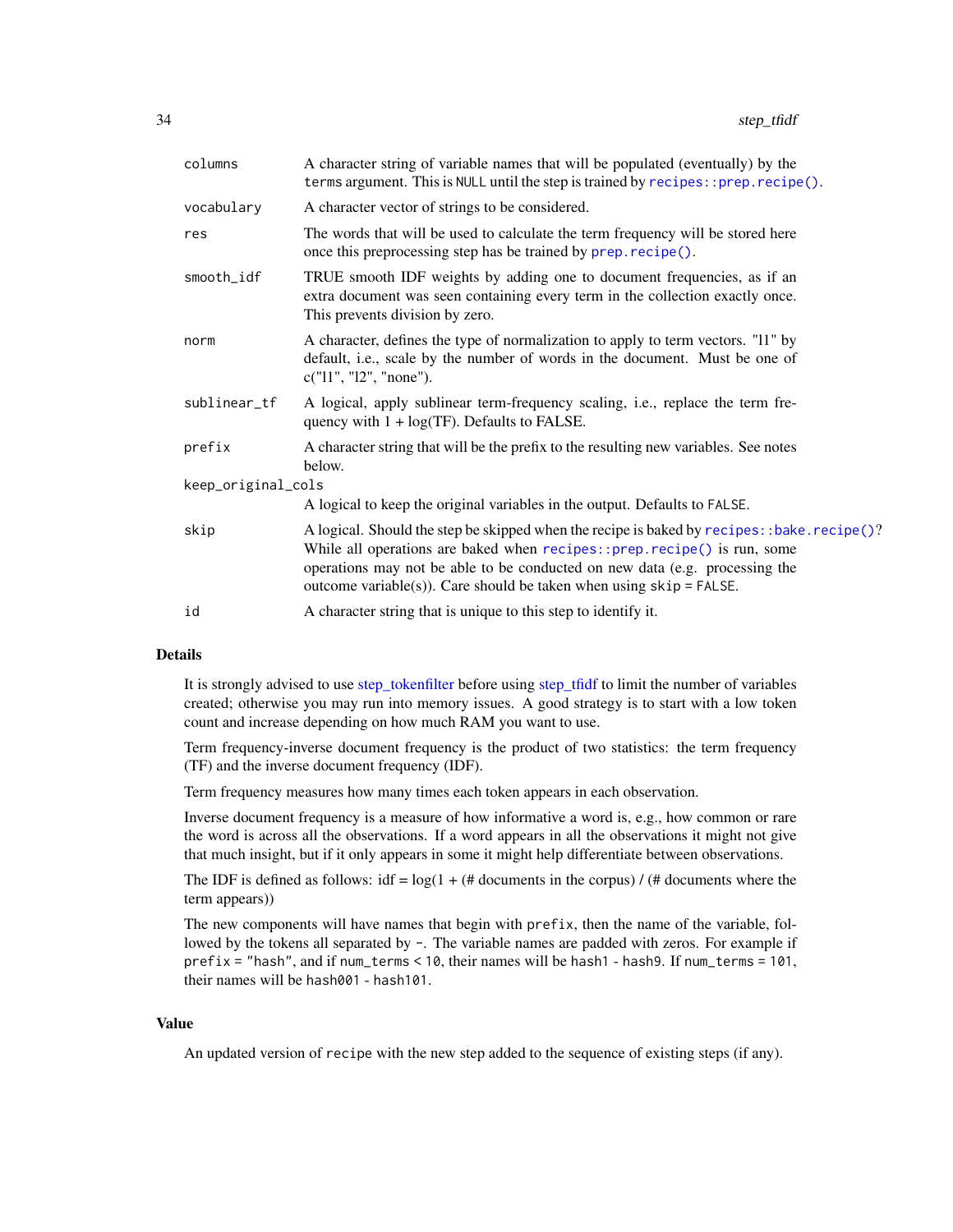| | |
|---|---|
| columns | A character string of variable names that will be populated (eventually) by the `terms` argument. This is `NULL` until the step is trained by `recipes::prep.recipe()`. |
| vocabulary | A character vector of strings to be considered. |
| res | The words that will be used to calculate the term frequency will be stored here once this preprocessing step has be trained by `prep.recipe()`. |
| smooth_idf | TRUE smooth IDF weights by adding one to document frequencies, as if an extra document was seen containing every term in the collection exactly once. This prevents division by zero. |
| norm | A character, defines the type of normalization to apply to term vectors. "l1" by default, i.e., scale by the number of words in the document. Must be one of c("l1", "l2", "none"). |
| sublinear_tf | A logical, apply sublinear term-frequency scaling, i.e., replace the term frequency with 1 + log(TF). Defaults to FALSE. |
| prefix | A character string that will be the prefix to the resulting new variables. See notes below. |
| keep_original_cols | A logical to keep the original variables in the output. Defaults to `FALSE`. |
| skip | A logical. Should the step be skipped when the recipe is baked by `recipes::bake.recipe()`? While all operations are baked when `recipes::prep.recipe()` is run, some operations may not be able to be conducted on new data (e.g. processing the outcome variable(s)). Care should be taken when using `skip = FALSE`. |
| id | A character string that is unique to this step to identify it. |

## Details

It is strongly advised to use step_tokenfilter before using step_tfidf to limit the number of variables created; otherwise you may run into memory issues. A good strategy is to start with a low token count and increase depending on how much RAM you want to use.

Term frequency-inverse document frequency is the product of two statistics: the term frequency (TF) and the inverse document frequency (IDF).

Term frequency measures how many times each token appears in each observation.

Inverse document frequency is a measure of how informative a word is, e.g., how common or rare the word is across all the observations. If a word appears in all the observations it might not give that much insight, but if it only appears in some it might help differentiate between observations.

The IDF is defined as follows: idf = log(1 + (# documents in the corpus) / (# documents where the term appears))

The new components will have names that begin with `prefix`, then the name of the variable, followed by the tokens all separated by `-`. The variable names are padded with zeros. For example if `prefix = "hash"`, and if `num_terms < 10`, their names will be `hash1` - `hash9`. If `num_terms = 101`, their names will be `hash001` - `hash101`.

## Value

An updated version of `recipe` with the new step added to the sequence of existing steps (if any).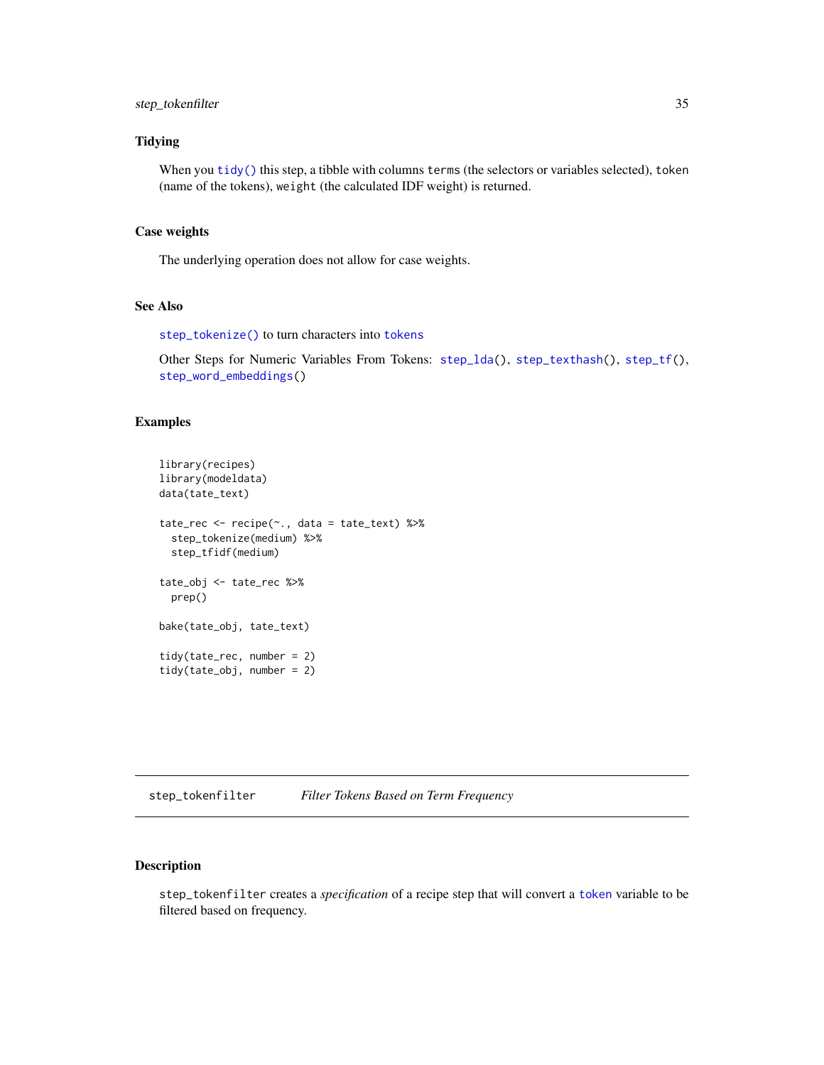## Tidying

When you `tidy()` this step, a tibble with columns `terms` (the selectors or variables selected), `token` (name of the tokens), `weight` (the calculated IDF weight) is returned.

## Case weights

The underlying operation does not allow for case weights.

## See Also

`step_tokenize()` to turn characters into `tokens`

Other Steps for Numeric Variables From Tokens: `step_lda()`, `step_texthash()`, `step_tf()`, `step_word_embeddings()`

## Examples

```
library(recipes)
library(modeldata)
data(tate_text)

tate_rec <- recipe(~., data = tate_text) %>%
  step_tokenize(medium) %>%
  step_tfidf(medium)

tate_obj <- tate_rec %>%
  prep()

bake(tate_obj, tate_text)

tidy(tate_rec, number = 2)
tidy(tate_obj, number = 2)
```

---

# step_tokenfilter    *Filter Tokens Based on Term Frequency*

## Description

`step_tokenfilter` creates a *specification* of a recipe step that will convert a `token` variable to be filtered based on frequency.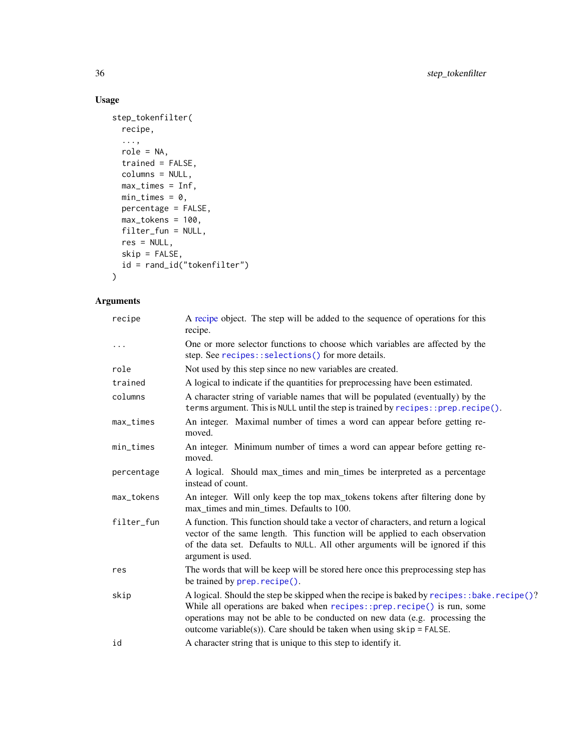## Usage

```
step_tokenfilter(
  recipe,
  ...,
  role = NA,
  trained = FALSE,
  columns = NULL,
  max_times = Inf,
  min_times = 0,
  percentage = FALSE,
  max_tokens = 100,
  filter_fun = NULL,
  res = NULL,
  skip = FALSE,
  id = rand_id("tokenfilter")
)
```

## Arguments

| Argument | Description |
|---|---|
| `recipe` | A recipe object. The step will be added to the sequence of operations for this recipe. |
| `...` | One or more selector functions to choose which variables are affected by the step. See `recipes::selections()` for more details. |
| `role` | Not used by this step since no new variables are created. |
| `trained` | A logical to indicate if the quantities for preprocessing have been estimated. |
| `columns` | A character string of variable names that will be populated (eventually) by the `terms` argument. This is `NULL` until the step is trained by `recipes::prep.recipe()`. |
| `max_times` | An integer. Maximal number of times a word can appear before getting removed. |
| `min_times` | An integer. Minimum number of times a word can appear before getting removed. |
| `percentage` | A logical. Should max_times and min_times be interpreted as a percentage instead of count. |
| `max_tokens` | An integer. Will only keep the top max_tokens tokens after filtering done by max_times and min_times. Defaults to 100. |
| `filter_fun` | A function. This function should take a vector of characters, and return a logical vector of the same length. This function will be applied to each observation of the data set. Defaults to `NULL`. All other arguments will be ignored if this argument is used. |
| `res` | The words that will be keep will be stored here once this preprocessing step has be trained by `prep.recipe()`. |
| `skip` | A logical. Should the step be skipped when the recipe is baked by `recipes::bake.recipe()`? While all operations are baked when `recipes::prep.recipe()` is run, some operations may not be able to be conducted on new data (e.g. processing the outcome variable(s)). Care should be taken when using `skip = FALSE`. |
| `id` | A character string that is unique to this step to identify it. |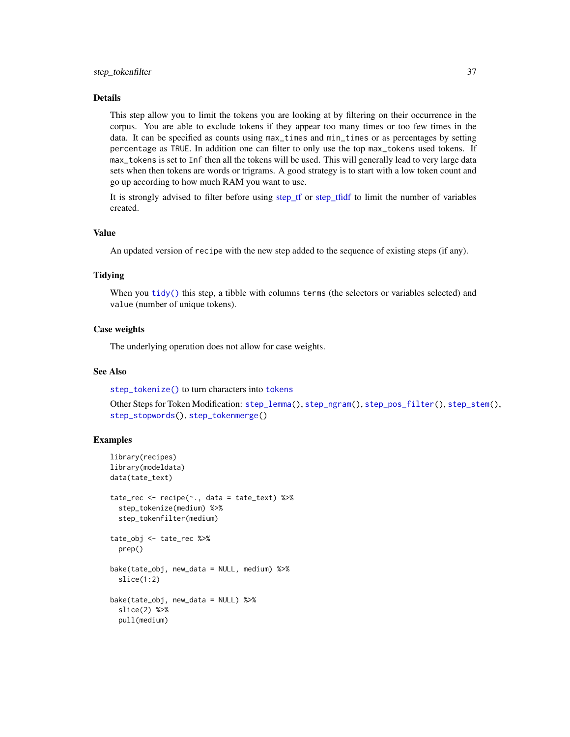## Details

This step allow you to limit the tokens you are looking at by filtering on their occurrence in the corpus. You are able to exclude tokens if they appear too many times or too few times in the data. It can be specified as counts using `max_times` and `min_times` or as percentages by setting `percentage` as `TRUE`. In addition one can filter to only use the top `max_tokens` used tokens. If `max_tokens` is set to `Inf` then all the tokens will be used. This will generally lead to very large data sets when then tokens are words or trigrams. A good strategy is to start with a low token count and go up according to how much RAM you want to use.

It is strongly advised to filter before using step_tf or step_tfidf to limit the number of variables created.

## Value

An updated version of `recipe` with the new step added to the sequence of existing steps (if any).

## Tidying

When you `tidy()` this step, a tibble with columns `terms` (the selectors or variables selected) and `value` (number of unique tokens).

## Case weights

The underlying operation does not allow for case weights.

## See Also

`step_tokenize()` to turn characters into `tokens`

Other Steps for Token Modification: `step_lemma()`, `step_ngram()`, `step_pos_filter()`, `step_stem()`, `step_stopwords()`, `step_tokenmerge()`

## Examples

```
library(recipes)
library(modeldata)
data(tate_text)

tate_rec <- recipe(~., data = tate_text) %>%
  step_tokenize(medium) %>%
  step_tokenfilter(medium)

tate_obj <- tate_rec %>%
  prep()

bake(tate_obj, new_data = NULL, medium) %>%
  slice(1:2)

bake(tate_obj, new_data = NULL) %>%
  slice(2) %>%
  pull(medium)
```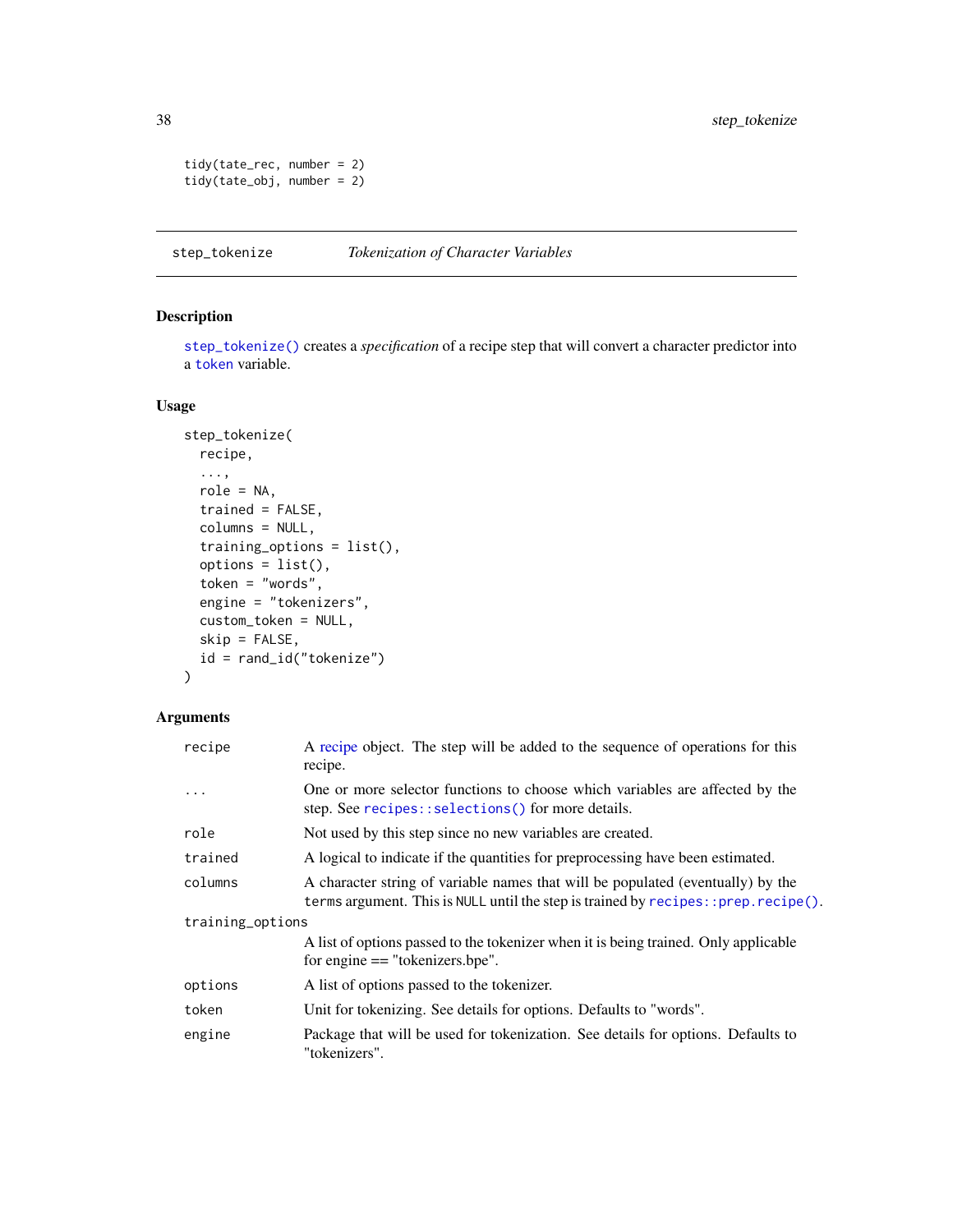```
tidy(tate_rec, number = 2)
tidy(tate_obj, number = 2)
```

## step_tokenize — *Tokenization of Character Variables*

### Description

`step_tokenize()` creates a *specification* of a recipe step that will convert a character predictor into a `token` variable.

### Usage

```
step_tokenize(
  recipe,
  ...,
  role = NA,
  trained = FALSE,
  columns = NULL,
  training_options = list(),
  options = list(),
  token = "words",
  engine = "tokenizers",
  custom_token = NULL,
  skip = FALSE,
  id = rand_id("tokenize")
)
```

### Arguments

| Argument | Description |
|---|---|
| `recipe` | A recipe object. The step will be added to the sequence of operations for this recipe. |
| `...` | One or more selector functions to choose which variables are affected by the step. See `recipes::selections()` for more details. |
| `role` | Not used by this step since no new variables are created. |
| `trained` | A logical to indicate if the quantities for preprocessing have been estimated. |
| `columns` | A character string of variable names that will be populated (eventually) by the `terms` argument. This is `NULL` until the step is trained by `recipes::prep.recipe()`. |
| `training_options` | A list of options passed to the tokenizer when it is being trained. Only applicable for engine == "tokenizers.bpe". |
| `options` | A list of options passed to the tokenizer. |
| `token` | Unit for tokenizing. See details for options. Defaults to "words". |
| `engine` | Package that will be used for tokenization. See details for options. Defaults to "tokenizers". |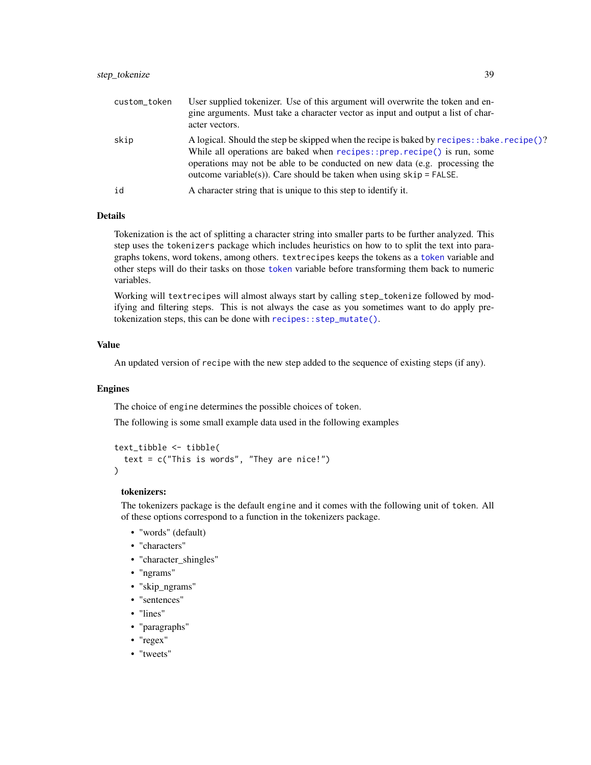| | |
|---|---|
| custom_token | User supplied tokenizer. Use of this argument will overwrite the token and engine arguments. Must take a character vector as input and output a list of character vectors. |
| skip | A logical. Should the step be skipped when the recipe is baked by recipes::bake.recipe()? While all operations are baked when recipes::prep.recipe() is run, some operations may not be able to be conducted on new data (e.g. processing the outcome variable(s)). Care should be taken when using skip = FALSE. |
| id | A character string that is unique to this step to identify it. |

### Details

Tokenization is the act of splitting a character string into smaller parts to be further analyzed. This step uses the tokenizers package which includes heuristics on how to to split the text into paragraphs tokens, word tokens, among others. textrecipes keeps the tokens as a token variable and other steps will do their tasks on those token variable before transforming them back to numeric variables.

Working will textrecipes will almost always start by calling step_tokenize followed by modifying and filtering steps. This is not always the case as you sometimes want to do apply pre-tokenization steps, this can be done with recipes::step_mutate().

### Value

An updated version of recipe with the new step added to the sequence of existing steps (if any).

### Engines

The choice of engine determines the possible choices of token.

The following is some small example data used in the following examples

```
text_tibble <- tibble(
  text = c("This is words", "They are nice!")
)
```

**tokenizers:**

The tokenizers package is the default engine and it comes with the following unit of token. All of these options correspond to a function in the tokenizers package.

- "words" (default)
- "characters"
- "character_shingles"
- "ngrams"
- "skip_ngrams"
- "sentences"
- "lines"
- "paragraphs"
- "regex"
- "tweets"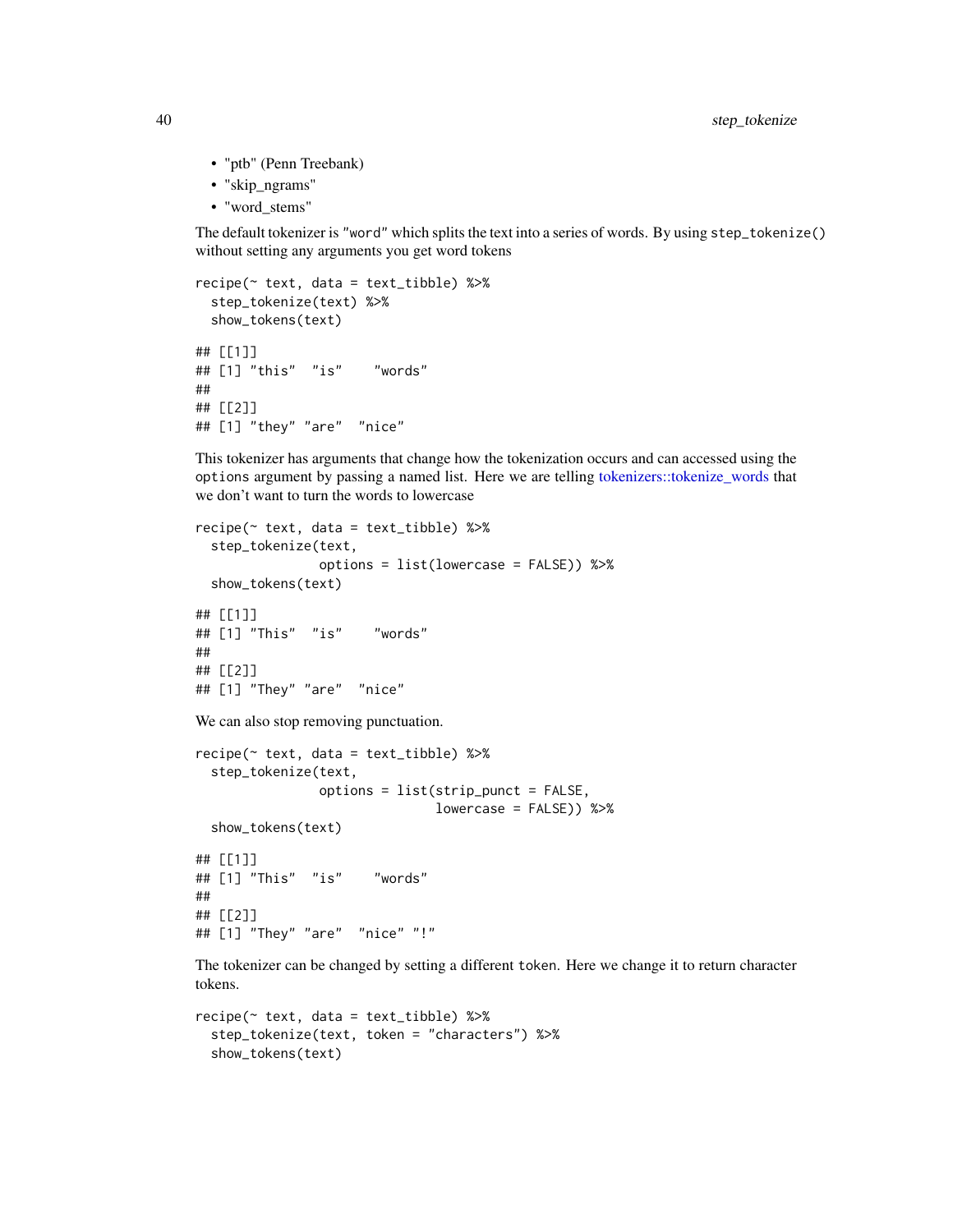- "ptb" (Penn Treebank)
- "skip_ngrams"
- "word_stems"

The default tokenizer is `"word"` which splits the text into a series of words. By using `step_tokenize()` without setting any arguments you get word tokens

```
recipe(~ text, data = text_tibble) %>%
  step_tokenize(text) %>%
  show_tokens(text)
```

```
## [[1]]
## [1] "this"  "is"    "words"
##
## [[2]]
## [1] "they" "are"  "nice"
```

This tokenizer has arguments that change how the tokenization occurs and can accessed using the `options` argument by passing a named list. Here we are telling tokenizers::tokenize_words that we don't want to turn the words to lowercase

```
recipe(~ text, data = text_tibble) %>%
  step_tokenize(text,
                options = list(lowercase = FALSE)) %>%
  show_tokens(text)
```

```
## [[1]]
## [1] "This"  "is"    "words"
##
## [[2]]
## [1] "They" "are"  "nice"
```

We can also stop removing punctuation.

```
recipe(~ text, data = text_tibble) %>%
  step_tokenize(text,
                options = list(strip_punct = FALSE,
                               lowercase = FALSE)) %>%
  show_tokens(text)
```

```
## [[1]]
## [1] "This"  "is"    "words"
##
## [[2]]
## [1] "They" "are"  "nice" "!"
```

The tokenizer can be changed by setting a different `token`. Here we change it to return character tokens.

```
recipe(~ text, data = text_tibble) %>%
  step_tokenize(text, token = "characters") %>%
  show_tokens(text)
```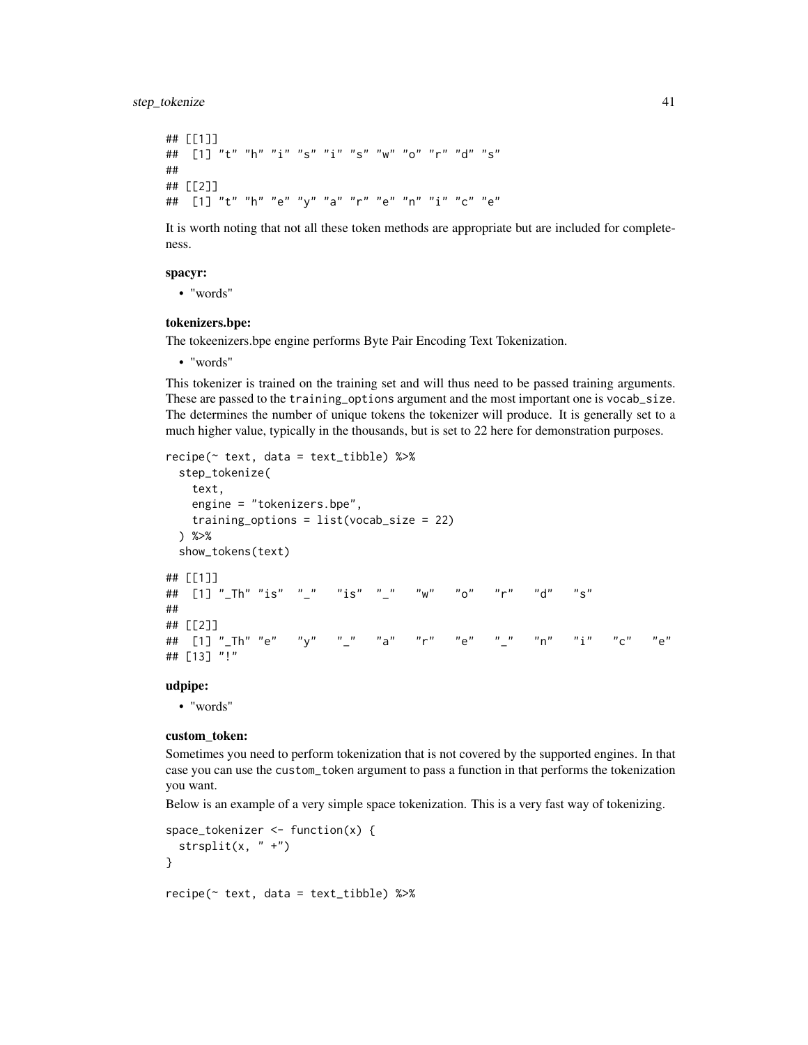```
## [[1]]
##  [1] "t" "h" "i" "s" "i" "s" "w" "o" "r" "d" "s"
##
## [[2]]
##  [1] "t" "h" "e" "y" "a" "r" "e" "n" "i" "c" "e"
```

It is worth noting that not all these token methods are appropriate but are included for completeness.

**spacyr:**

- "words"

**tokenizers.bpe:**

The tokeenizers.bpe engine performs Byte Pair Encoding Text Tokenization.

- "words"

This tokenizer is trained on the training set and will thus need to be passed training arguments. These are passed to the `training_options` argument and the most important one is `vocab_size`. The determines the number of unique tokens the tokenizer will produce. It is generally set to a much higher value, typically in the thousands, but is set to 22 here for demonstration purposes.

```
recipe(~ text, data = text_tibble) %>%
  step_tokenize(
    text,
    engine = "tokenizers.bpe",
    training_options = list(vocab_size = 22)
  ) %>%
  show_tokens(text)

## [[1]]
##  [1] "_Th" "is"  "_"   "is"  "_"   "w"   "o"   "r"   "d"   "s"
##
## [[2]]
##  [1] "_Th" "e"   "y"   "_"   "a"   "r"   "e"   "_"   "n"   "i"   "c"   "e"
## [13] "!"
```

**udpipe:**

- "words"

**custom_token:**

Sometimes you need to perform tokenization that is not covered by the supported engines. In that case you can use the `custom_token` argument to pass a function in that performs the tokenization you want.

Below is an example of a very simple space tokenization. This is a very fast way of tokenizing.

```
space_tokenizer <- function(x) {
  strsplit(x, " +")
}

recipe(~ text, data = text_tibble) %>%
```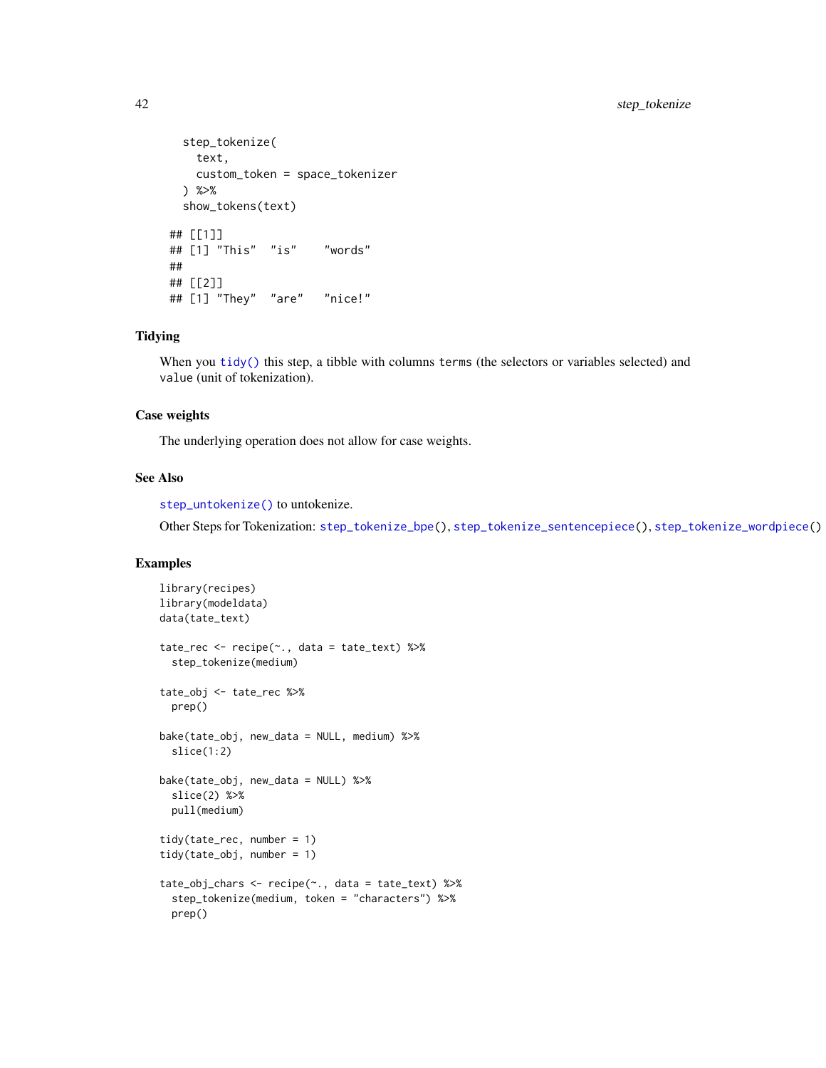```
  step_tokenize(
    text,
    custom_token = space_tokenizer
  ) %>%
  show_tokens(text)
```

```
## [[1]]
## [1] "This"  "is"    "words"
##
## [[2]]
## [1] "They"  "are"   "nice!"
```

## Tidying

When you `tidy()` this step, a tibble with columns `terms` (the selectors or variables selected) and `value` (unit of tokenization).

## Case weights

The underlying operation does not allow for case weights.

## See Also

`step_untokenize()` to untokenize.

Other Steps for Tokenization: `step_tokenize_bpe()`, `step_tokenize_sentencepiece()`, `step_tokenize_wordpiece()`

## Examples

```
library(recipes)
library(modeldata)
data(tate_text)

tate_rec <- recipe(~., data = tate_text) %>%
  step_tokenize(medium)

tate_obj <- tate_rec %>%
  prep()

bake(tate_obj, new_data = NULL, medium) %>%
  slice(1:2)

bake(tate_obj, new_data = NULL) %>%
  slice(2) %>%
  pull(medium)

tidy(tate_rec, number = 1)
tidy(tate_obj, number = 1)

tate_obj_chars <- recipe(~., data = tate_text) %>%
  step_tokenize(medium, token = "characters") %>%
  prep()
```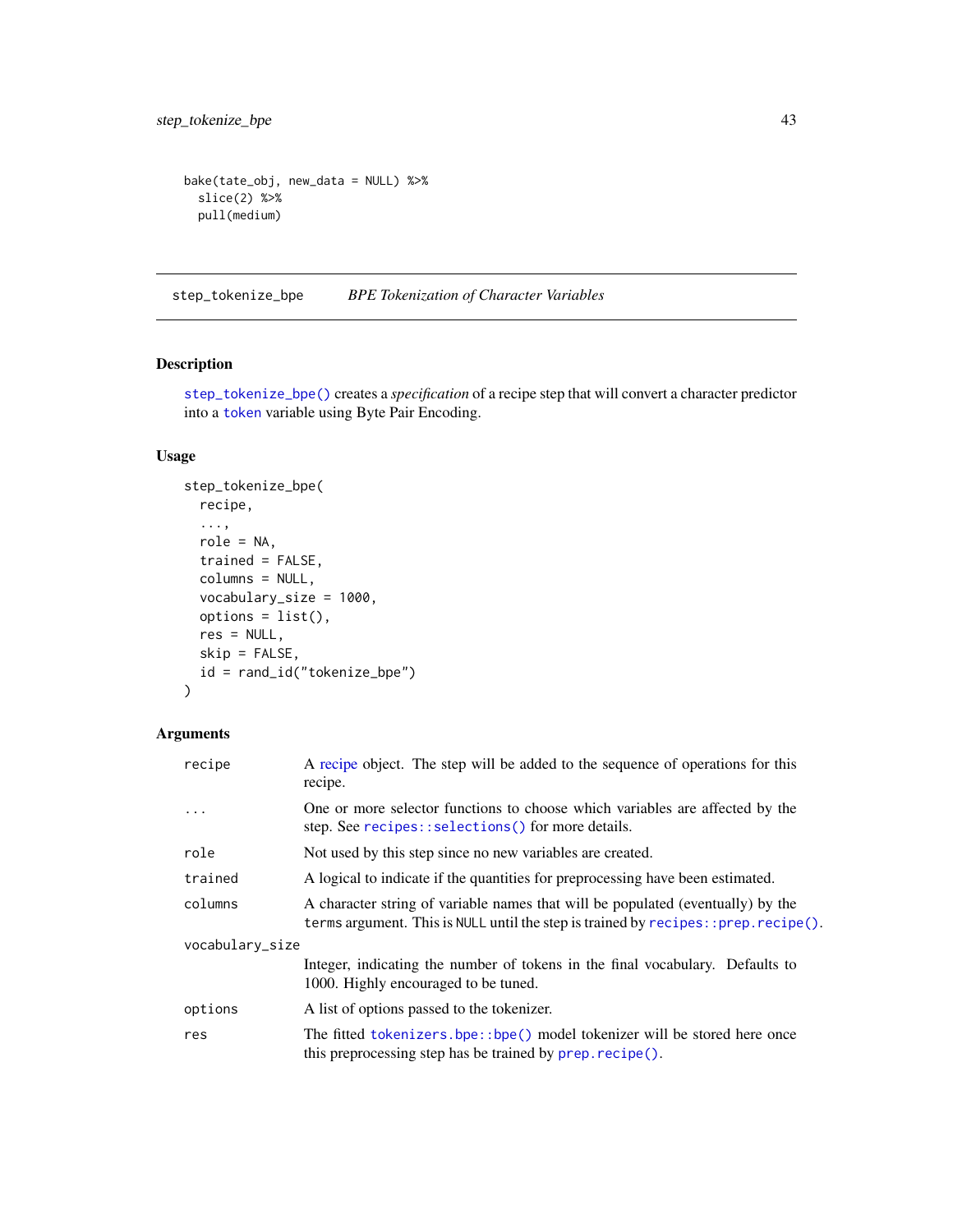```
bake(tate_obj, new_data = NULL) %>%
  slice(2) %>%
  pull(medium)
```

## step_tokenize_bpe — *BPE Tokenization of Character Variables*

### Description

step_tokenize_bpe() creates a *specification* of a recipe step that will convert a character predictor into a token variable using Byte Pair Encoding.

### Usage

```
step_tokenize_bpe(
  recipe,
  ...,
  role = NA,
  trained = FALSE,
  columns = NULL,
  vocabulary_size = 1000,
  options = list(),
  res = NULL,
  skip = FALSE,
  id = rand_id("tokenize_bpe")
)
```

### Arguments

| Argument | Description |
|---|---|
| recipe | A recipe object. The step will be added to the sequence of operations for this recipe. |
| ... | One or more selector functions to choose which variables are affected by the step. See recipes::selections() for more details. |
| role | Not used by this step since no new variables are created. |
| trained | A logical to indicate if the quantities for preprocessing have been estimated. |
| columns | A character string of variable names that will be populated (eventually) by the terms argument. This is NULL until the step is trained by recipes::prep.recipe(). |
| vocabulary_size | Integer, indicating the number of tokens in the final vocabulary. Defaults to 1000. Highly encouraged to be tuned. |
| options | A list of options passed to the tokenizer. |
| res | The fitted tokenizers.bpe::bpe() model tokenizer will be stored here once this preprocessing step has be trained by prep.recipe(). |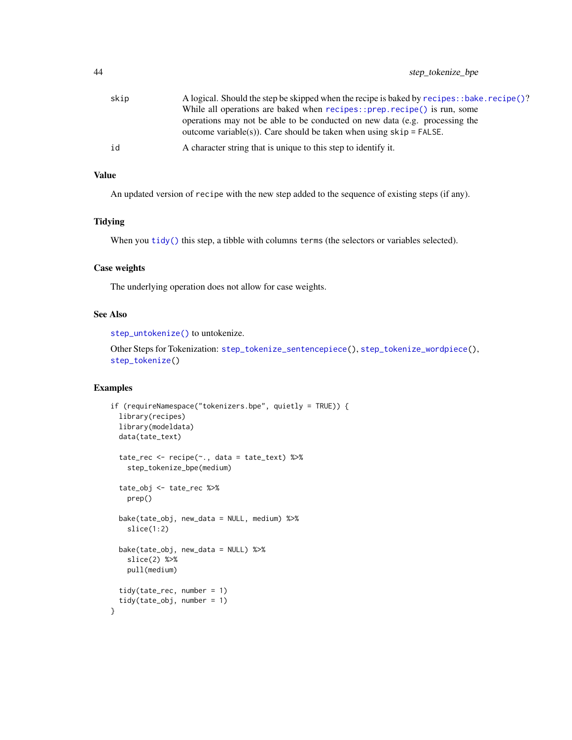skip
: A logical. Should the step be skipped when the recipe is baked by `recipes::bake.recipe()`? While all operations are baked when `recipes::prep.recipe()` is run, some operations may not be able to be conducted on new data (e.g. processing the outcome variable(s)). Care should be taken when using `skip = FALSE`.

id
: A character string that is unique to this step to identify it.

## Value

An updated version of `recipe` with the new step added to the sequence of existing steps (if any).

## Tidying

When you `tidy()` this step, a tibble with columns `terms` (the selectors or variables selected).

## Case weights

The underlying operation does not allow for case weights.

## See Also

`step_untokenize()` to untokenize.

Other Steps for Tokenization: `step_tokenize_sentencepiece()`, `step_tokenize_wordpiece()`, `step_tokenize()`

## Examples

```
if (requireNamespace("tokenizers.bpe", quietly = TRUE)) {
  library(recipes)
  library(modeldata)
  data(tate_text)

  tate_rec <- recipe(~., data = tate_text) %>%
    step_tokenize_bpe(medium)

  tate_obj <- tate_rec %>%
    prep()

  bake(tate_obj, new_data = NULL, medium) %>%
    slice(1:2)

  bake(tate_obj, new_data = NULL) %>%
    slice(2) %>%
    pull(medium)

  tidy(tate_rec, number = 1)
  tidy(tate_obj, number = 1)
}
```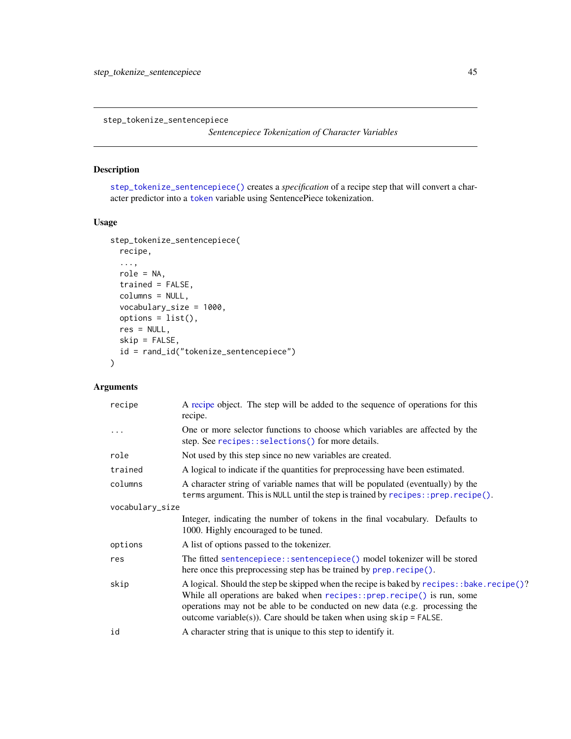# step_tokenize_sentencepiece

*Sentencepiece Tokenization of Character Variables*

## Description

`step_tokenize_sentencepiece()` creates a *specification* of a recipe step that will convert a character predictor into a `token` variable using SentencePiece tokenization.

## Usage

```
step_tokenize_sentencepiece(
  recipe,
  ...,
  role = NA,
  trained = FALSE,
  columns = NULL,
  vocabulary_size = 1000,
  options = list(),
  res = NULL,
  skip = FALSE,
  id = rand_id("tokenize_sentencepiece")
)
```

## Arguments

| Argument | Description |
|---|---|
| `recipe` | A recipe object. The step will be added to the sequence of operations for this recipe. |
| `...` | One or more selector functions to choose which variables are affected by the step. See `recipes::selections()` for more details. |
| `role` | Not used by this step since no new variables are created. |
| `trained` | A logical to indicate if the quantities for preprocessing have been estimated. |
| `columns` | A character string of variable names that will be populated (eventually) by the `terms` argument. This is `NULL` until the step is trained by `recipes::prep.recipe()`. |
| `vocabulary_size` | Integer, indicating the number of tokens in the final vocabulary. Defaults to 1000. Highly encouraged to be tuned. |
| `options` | A list of options passed to the tokenizer. |
| `res` | The fitted `sentencepiece::sentencepiece()` model tokenizer will be stored here once this preprocessing step has be trained by `prep.recipe()`. |
| `skip` | A logical. Should the step be skipped when the recipe is baked by `recipes::bake.recipe()`? While all operations are baked when `recipes::prep.recipe()` is run, some operations may not be able to be conducted on new data (e.g. processing the outcome variable(s)). Care should be taken when using `skip = FALSE`. |
| `id` | A character string that is unique to this step to identify it. |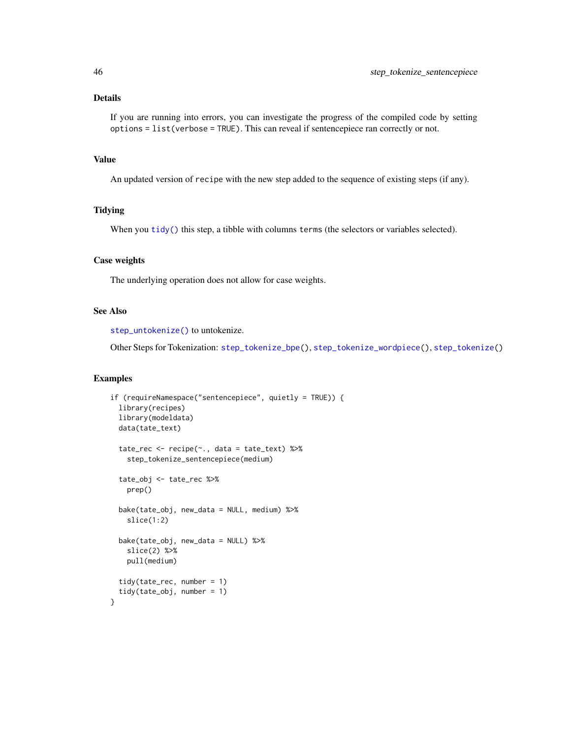## Details

If you are running into errors, you can investigate the progress of the compiled code by setting `options = list(verbose = TRUE)`. This can reveal if sentencepiece ran correctly or not.

## Value

An updated version of `recipe` with the new step added to the sequence of existing steps (if any).

## Tidying

When you `tidy()` this step, a tibble with columns `terms` (the selectors or variables selected).

## Case weights

The underlying operation does not allow for case weights.

## See Also

`step_untokenize()` to untokenize.

Other Steps for Tokenization: `step_tokenize_bpe()`, `step_tokenize_wordpiece()`, `step_tokenize()`

## Examples

```
if (requireNamespace("sentencepiece", quietly = TRUE)) {
  library(recipes)
  library(modeldata)
  data(tate_text)

  tate_rec <- recipe(~., data = tate_text) %>%
    step_tokenize_sentencepiece(medium)

  tate_obj <- tate_rec %>%
    prep()

  bake(tate_obj, new_data = NULL, medium) %>%
    slice(1:2)

  bake(tate_obj, new_data = NULL) %>%
    slice(2) %>%
    pull(medium)

  tidy(tate_rec, number = 1)
  tidy(tate_obj, number = 1)
}
```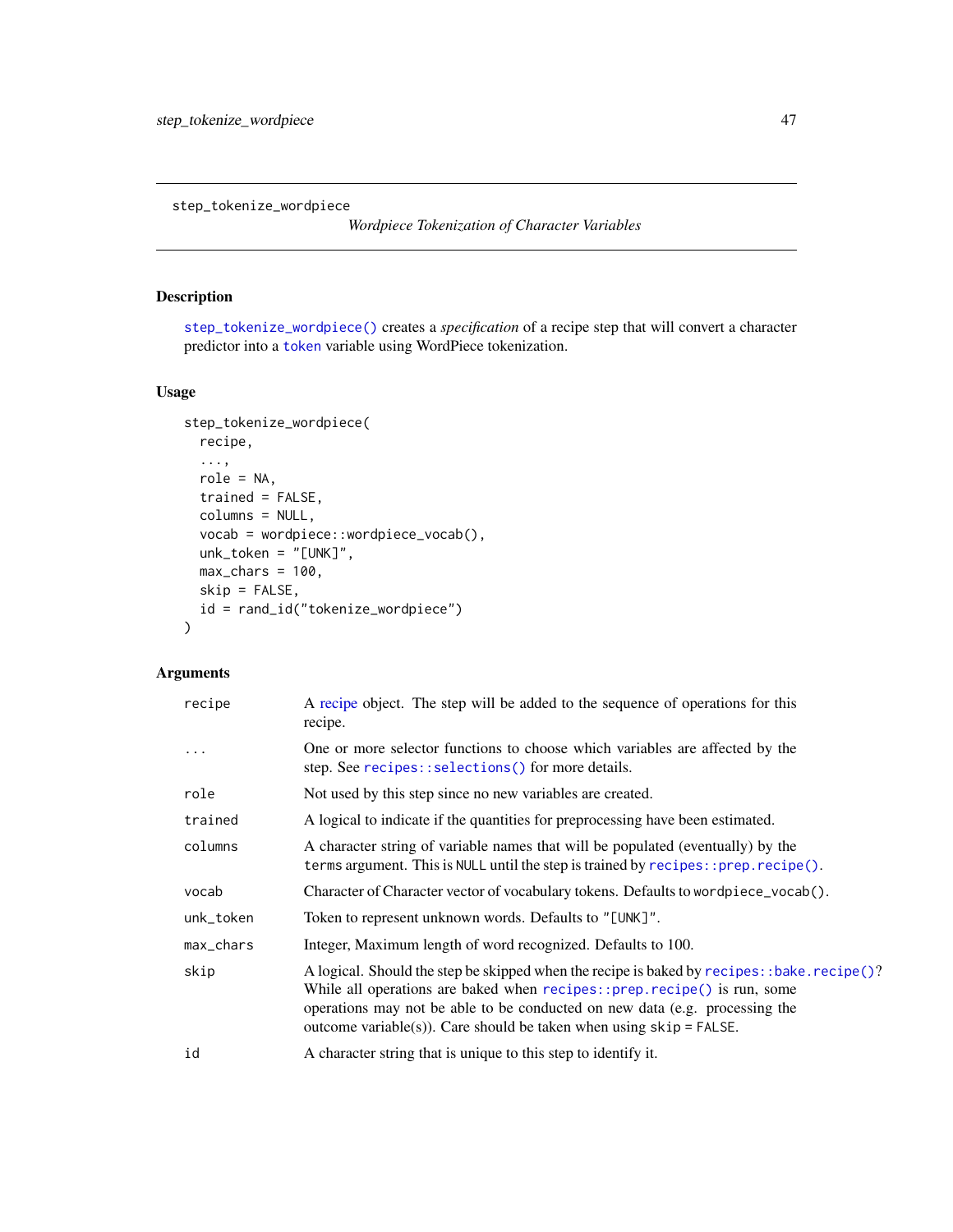step_tokenize_wordpiece

*Wordpiece Tokenization of Character Variables*

## Description

`step_tokenize_wordpiece()` creates a *specification* of a recipe step that will convert a character predictor into a `token` variable using WordPiece tokenization.

## Usage

```
step_tokenize_wordpiece(
  recipe,
  ...,
  role = NA,
  trained = FALSE,
  columns = NULL,
  vocab = wordpiece::wordpiece_vocab(),
  unk_token = "[UNK]",
  max_chars = 100,
  skip = FALSE,
  id = rand_id("tokenize_wordpiece")
)
```

## Arguments

| | |
|---|---|
| `recipe` | A recipe object. The step will be added to the sequence of operations for this recipe. |
| `...` | One or more selector functions to choose which variables are affected by the step. See `recipes::selections()` for more details. |
| `role` | Not used by this step since no new variables are created. |
| `trained` | A logical to indicate if the quantities for preprocessing have been estimated. |
| `columns` | A character string of variable names that will be populated (eventually) by the `terms` argument. This is `NULL` until the step is trained by `recipes::prep.recipe()`. |
| `vocab` | Character of Character vector of vocabulary tokens. Defaults to `wordpiece_vocab()`. |
| `unk_token` | Token to represent unknown words. Defaults to `"[UNK]"`. |
| `max_chars` | Integer, Maximum length of word recognized. Defaults to 100. |
| `skip` | A logical. Should the step be skipped when the recipe is baked by `recipes::bake.recipe()`? While all operations are baked when `recipes::prep.recipe()` is run, some operations may not be able to be conducted on new data (e.g. processing the outcome variable(s)). Care should be taken when using `skip = FALSE`. |
| `id` | A character string that is unique to this step to identify it. |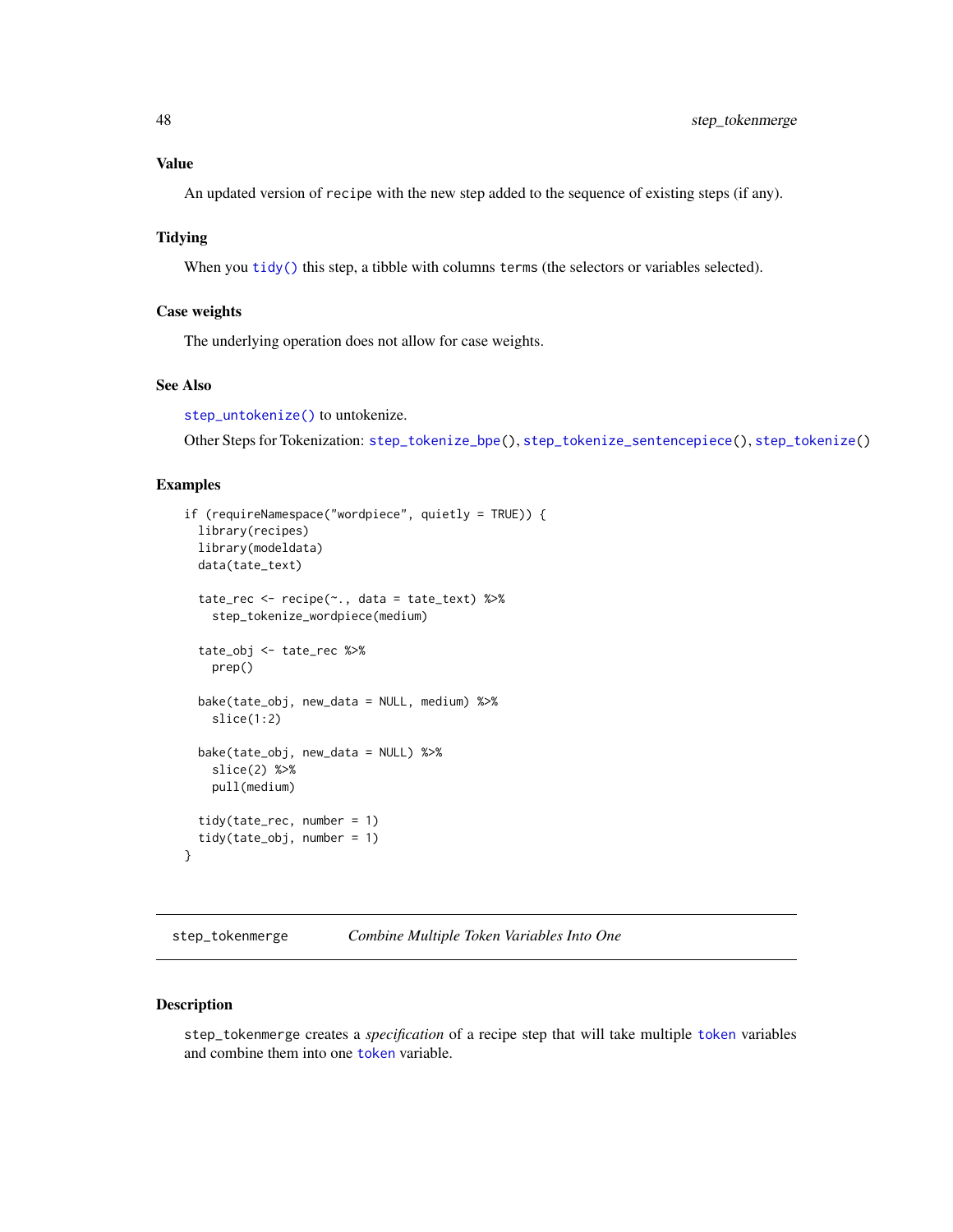### Value

An updated version of recipe with the new step added to the sequence of existing steps (if any).

### Tidying

When you tidy() this step, a tibble with columns terms (the selectors or variables selected).

### Case weights

The underlying operation does not allow for case weights.

### See Also

step_untokenize() to untokenize.

Other Steps for Tokenization: step_tokenize_bpe(), step_tokenize_sentencepiece(), step_tokenize()

### Examples

```
if (requireNamespace("wordpiece", quietly = TRUE)) {
  library(recipes)
  library(modeldata)
  data(tate_text)

  tate_rec <- recipe(~., data = tate_text) %>%
    step_tokenize_wordpiece(medium)

  tate_obj <- tate_rec %>%
    prep()

  bake(tate_obj, new_data = NULL, medium) %>%
    slice(1:2)

  bake(tate_obj, new_data = NULL) %>%
    slice(2) %>%
    pull(medium)

  tidy(tate_rec, number = 1)
  tidy(tate_obj, number = 1)
}
```

## step_tokenmerge *Combine Multiple Token Variables Into One*

### Description

step_tokenmerge creates a *specification* of a recipe step that will take multiple token variables and combine them into one token variable.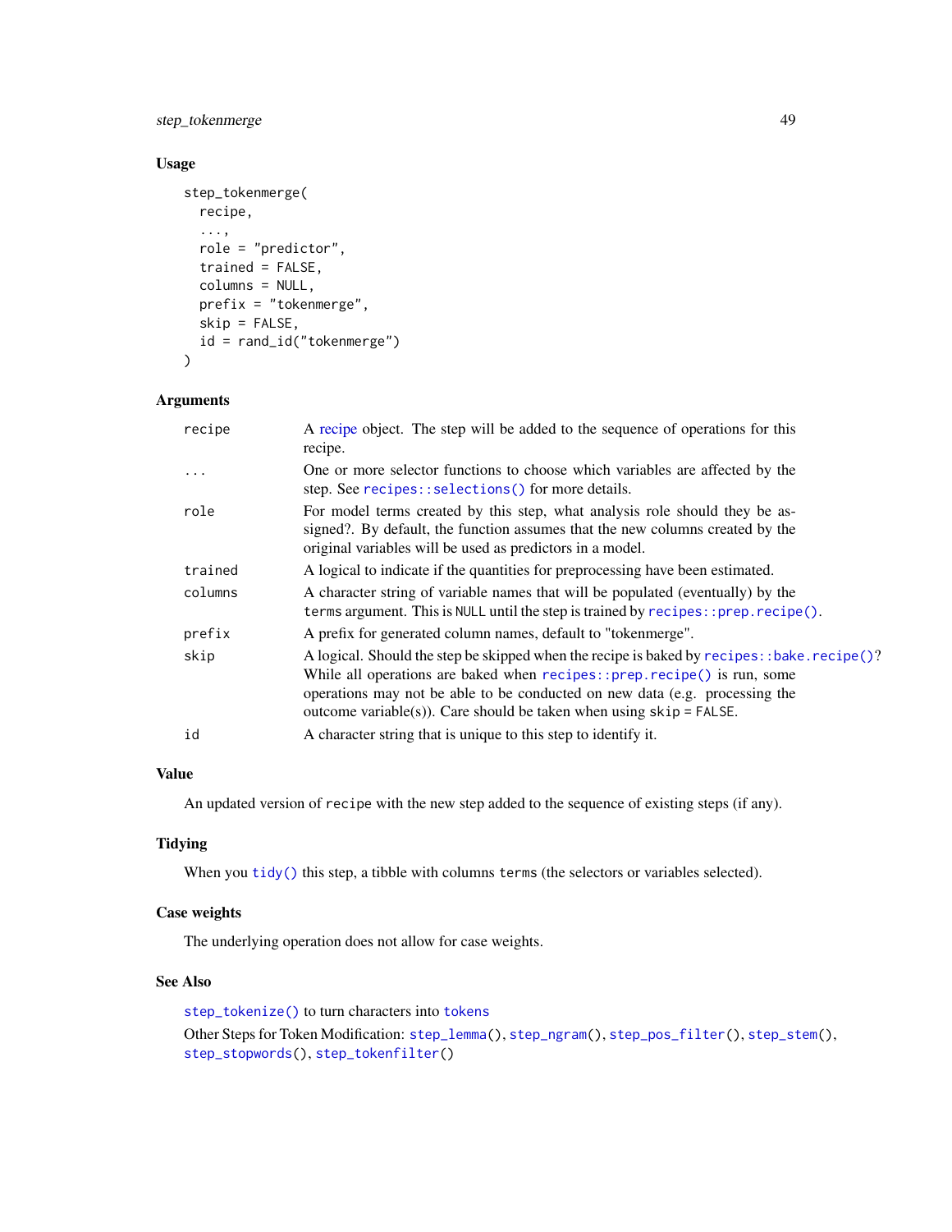## Usage

```
step_tokenmerge(
  recipe,
  ...,
  role = "predictor",
  trained = FALSE,
  columns = NULL,
  prefix = "tokenmerge",
  skip = FALSE,
  id = rand_id("tokenmerge")
)
```

## Arguments

| | |
|---|---|
| recipe | A recipe object. The step will be added to the sequence of operations for this recipe. |
| ... | One or more selector functions to choose which variables are affected by the step. See `recipes::selections()` for more details. |
| role | For model terms created by this step, what analysis role should they be assigned?. By default, the function assumes that the new columns created by the original variables will be used as predictors in a model. |
| trained | A logical to indicate if the quantities for preprocessing have been estimated. |
| columns | A character string of variable names that will be populated (eventually) by the `terms` argument. This is `NULL` until the step is trained by `recipes::prep.recipe()`. |
| prefix | A prefix for generated column names, default to "tokenmerge". |
| skip | A logical. Should the step be skipped when the recipe is baked by `recipes::bake.recipe()`? While all operations are baked when `recipes::prep.recipe()` is run, some operations may not be able to be conducted on new data (e.g. processing the outcome variable(s)). Care should be taken when using `skip = FALSE`. |
| id | A character string that is unique to this step to identify it. |

## Value

An updated version of `recipe` with the new step added to the sequence of existing steps (if any).

## Tidying

When you `tidy()` this step, a tibble with columns `terms` (the selectors or variables selected).

## Case weights

The underlying operation does not allow for case weights.

## See Also

`step_tokenize()` to turn characters into `tokens`

Other Steps for Token Modification: `step_lemma()`, `step_ngram()`, `step_pos_filter()`, `step_stem()`, `step_stopwords()`, `step_tokenfilter()`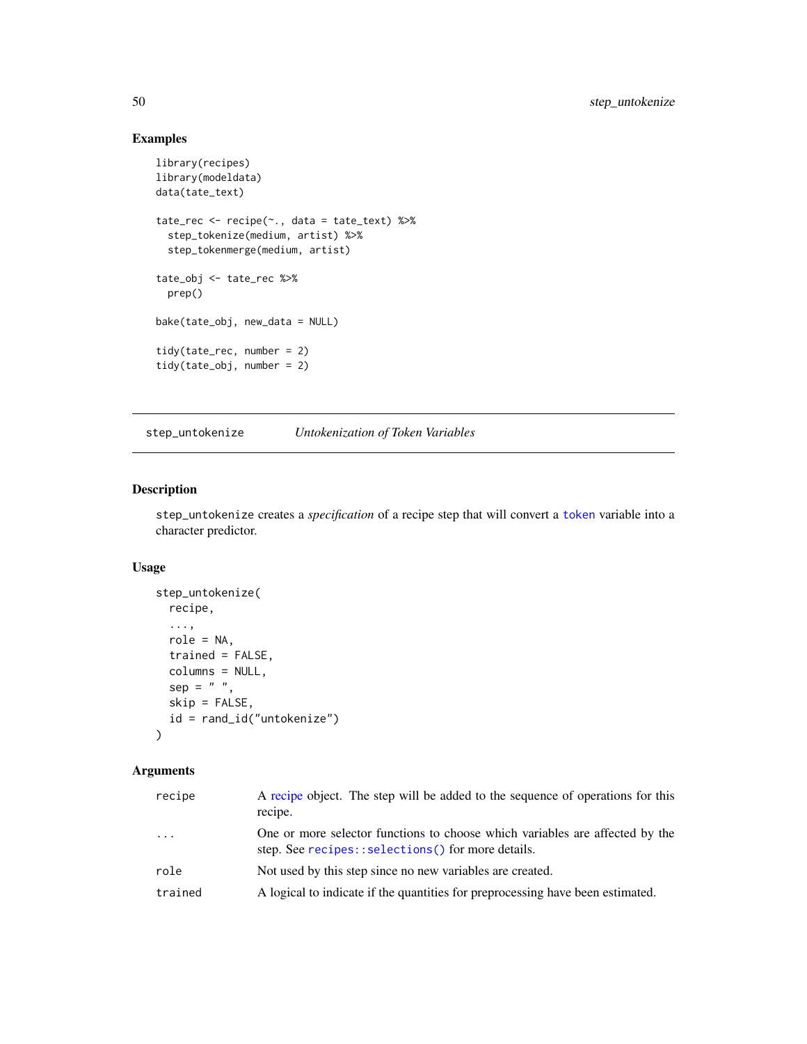## Examples

```
library(recipes)
library(modeldata)
data(tate_text)

tate_rec <- recipe(~., data = tate_text) %>%
  step_tokenize(medium, artist) %>%
  step_tokenmerge(medium, artist)

tate_obj <- tate_rec %>%
  prep()

bake(tate_obj, new_data = NULL)

tidy(tate_rec, number = 2)
tidy(tate_obj, number = 2)
```

---

# step_untokenize — *Untokenization of Token Variables*

---

## Description

step_untokenize creates a *specification* of a recipe step that will convert a token variable into a character predictor.

## Usage

```
step_untokenize(
  recipe,
  ...,
  role = NA,
  trained = FALSE,
  columns = NULL,
  sep = " ",
  skip = FALSE,
  id = rand_id("untokenize")
)
```

## Arguments

| | |
|---|---|
| recipe | A recipe object. The step will be added to the sequence of operations for this recipe. |
| ... | One or more selector functions to choose which variables are affected by the step. See recipes::selections() for more details. |
| role | Not used by this step since no new variables are created. |
| trained | A logical to indicate if the quantities for preprocessing have been estimated. |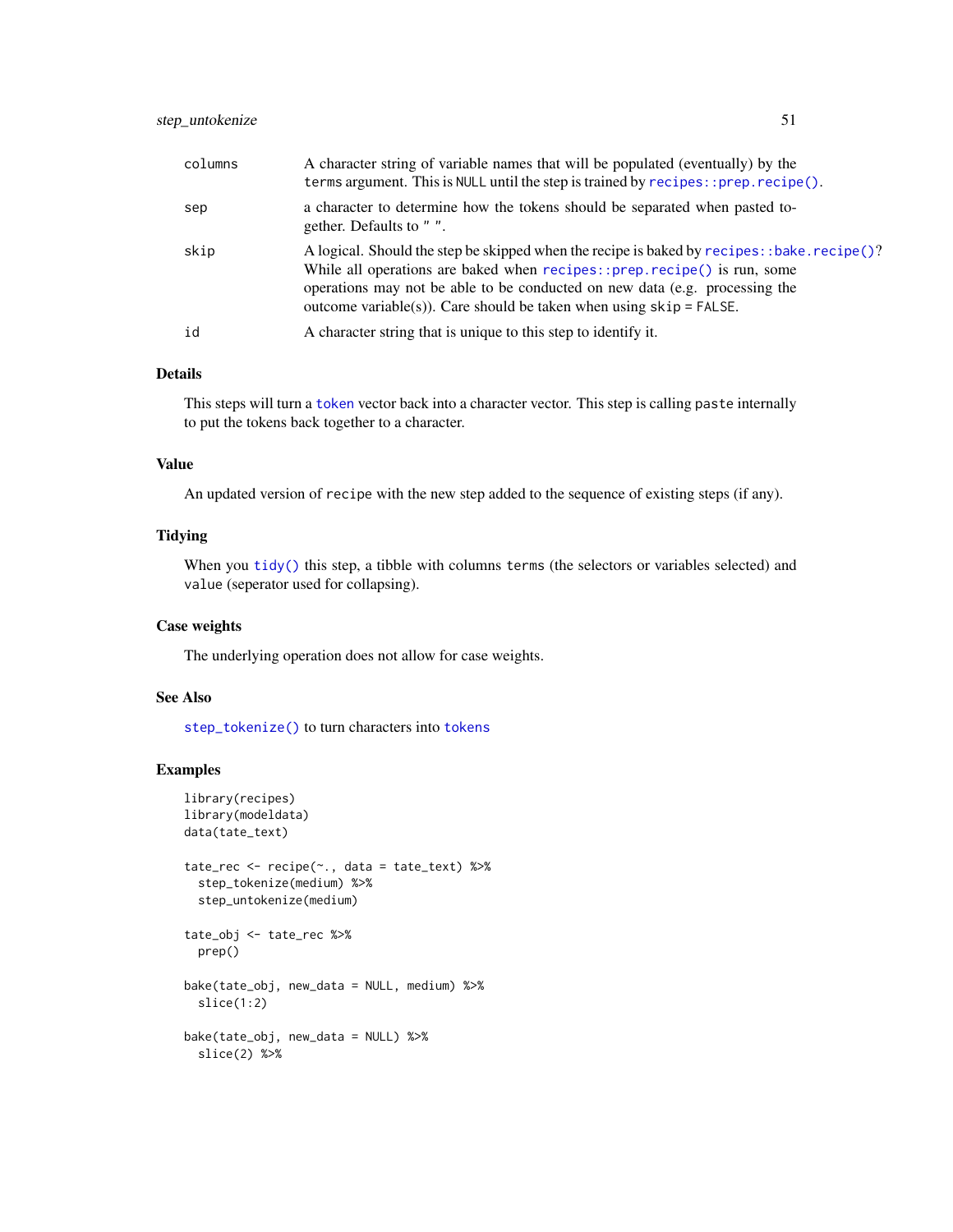| | |
|---|---|
| columns | A character string of variable names that will be populated (eventually) by the terms argument. This is NULL until the step is trained by recipes::prep.recipe(). |
| sep | a character to determine how the tokens should be separated when pasted together. Defaults to " ". |
| skip | A logical. Should the step be skipped when the recipe is baked by recipes::bake.recipe()? While all operations are baked when recipes::prep.recipe() is run, some operations may not be able to be conducted on new data (e.g. processing the outcome variable(s)). Care should be taken when using skip = FALSE. |
| id | A character string that is unique to this step to identify it. |

### Details

This steps will turn a token vector back into a character vector. This step is calling paste internally to put the tokens back together to a character.

### Value

An updated version of recipe with the new step added to the sequence of existing steps (if any).

### Tidying

When you tidy() this step, a tibble with columns terms (the selectors or variables selected) and value (seperator used for collapsing).

### Case weights

The underlying operation does not allow for case weights.

### See Also

step_tokenize() to turn characters into tokens

### Examples

```
library(recipes)
library(modeldata)
data(tate_text)

tate_rec <- recipe(~., data = tate_text) %>%
  step_tokenize(medium) %>%
  step_untokenize(medium)

tate_obj <- tate_rec %>%
  prep()

bake(tate_obj, new_data = NULL, medium) %>%
  slice(1:2)

bake(tate_obj, new_data = NULL) %>%
  slice(2) %>%
```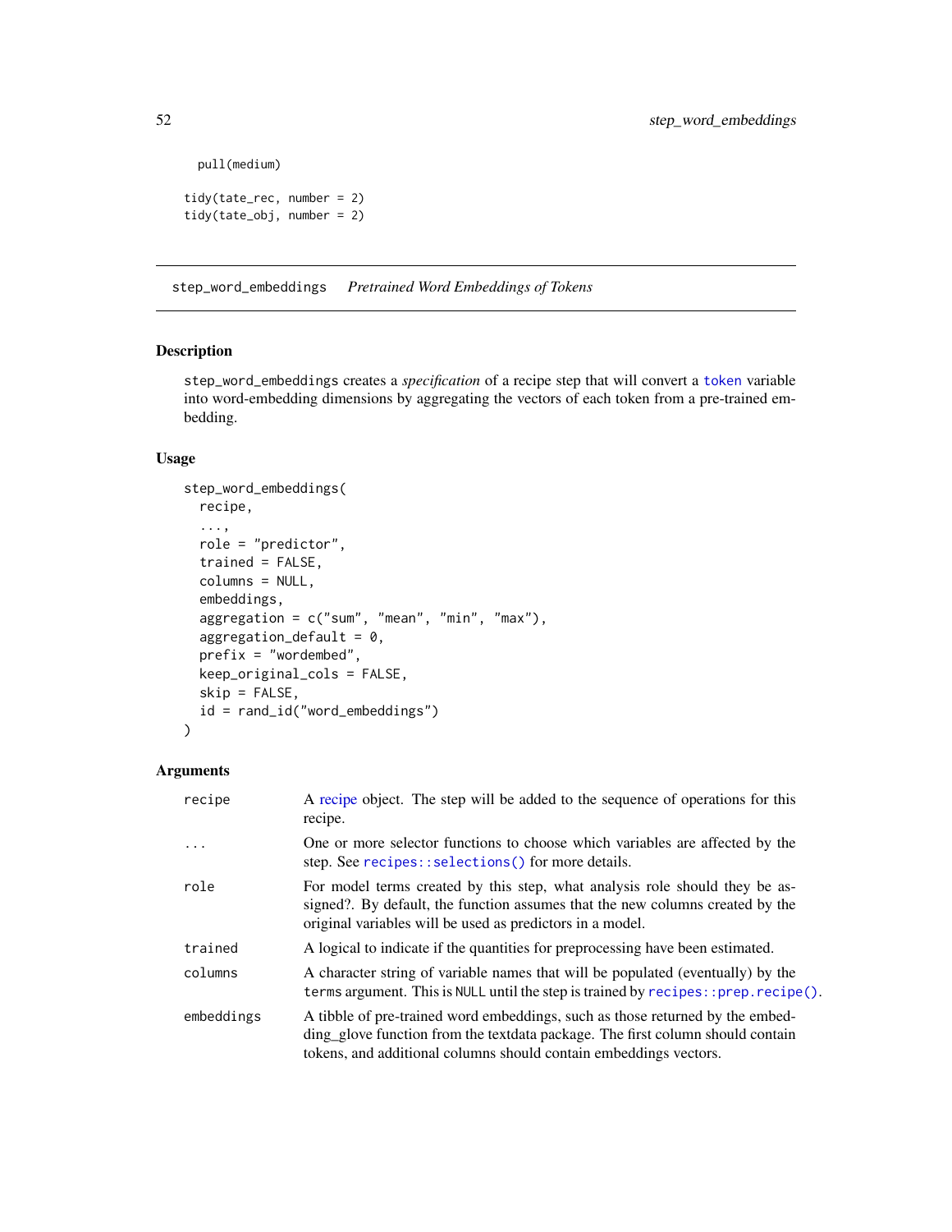```
  pull(medium)

tidy(tate_rec, number = 2)
tidy(tate_obj, number = 2)
```

## step_word_embeddings *Pretrained Word Embeddings of Tokens*

### Description

step_word_embeddings creates a *specification* of a recipe step that will convert a token variable into word-embedding dimensions by aggregating the vectors of each token from a pre-trained embedding.

### Usage

```
step_word_embeddings(
  recipe,
  ...,
  role = "predictor",
  trained = FALSE,
  columns = NULL,
  embeddings,
  aggregation = c("sum", "mean", "min", "max"),
  aggregation_default = 0,
  prefix = "wordembed",
  keep_original_cols = FALSE,
  skip = FALSE,
  id = rand_id("word_embeddings")
)
```

### Arguments

| | |
|---|---|
| recipe | A recipe object. The step will be added to the sequence of operations for this recipe. |
| ... | One or more selector functions to choose which variables are affected by the step. See recipes::selections() for more details. |
| role | For model terms created by this step, what analysis role should they be assigned?. By default, the function assumes that the new columns created by the original variables will be used as predictors in a model. |
| trained | A logical to indicate if the quantities for preprocessing have been estimated. |
| columns | A character string of variable names that will be populated (eventually) by the terms argument. This is NULL until the step is trained by recipes::prep.recipe(). |
| embeddings | A tibble of pre-trained word embeddings, such as those returned by the embedding_glove function from the textdata package. The first column should contain tokens, and additional columns should contain embeddings vectors. |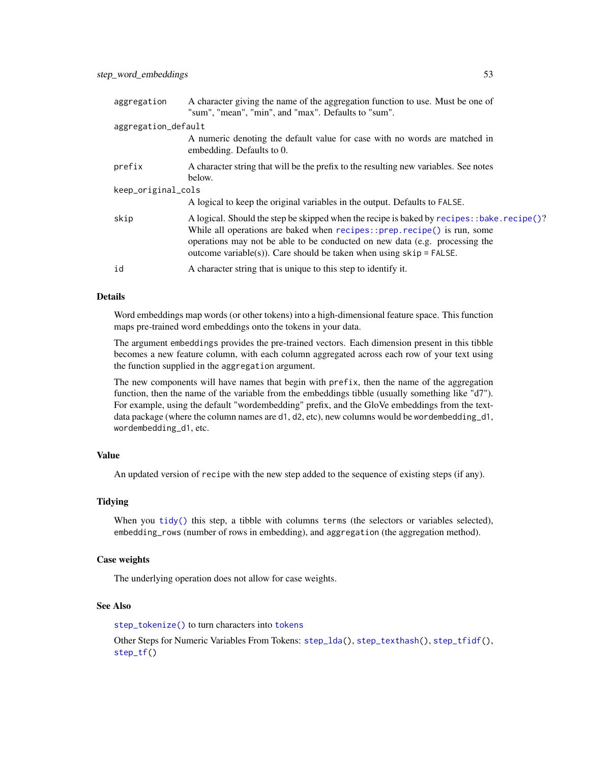aggregation
: A character giving the name of the aggregation function to use. Must be one of "sum", "mean", "min", and "max". Defaults to "sum".

aggregation_default
: A numeric denoting the default value for case with no words are matched in embedding. Defaults to 0.

prefix
: A character string that will be the prefix to the resulting new variables. See notes below.

keep_original_cols
: A logical to keep the original variables in the output. Defaults to FALSE.

skip
: A logical. Should the step be skipped when the recipe is baked by `recipes::bake.recipe()`? While all operations are baked when `recipes::prep.recipe()` is run, some operations may not be able to be conducted on new data (e.g. processing the outcome variable(s)). Care should be taken when using skip = FALSE.

id
: A character string that is unique to this step to identify it.

## Details

Word embeddings map words (or other tokens) into a high-dimensional feature space. This function maps pre-trained word embeddings onto the tokens in your data.

The argument `embeddings` provides the pre-trained vectors. Each dimension present in this tibble becomes a new feature column, with each column aggregated across each row of your text using the function supplied in the `aggregation` argument.

The new components will have names that begin with `prefix`, then the name of the aggregation function, then the name of the variable from the embeddings tibble (usually something like "d7"). For example, using the default "wordembedding" prefix, and the GloVe embeddings from the textdata package (where the column names are d1, d2, etc), new columns would be `wordembedding_d1`, `wordembedding_d1`, etc.

## Value

An updated version of `recipe` with the new step added to the sequence of existing steps (if any).

## Tidying

When you `tidy()` this step, a tibble with columns `terms` (the selectors or variables selected), `embedding_rows` (number of rows in embedding), and `aggregation` (the aggregation method).

## Case weights

The underlying operation does not allow for case weights.

## See Also

`step_tokenize()` to turn characters into `tokens`

Other Steps for Numeric Variables From Tokens: `step_lda()`, `step_texthash()`, `step_tfidf()`, `step_tf()`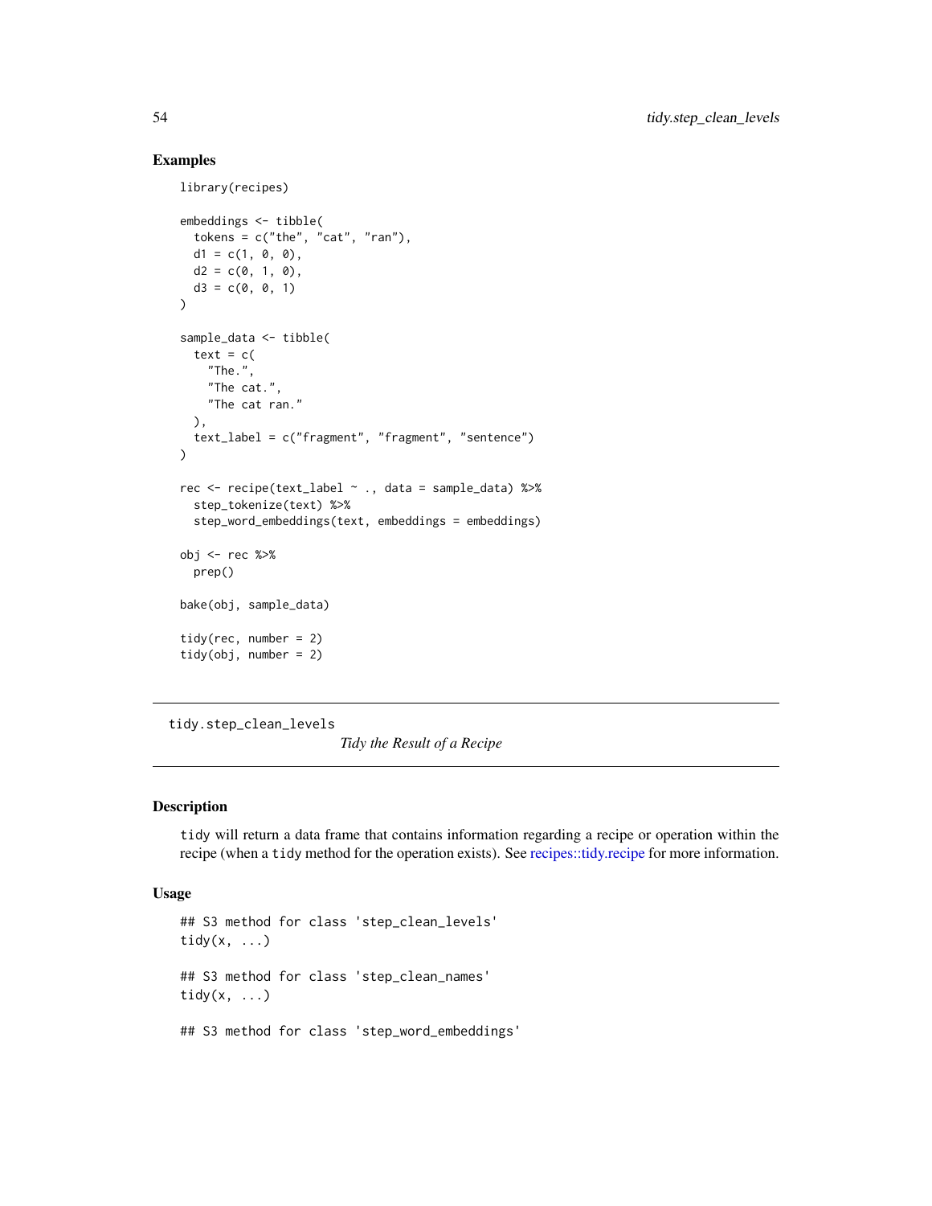## Examples

```
library(recipes)

embeddings <- tibble(
  tokens = c("the", "cat", "ran"),
  d1 = c(1, 0, 0),
  d2 = c(0, 1, 0),
  d3 = c(0, 0, 1)
)

sample_data <- tibble(
  text = c(
    "The.",
    "The cat.",
    "The cat ran."
  ),
  text_label = c("fragment", "fragment", "sentence")
)

rec <- recipe(text_label ~ ., data = sample_data) %>%
  step_tokenize(text) %>%
  step_word_embeddings(text, embeddings = embeddings)

obj <- rec %>%
  prep()

bake(obj, sample_data)

tidy(rec, number = 2)
tidy(obj, number = 2)
```

---

`tidy.step_clean_levels` *Tidy the Result of a Recipe*

---

## Description

`tidy` will return a data frame that contains information regarding a recipe or operation within the recipe (when a `tidy` method for the operation exists). See recipes::tidy.recipe for more information.

## Usage

```
## S3 method for class 'step_clean_levels'
tidy(x, ...)

## S3 method for class 'step_clean_names'
tidy(x, ...)

## S3 method for class 'step_word_embeddings'
```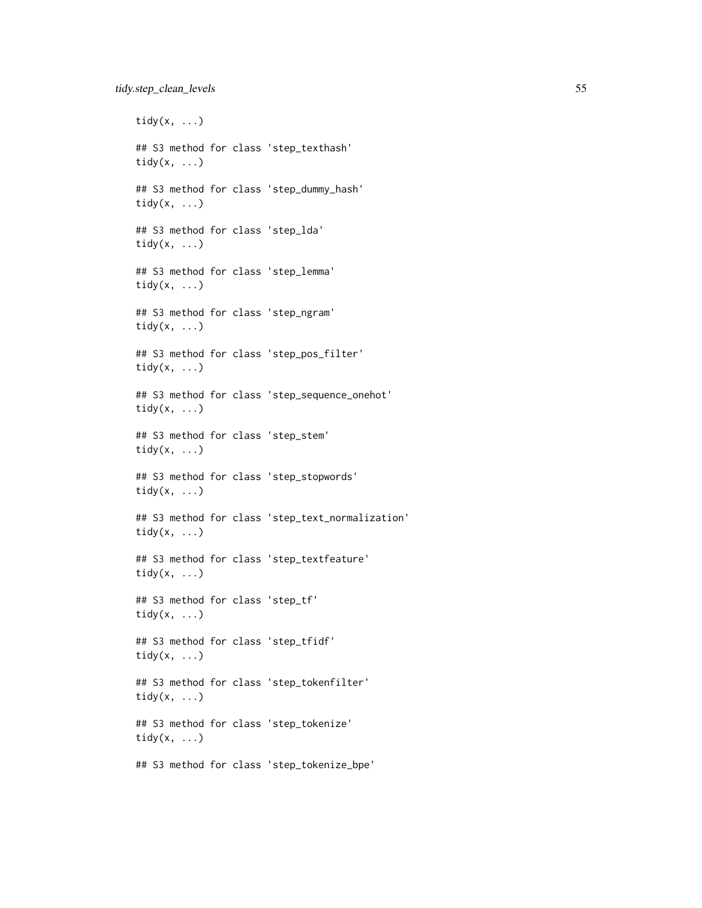```
tidy(x, ...)

## S3 method for class 'step_texthash'
tidy(x, ...)

## S3 method for class 'step_dummy_hash'
tidy(x, ...)

## S3 method for class 'step_lda'
tidy(x, ...)

## S3 method for class 'step_lemma'
tidy(x, ...)

## S3 method for class 'step_ngram'
tidy(x, ...)

## S3 method for class 'step_pos_filter'
tidy(x, ...)

## S3 method for class 'step_sequence_onehot'
tidy(x, ...)

## S3 method for class 'step_stem'
tidy(x, ...)

## S3 method for class 'step_stopwords'
tidy(x, ...)

## S3 method for class 'step_text_normalization'
tidy(x, ...)

## S3 method for class 'step_textfeature'
tidy(x, ...)

## S3 method for class 'step_tf'
tidy(x, ...)

## S3 method for class 'step_tfidf'
tidy(x, ...)

## S3 method for class 'step_tokenfilter'
tidy(x, ...)

## S3 method for class 'step_tokenize'
tidy(x, ...)

## S3 method for class 'step_tokenize_bpe'
```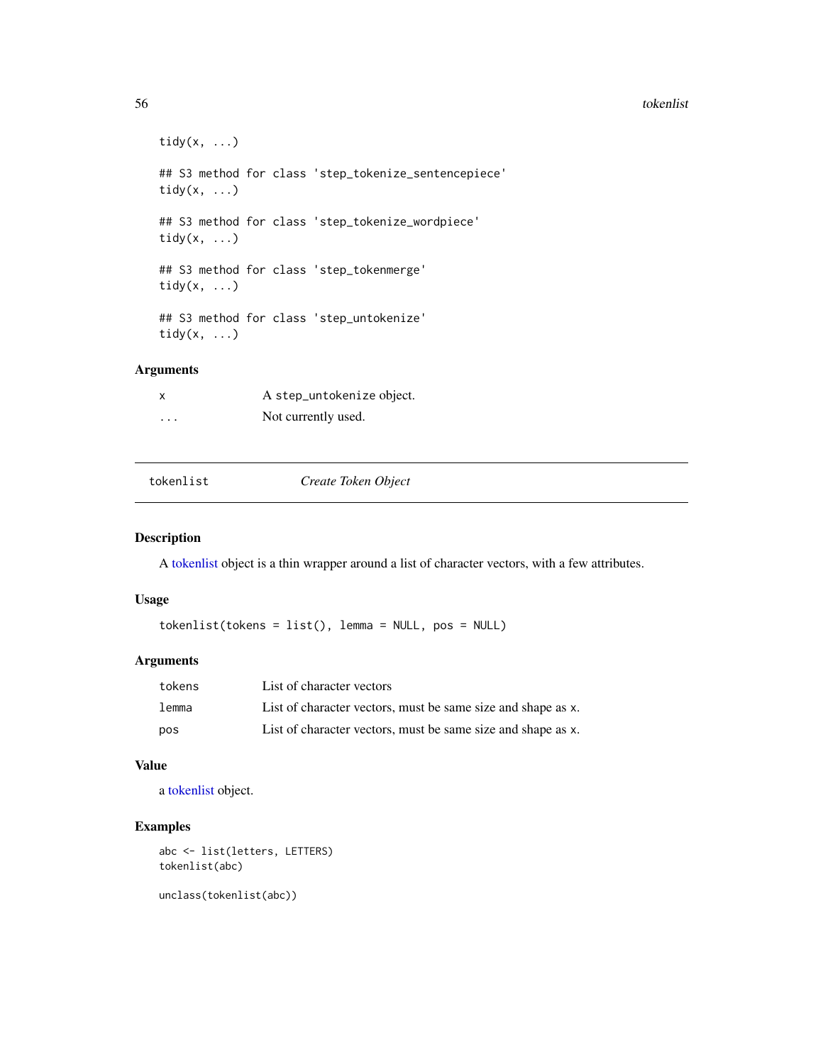```
tidy(x, ...)

## S3 method for class 'step_tokenize_sentencepiece'
tidy(x, ...)

## S3 method for class 'step_tokenize_wordpiece'
tidy(x, ...)

## S3 method for class 'step_tokenmerge'
tidy(x, ...)

## S3 method for class 'step_untokenize'
tidy(x, ...)
```

### Arguments

| | |
|---|---|
| x | A `step_untokenize` object. |
| ... | Not currently used. |

---

## tokenlist — *Create Token Object*

---

### Description

A tokenlist object is a thin wrapper around a list of character vectors, with a few attributes.

### Usage

```
tokenlist(tokens = list(), lemma = NULL, pos = NULL)
```

### Arguments

| | |
|---|---|
| tokens | List of character vectors |
| lemma | List of character vectors, must be same size and shape as `x`. |
| pos | List of character vectors, must be same size and shape as `x`. |

### Value

a tokenlist object.

### Examples

```
abc <- list(letters, LETTERS)
tokenlist(abc)

unclass(tokenlist(abc))
```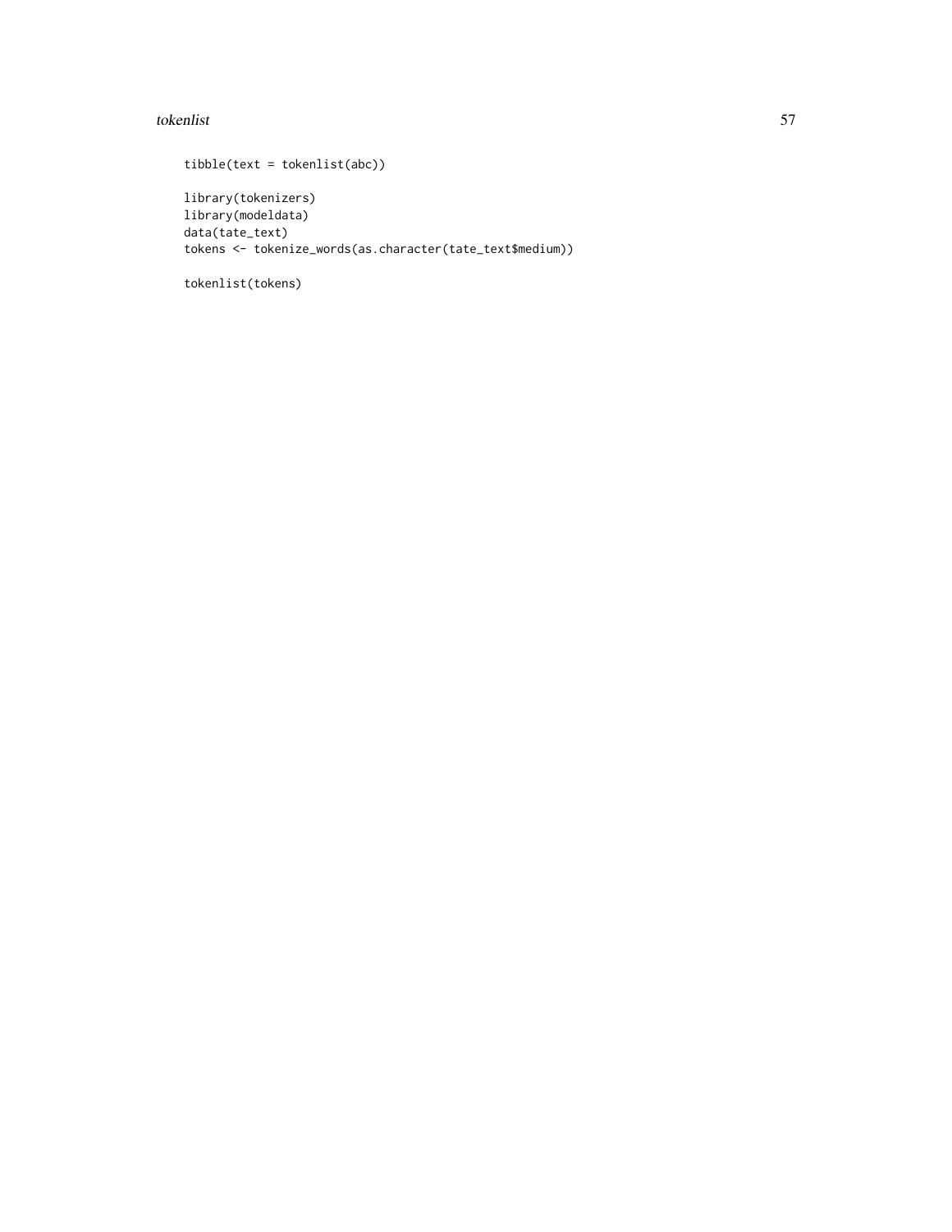```
tibble(text = tokenlist(abc))

library(tokenizers)
library(modeldata)
data(tate_text)
tokens <- tokenize_words(as.character(tate_text$medium))

tokenlist(tokens)
```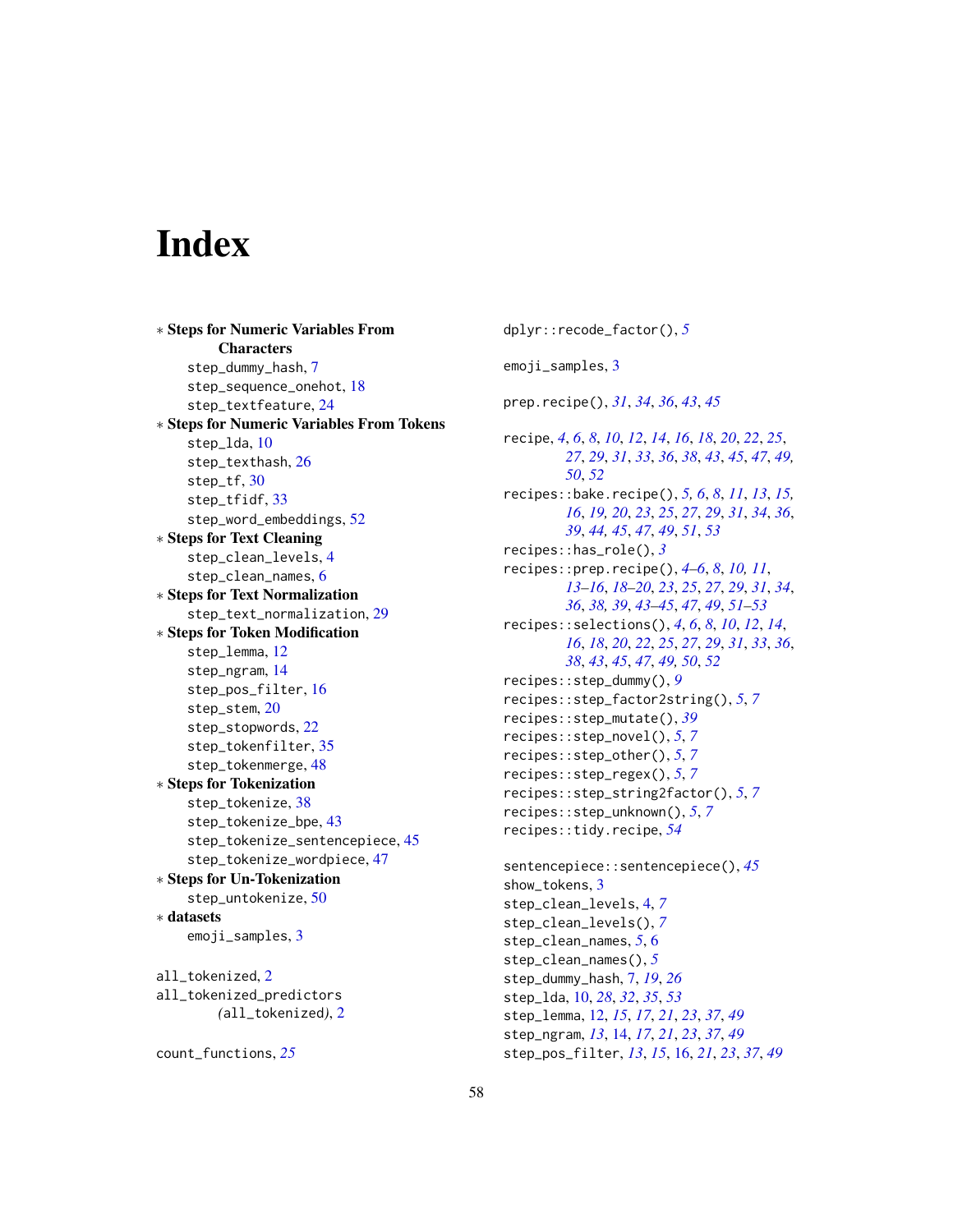# Index

* **Steps for Numeric Variables From Characters**
  - step_dummy_hash, 7
  - step_sequence_onehot, 18
  - step_textfeature, 24
* **Steps for Numeric Variables From Tokens**
  - step_lda, 10
  - step_texthash, 26
  - step_tf, 30
  - step_tfidf, 33
  - step_word_embeddings, 52
* **Steps for Text Cleaning**
  - step_clean_levels, 4
  - step_clean_names, 6
* **Steps for Text Normalization**
  - step_text_normalization, 29
* **Steps for Token Modification**
  - step_lemma, 12
  - step_ngram, 14
  - step_pos_filter, 16
  - step_stem, 20
  - step_stopwords, 22
  - step_tokenfilter, 35
  - step_tokenmerge, 48
* **Steps for Tokenization**
  - step_tokenize, 38
  - step_tokenize_bpe, 43
  - step_tokenize_sentencepiece, 45
  - step_tokenize_wordpiece, 47
* **Steps for Un-Tokenization**
  - step_untokenize, 50
* **datasets**
  - emoji_samples, 3

all_tokenized, 2
all_tokenized_predictors (all_tokenized), 2

count_functions, *25*

dplyr::recode_factor(), *5*

emoji_samples, 3

prep.recipe(), *31*, *34*, *36*, *43*, *45*

recipe, *4*, *6*, *8*, *10*, *12*, *14*, *16*, *18*, *20*, *22*, *25*, *27*, *29*, *31*, *33*, *36*, *38*, *43*, *45*, *47*, *49*, *50*, *52*
recipes::bake.recipe(), *5, 6*, *8*, *11*, *13*, *15*, *16*, *19, 20*, *23*, *25*, *27*, *29*, *31*, *34*, *36*, *39*, *44, 45*, *47*, *49*, *51*, *53*
recipes::has_role(), *3*
recipes::prep.recipe(), *4–6*, *8*, *10, 11*, *13–16*, *18–20*, *23*, *25*, *27*, *29*, *31*, *34*, *36*, *38, 39*, *43–45*, *47*, *49*, *51–53*
recipes::selections(), *4*, *6*, *8*, *10*, *12*, *14*, *16*, *18*, *20*, *22*, *25*, *27*, *29*, *31*, *33*, *36*, *38*, *43*, *45*, *47*, *49*, *50*, *52*
recipes::step_dummy(), *9*
recipes::step_factor2string(), *5*, *7*
recipes::step_mutate(), *39*
recipes::step_novel(), *5*, *7*
recipes::step_other(), *5*, *7*
recipes::step_regex(), *5*, *7*
recipes::step_string2factor(), *5*, *7*
recipes::step_unknown(), *5*, *7*
recipes::tidy.recipe, *54*

sentencepiece::sentencepiece(), *45*
show_tokens, 3
step_clean_levels, 4, *7*
step_clean_levels(), *7*
step_clean_names, *5*, 6
step_clean_names(), *5*
step_dummy_hash, 7, *19*, *26*
step_lda, 10, *28*, *32*, *35*, *53*
step_lemma, 12, *15*, *17*, *21*, *23*, *37*, *49*
step_ngram, *13*, 14, *17*, *21*, *23*, *37*, *49*
step_pos_filter, *13*, *15*, 16, *21*, *23*, *37*, *49*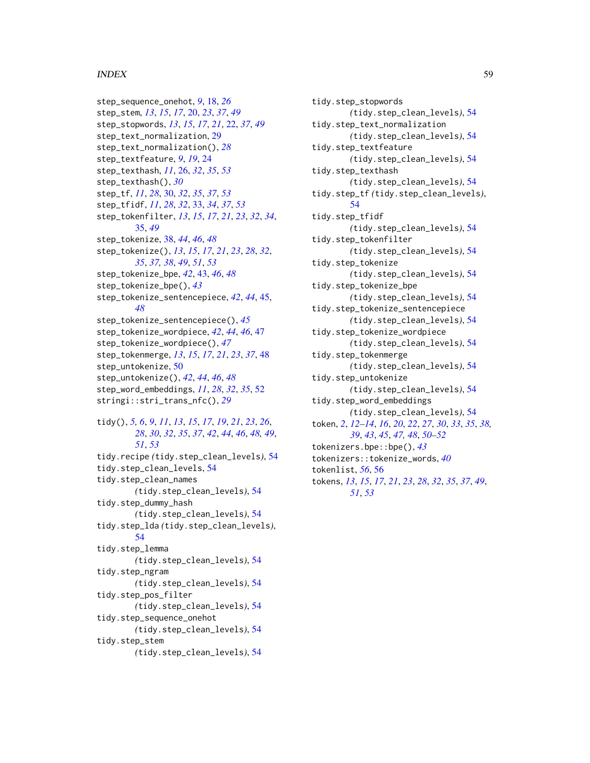step_sequence_onehot, *9*, 18, *26*
step_stem, *13*, *15*, *17*, 20, *23*, *37*, *49*
step_stopwords, *13*, *15*, *17*, *21*, 22, *37*, *49*
step_text_normalization, 29
step_text_normalization(), *28*
step_textfeature, *9*, *19*, 24
step_texthash, *11*, 26, *32*, *35*, *53*
step_texthash(), *30*
step_tf, *11*, *28*, 30, *32*, *35*, *37*, *53*
step_tfidf, *11*, *28*, *32*, 33, *34*, *37*, *53*
step_tokenfilter, *13*, *15*, *17*, *21*, *23*, *32*, *34*, 35, *49*
step_tokenize, 38, *44*, *46*, *48*
step_tokenize(), *13*, *15*, *17*, *21*, *23*, *28*, *32*, *35*, *37*, *38*, *49*, *51*, *53*
step_tokenize_bpe, *42*, 43, *46*, *48*
step_tokenize_bpe(), *43*
step_tokenize_sentencepiece, *42*, *44*, 45, *48*
step_tokenize_sentencepiece(), *45*
step_tokenize_wordpiece, *42*, *44*, *46*, 47
step_tokenize_wordpiece(), *47*
step_tokenmerge, *13*, *15*, *17*, *21*, *23*, *37*, 48
step_untokenize, 50
step_untokenize(), *42*, *44*, *46*, *48*
step_word_embeddings, *11*, *28*, *32*, *35*, 52
stringi::stri_trans_nfc(), *29*

tidy(), *5*, *6*, *9*, *11*, *13*, *15*, *17*, *19*, *21*, *23*, *26*, *28*, *30*, *32*, *35*, *37*, *42*, *44*, *46*, *48*, *49*, *51*, *53*
tidy.recipe *(*tidy.step_clean_levels*)*, 54
tidy.step_clean_levels, 54
tidy.step_clean_names *(*tidy.step_clean_levels*)*, 54
tidy.step_dummy_hash *(*tidy.step_clean_levels*)*, 54
tidy.step_lda *(*tidy.step_clean_levels*)*, 54
tidy.step_lemma *(*tidy.step_clean_levels*)*, 54
tidy.step_ngram *(*tidy.step_clean_levels*)*, 54
tidy.step_pos_filter *(*tidy.step_clean_levels*)*, 54
tidy.step_sequence_onehot *(*tidy.step_clean_levels*)*, 54
tidy.step_stem *(*tidy.step_clean_levels*)*, 54
tidy.step_stopwords *(*tidy.step_clean_levels*)*, 54
tidy.step_text_normalization *(*tidy.step_clean_levels*)*, 54
tidy.step_textfeature *(*tidy.step_clean_levels*)*, 54
tidy.step_texthash *(*tidy.step_clean_levels*)*, 54
tidy.step_tf *(*tidy.step_clean_levels*)*, 54
tidy.step_tfidf *(*tidy.step_clean_levels*)*, 54
tidy.step_tokenfilter *(*tidy.step_clean_levels*)*, 54
tidy.step_tokenize *(*tidy.step_clean_levels*)*, 54
tidy.step_tokenize_bpe *(*tidy.step_clean_levels*)*, 54
tidy.step_tokenize_sentencepiece *(*tidy.step_clean_levels*)*, 54
tidy.step_tokenize_wordpiece *(*tidy.step_clean_levels*)*, 54
tidy.step_tokenmerge *(*tidy.step_clean_levels*)*, 54
tidy.step_untokenize *(*tidy.step_clean_levels*)*, 54
tidy.step_word_embeddings *(*tidy.step_clean_levels*)*, 54
token, *2*, *12–14*, *16*, *20*, *22*, *27*, *30*, *33*, *35*, *38*, *39*, *43*, *45*, *47*, *48*, *50–52*
tokenizers.bpe::bpe(), *43*
tokenizers::tokenize_words, *40*
tokenlist, *56*, 56
tokens, *13*, *15*, *17*, *21*, *23*, *28*, *32*, *35*, *37*, *49*, *51*, *53*